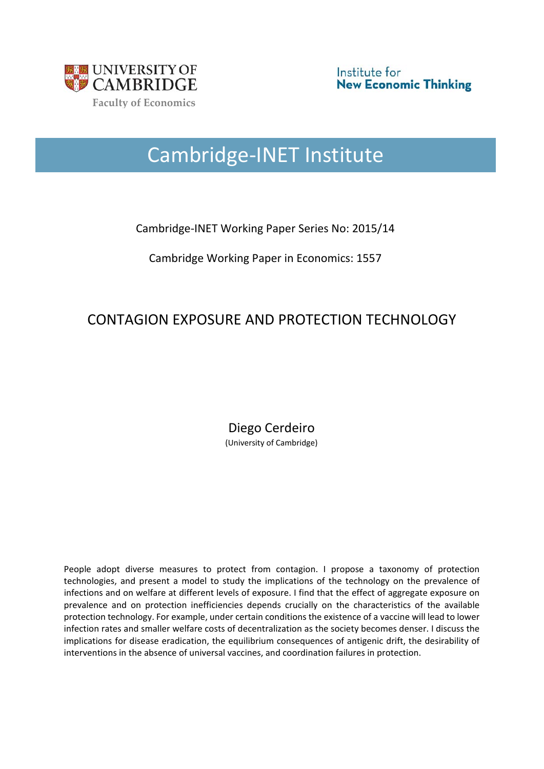UNIVERSITY OF CAMBRIDGE
Faculty of Economics

Institute for New Economic Thinking

# Cambridge-INET Institute

Cambridge-INET Working Paper Series No: 2015/14

Cambridge Working Paper in Economics: 1557

## CONTAGION EXPOSURE AND PROTECTION TECHNOLOGY

Diego Cerdeiro
(University of Cambridge)

People adopt diverse measures to protect from contagion. I propose a taxonomy of protection technologies, and present a model to study the implications of the technology on the prevalence of infections and on welfare at different levels of exposure. I find that the effect of aggregate exposure on prevalence and on protection inefficiencies depends crucially on the characteristics of the available protection technology. For example, under certain conditions the existence of a vaccine will lead to lower infection rates and smaller welfare costs of decentralization as the society becomes denser. I discuss the implications for disease eradication, the equilibrium consequences of antigenic drift, the desirability of interventions in the absence of universal vaccines, and coordination failures in protection.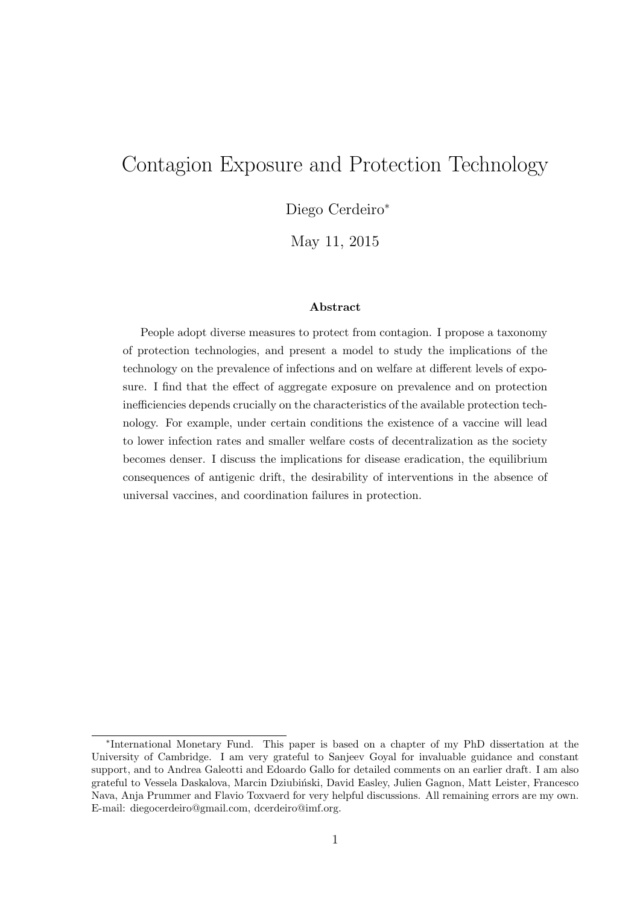# Contagion Exposure and Protection Technology

Diego Cerdeiro*

May 11, 2015

### Abstract

People adopt diverse measures to protect from contagion. I propose a taxonomy of protection technologies, and present a model to study the implications of the technology on the prevalence of infections and on welfare at different levels of exposure. I find that the effect of aggregate exposure on prevalence and on protection inefficiencies depends crucially on the characteristics of the available protection technology. For example, under certain conditions the existence of a vaccine will lead to lower infection rates and smaller welfare costs of decentralization as the society becomes denser. I discuss the implications for disease eradication, the equilibrium consequences of antigenic drift, the desirability of interventions in the absence of universal vaccines, and coordination failures in protection.

*International Monetary Fund. This paper is based on a chapter of my PhD dissertation at the University of Cambridge. I am very grateful to Sanjeev Goyal for invaluable guidance and constant support, and to Andrea Galeotti and Edoardo Gallo for detailed comments on an earlier draft. I am also grateful to Vessela Daskalova, Marcin Dziubiński, David Easley, Julien Gagnon, Matt Leister, Francesco Nava, Anja Prummer and Flavio Toxvaerd for very helpful discussions. All remaining errors are my own. E-mail: diegocerdeiro@gmail.com, dcerdeiro@imf.org.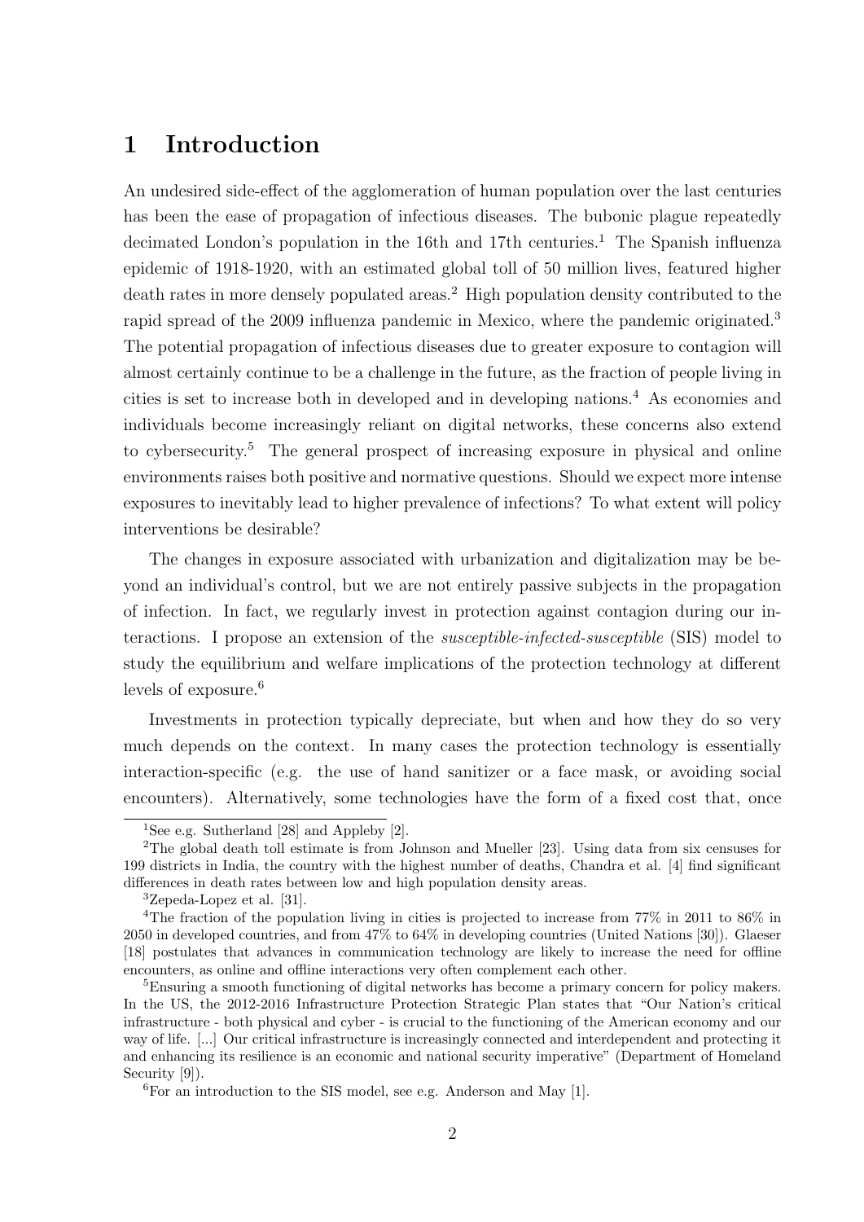# 1 Introduction

An undesired side-effect of the agglomeration of human population over the last centuries has been the ease of propagation of infectious diseases. The bubonic plague repeatedly decimated London's population in the 16th and 17th centuries.[1] The Spanish influenza epidemic of 1918-1920, with an estimated global toll of 50 million lives, featured higher death rates in more densely populated areas.[2] High population density contributed to the rapid spread of the 2009 influenza pandemic in Mexico, where the pandemic originated.[3] The potential propagation of infectious diseases due to greater exposure to contagion will almost certainly continue to be a challenge in the future, as the fraction of people living in cities is set to increase both in developed and in developing nations.[4] As economies and individuals become increasingly reliant on digital networks, these concerns also extend to cybersecurity.[5] The general prospect of increasing exposure in physical and online environments raises both positive and normative questions. Should we expect more intense exposures to inevitably lead to higher prevalence of infections? To what extent will policy interventions be desirable?

The changes in exposure associated with urbanization and digitalization may be beyond an individual's control, but we are not entirely passive subjects in the propagation of infection. In fact, we regularly invest in protection against contagion during our interactions. I propose an extension of the *susceptible-infected-susceptible* (SIS) model to study the equilibrium and welfare implications of the protection technology at different levels of exposure.[6]

Investments in protection typically depreciate, but when and how they do so very much depends on the context. In many cases the protection technology is essentially interaction-specific (e.g. the use of hand sanitizer or a face mask, or avoiding social encounters). Alternatively, some technologies have the form of a fixed cost that, once

[1] See e.g. Sutherland [28] and Appleby [2].

[2] The global death toll estimate is from Johnson and Mueller [23]. Using data from six censuses for 199 districts in India, the country with the highest number of deaths, Chandra et al. [4] find significant differences in death rates between low and high population density areas.

[3] Zepeda-Lopez et al. [31].

[4] The fraction of the population living in cities is projected to increase from 77% in 2011 to 86% in 2050 in developed countries, and from 47% to 64% in developing countries (United Nations [30]). Glaeser [18] postulates that advances in communication technology are likely to increase the need for offline encounters, as online and offline interactions very often complement each other.

[5] Ensuring a smooth functioning of digital networks has become a primary concern for policy makers. In the US, the 2012-2016 Infrastructure Protection Strategic Plan states that "Our Nation's critical infrastructure - both physical and cyber - is crucial to the functioning of the American economy and our way of life. [...] Our critical infrastructure is increasingly connected and interdependent and protecting it and enhancing its resilience is an economic and national security imperative" (Department of Homeland Security [9]).

[6] For an introduction to the SIS model, see e.g. Anderson and May [1].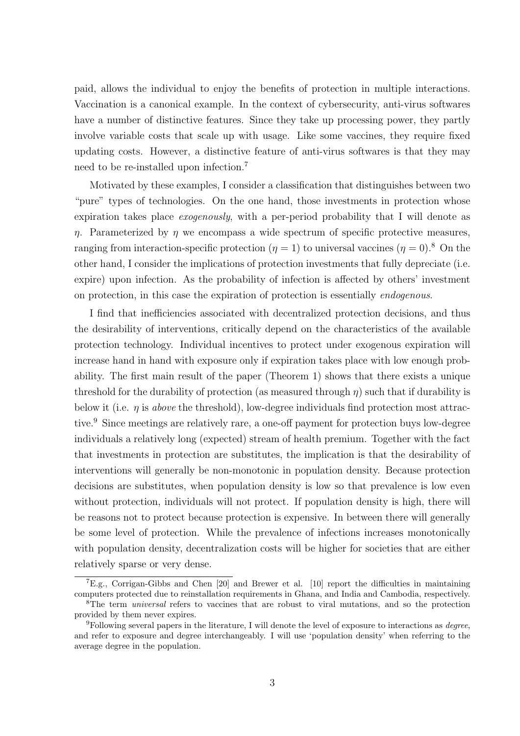paid, allows the individual to enjoy the benefits of protection in multiple interactions. Vaccination is a canonical example. In the context of cybersecurity, anti-virus softwares have a number of distinctive features. Since they take up processing power, they partly involve variable costs that scale up with usage. Like some vaccines, they require fixed updating costs. However, a distinctive feature of anti-virus softwares is that they may need to be re-installed upon infection.[7]

Motivated by these examples, I consider a classification that distinguishes between two "pure" types of technologies. On the one hand, those investments in protection whose expiration takes place *exogenously*, with a per-period probability that I will denote as $\eta$. Parameterized by $\eta$ we encompass a wide spectrum of specific protective measures, ranging from interaction-specific protection ($\eta = 1$) to universal vaccines ($\eta = 0$).[8] On the other hand, I consider the implications of protection investments that fully depreciate (i.e. expire) upon infection. As the probability of infection is affected by others' investment on protection, in this case the expiration of protection is essentially *endogenous*.

I find that inefficiencies associated with decentralized protection decisions, and thus the desirability of interventions, critically depend on the characteristics of the available protection technology. Individual incentives to protect under exogenous expiration will increase hand in hand with exposure only if expiration takes place with low enough probability. The first main result of the paper (Theorem 1) shows that there exists a unique threshold for the durability of protection (as measured through $\eta$) such that if durability is below it (i.e. $\eta$ is *above* the threshold), low-degree individuals find protection most attractive.[9] Since meetings are relatively rare, a one-off payment for protection buys low-degree individuals a relatively long (expected) stream of health premium. Together with the fact that investments in protection are substitutes, the implication is that the desirability of interventions will generally be non-monotonic in population density. Because protection decisions are substitutes, when population density is low so that prevalence is low even without protection, individuals will not protect. If population density is high, there will be reasons not to protect because protection is expensive. In between there will generally be some level of protection. While the prevalence of infections increases monotonically with population density, decentralization costs will be higher for societies that are either relatively sparse or very dense.

---

[7] E.g., Corrigan-Gibbs and Chen [20] and Brewer et al. [10] report the difficulties in maintaining computers protected due to reinstallation requirements in Ghana, and India and Cambodia, respectively.

[8] The term *universal* refers to vaccines that are robust to viral mutations, and so the protection provided by them never expires.

[9] Following several papers in the literature, I will denote the level of exposure to interactions as *degree*, and refer to exposure and degree interchangeably. I will use 'population density' when referring to the average degree in the population.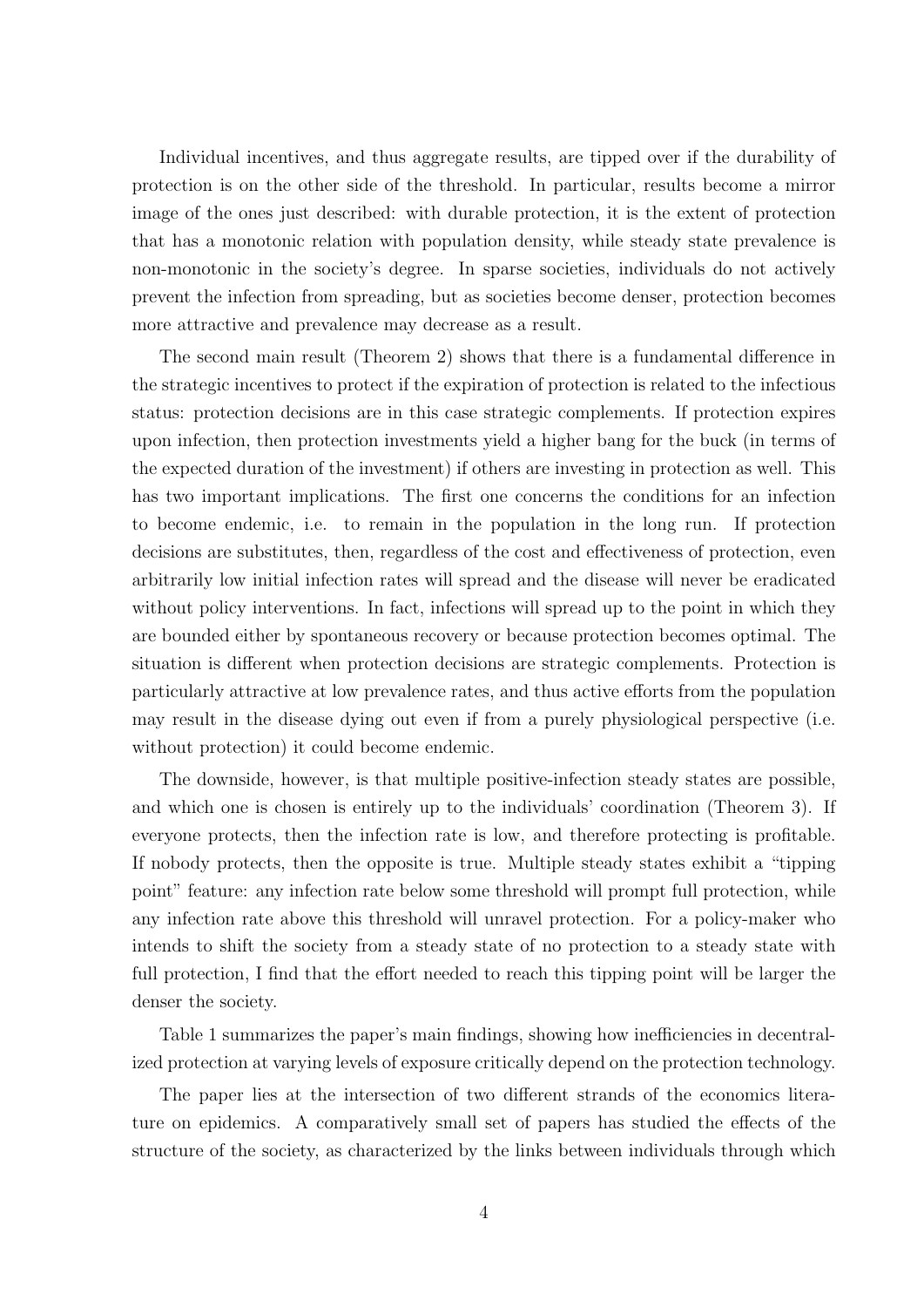Individual incentives, and thus aggregate results, are tipped over if the durability of protection is on the other side of the threshold. In particular, results become a mirror image of the ones just described: with durable protection, it is the extent of protection that has a monotonic relation with population density, while steady state prevalence is non-monotonic in the society's degree. In sparse societies, individuals do not actively prevent the infection from spreading, but as societies become denser, protection becomes more attractive and prevalence may decrease as a result.

The second main result (Theorem 2) shows that there is a fundamental difference in the strategic incentives to protect if the expiration of protection is related to the infectious status: protection decisions are in this case strategic complements. If protection expires upon infection, then protection investments yield a higher bang for the buck (in terms of the expected duration of the investment) if others are investing in protection as well. This has two important implications. The first one concerns the conditions for an infection to become endemic, i.e. to remain in the population in the long run. If protection decisions are substitutes, then, regardless of the cost and effectiveness of protection, even arbitrarily low initial infection rates will spread and the disease will never be eradicated without policy interventions. In fact, infections will spread up to the point in which they are bounded either by spontaneous recovery or because protection becomes optimal. The situation is different when protection decisions are strategic complements. Protection is particularly attractive at low prevalence rates, and thus active efforts from the population may result in the disease dying out even if from a purely physiological perspective (i.e. without protection) it could become endemic.

The downside, however, is that multiple positive-infection steady states are possible, and which one is chosen is entirely up to the individuals' coordination (Theorem 3). If everyone protects, then the infection rate is low, and therefore protecting is profitable. If nobody protects, then the opposite is true. Multiple steady states exhibit a "tipping point" feature: any infection rate below some threshold will prompt full protection, while any infection rate above this threshold will unravel protection. For a policy-maker who intends to shift the society from a steady state of no protection to a steady state with full protection, I find that the effort needed to reach this tipping point will be larger the denser the society.

Table 1 summarizes the paper's main findings, showing how inefficiencies in decentralized protection at varying levels of exposure critically depend on the protection technology.

The paper lies at the intersection of two different strands of the economics literature on epidemics. A comparatively small set of papers has studied the effects of the structure of the society, as characterized by the links between individuals through which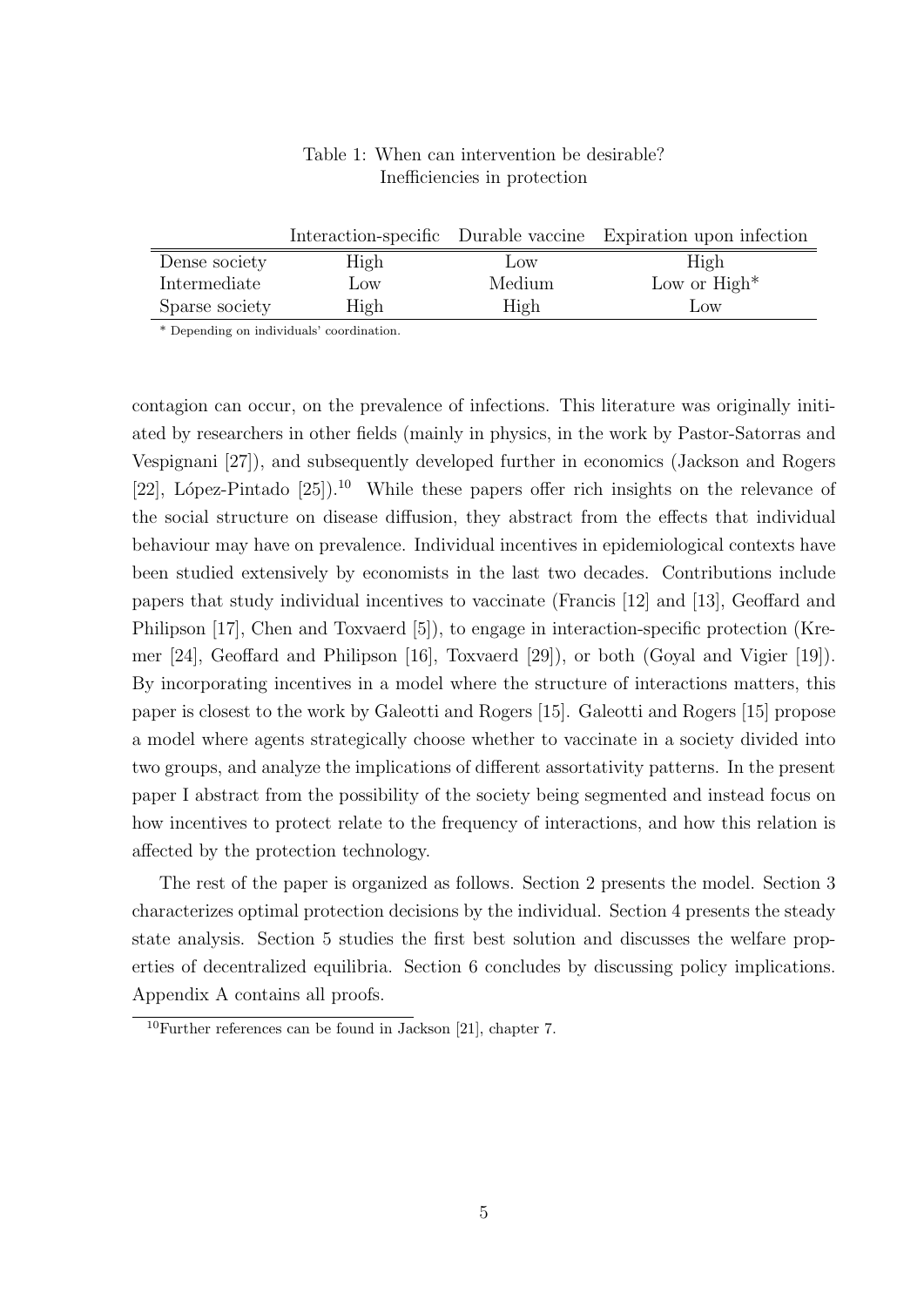Table 1: When can intervention be desirable?
Inefficiencies in protection

| | Interaction-specific | Durable vaccine | Expiration upon infection |
|---|---|---|---|
| Dense society | High | Low | High |
| Intermediate | Low | Medium | Low or High* |
| Sparse society | High | High | Low |

* Depending on individuals' coordination.

contagion can occur, on the prevalence of infections. This literature was originally initiated by researchers in other fields (mainly in physics, in the work by Pastor-Satorras and Vespignani [27]), and subsequently developed further in economics (Jackson and Rogers [22], López-Pintado [25]).[10] While these papers offer rich insights on the relevance of the social structure on disease diffusion, they abstract from the effects that individual behaviour may have on prevalence. Individual incentives in epidemiological contexts have been studied extensively by economists in the last two decades. Contributions include papers that study individual incentives to vaccinate (Francis [12] and [13], Geoffard and Philipson [17], Chen and Toxvaerd [5]), to engage in interaction-specific protection (Kremer [24], Geoffard and Philipson [16], Toxvaerd [29]), or both (Goyal and Vigier [19]). By incorporating incentives in a model where the structure of interactions matters, this paper is closest to the work by Galeotti and Rogers [15]. Galeotti and Rogers [15] propose a model where agents strategically choose whether to vaccinate in a society divided into two groups, and analyze the implications of different assortativity patterns. In the present paper I abstract from the possibility of the society being segmented and instead focus on how incentives to protect relate to the frequency of interactions, and how this relation is affected by the protection technology.

The rest of the paper is organized as follows. Section 2 presents the model. Section 3 characterizes optimal protection decisions by the individual. Section 4 presents the steady state analysis. Section 5 studies the first best solution and discusses the welfare properties of decentralized equilibria. Section 6 concludes by discussing policy implications. Appendix A contains all proofs.

[10] Further references can be found in Jackson [21], chapter 7.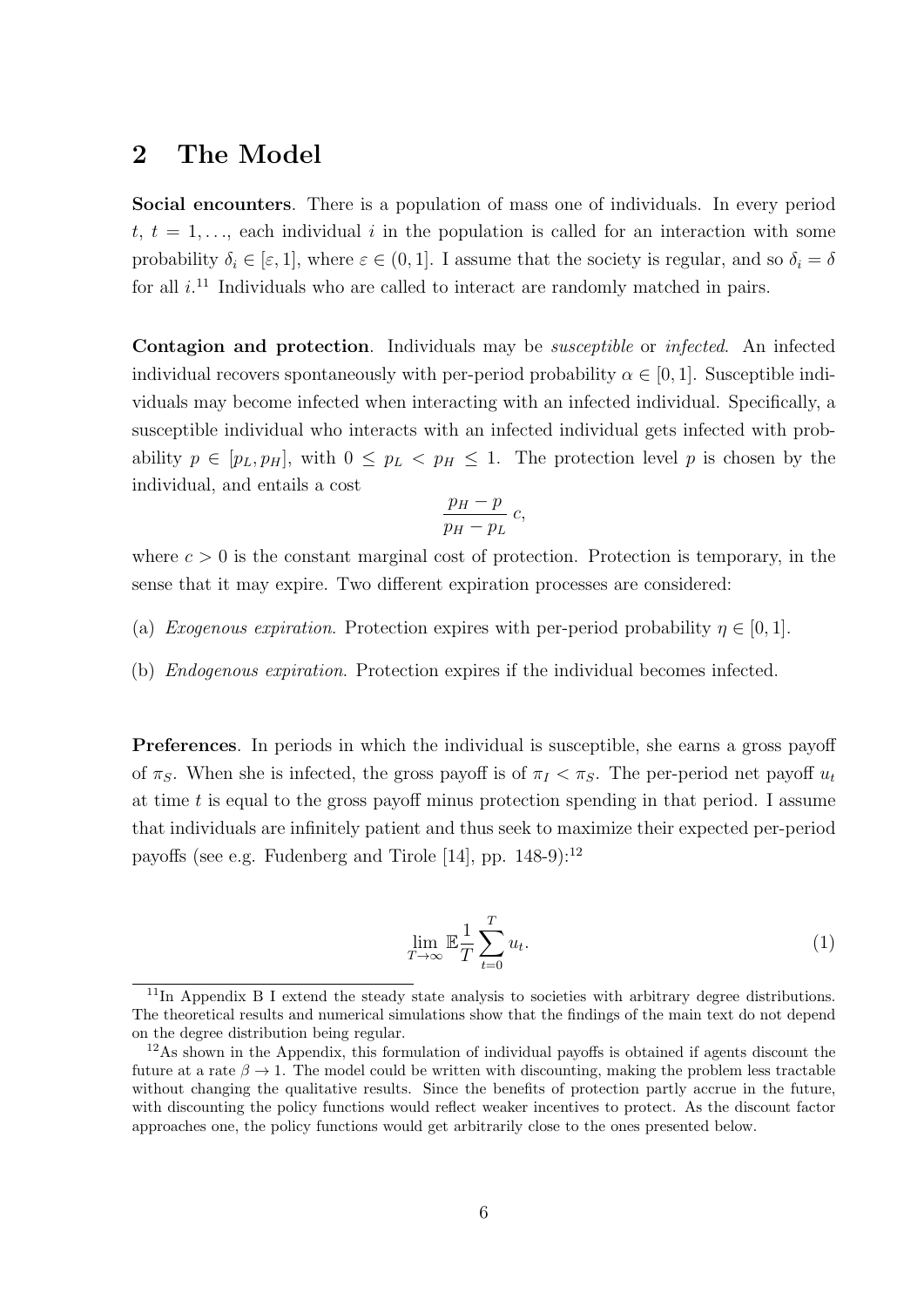## 2 The Model

**Social encounters**. There is a population of mass one of individuals. In every period $t$, $t = 1, \ldots$, each individual $i$ in the population is called for an interaction with some probability $\delta_i \in [\varepsilon, 1]$, where $\varepsilon \in (0, 1]$. I assume that the society is regular, and so $\delta_i = \delta$ for all $i$.[11] Individuals who are called to interact are randomly matched in pairs.

**Contagion and protection**. Individuals may be *susceptible* or *infected*. An infected individual recovers spontaneously with per-period probability $\alpha \in [0, 1]$. Susceptible individuals may become infected when interacting with an infected individual. Specifically, a susceptible individual who interacts with an infected individual gets infected with probability $p \in [p_L, p_H]$, with $0 \leq p_L < p_H \leq 1$. The protection level $p$ is chosen by the individual, and entails a cost

$$\frac{p_H - p}{p_H - p_L} \, c,$$

where $c > 0$ is the constant marginal cost of protection. Protection is temporary, in the sense that it may expire. Two different expiration processes are considered:

(a) *Exogenous expiration*. Protection expires with per-period probability $\eta \in [0, 1]$.

(b) *Endogenous expiration*. Protection expires if the individual becomes infected.

**Preferences**. In periods in which the individual is susceptible, she earns a gross payoff of $\pi_S$. When she is infected, the gross payoff is of $\pi_I < \pi_S$. The per-period net payoff $u_t$ at time $t$ is equal to the gross payoff minus protection spending in that period. I assume that individuals are infinitely patient and thus seek to maximize their expected per-period payoffs (see e.g. Fudenberg and Tirole [14], pp. 148-9):[12]

$$\lim_{T \to \infty} \mathbb{E} \frac{1}{T} \sum_{t=0}^{T} u_t. \tag{1}$$

[11] In Appendix B I extend the steady state analysis to societies with arbitrary degree distributions. The theoretical results and numerical simulations show that the findings of the main text do not depend on the degree distribution being regular.

[12] As shown in the Appendix, this formulation of individual payoffs is obtained if agents discount the future at a rate $\beta \to 1$. The model could be written with discounting, making the problem less tractable without changing the qualitative results. Since the benefits of protection partly accrue in the future, with discounting the policy functions would reflect weaker incentives to protect. As the discount factor approaches one, the policy functions would get arbitrarily close to the ones presented below.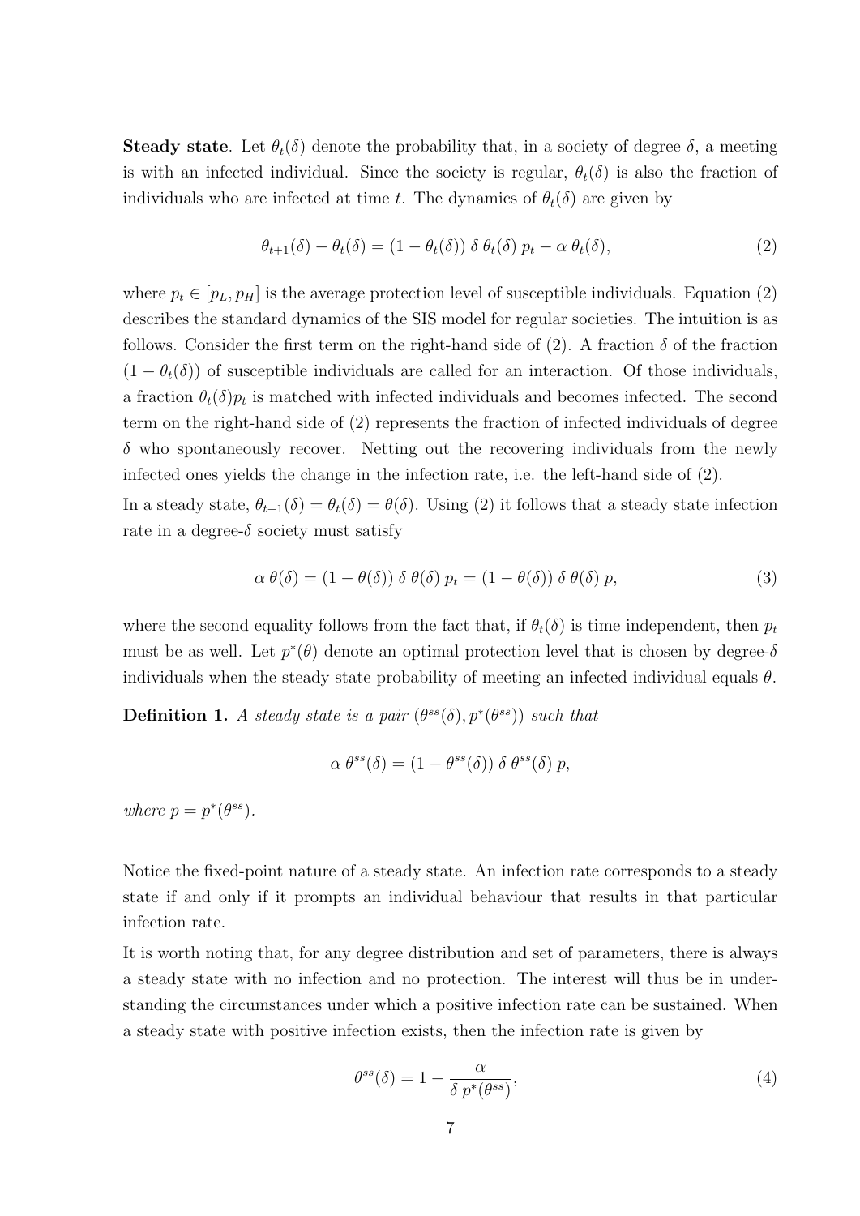**Steady state**. Let $\theta_t(\delta)$ denote the probability that, in a society of degree $\delta$, a meeting is with an infected individual. Since the society is regular, $\theta_t(\delta)$ is also the fraction of individuals who are infected at time $t$. The dynamics of $\theta_t(\delta)$ are given by

$$\theta_{t+1}(\delta) - \theta_t(\delta) = (1 - \theta_t(\delta))\, \delta\, \theta_t(\delta)\, p_t - \alpha\, \theta_t(\delta), \tag{2}$$

where $p_t \in [p_L, p_H]$ is the average protection level of susceptible individuals. Equation (2) describes the standard dynamics of the SIS model for regular societies. The intuition is as follows. Consider the first term on the right-hand side of (2). A fraction $\delta$ of the fraction $(1 - \theta_t(\delta))$ of susceptible individuals are called for an interaction. Of those individuals, a fraction $\theta_t(\delta)p_t$ is matched with infected individuals and becomes infected. The second term on the right-hand side of (2) represents the fraction of infected individuals of degree $\delta$ who spontaneously recover. Netting out the recovering individuals from the newly infected ones yields the change in the infection rate, i.e. the left-hand side of (2).

In a steady state, $\theta_{t+1}(\delta) = \theta_t(\delta) = \theta(\delta)$. Using (2) it follows that a steady state infection rate in a degree-$\delta$ society must satisfy

$$\alpha\, \theta(\delta) = (1 - \theta(\delta))\, \delta\, \theta(\delta)\, p_t = (1 - \theta(\delta))\, \delta\, \theta(\delta)\, p, \tag{3}$$

where the second equality follows from the fact that, if $\theta_t(\delta)$ is time independent, then $p_t$ must be as well. Let $p^*(\theta)$ denote an optimal protection level that is chosen by degree-$\delta$ individuals when the steady state probability of meeting an infected individual equals $\theta$.

**Definition 1.** *A steady state is a pair $(\theta^{ss}(\delta), p^*(\theta^{ss}))$ such that*

$$\alpha\, \theta^{ss}(\delta) = (1 - \theta^{ss}(\delta))\, \delta\, \theta^{ss}(\delta)\, p,$$

*where $p = p^*(\theta^{ss})$.*

Notice the fixed-point nature of a steady state. An infection rate corresponds to a steady state if and only if it prompts an individual behaviour that results in that particular infection rate.

It is worth noting that, for any degree distribution and set of parameters, there is always a steady state with no infection and no protection. The interest will thus be in understanding the circumstances under which a positive infection rate can be sustained. When a steady state with positive infection exists, then the infection rate is given by

$$\theta^{ss}(\delta) = 1 - \frac{\alpha}{\delta\, p^*(\theta^{ss})}, \tag{4}$$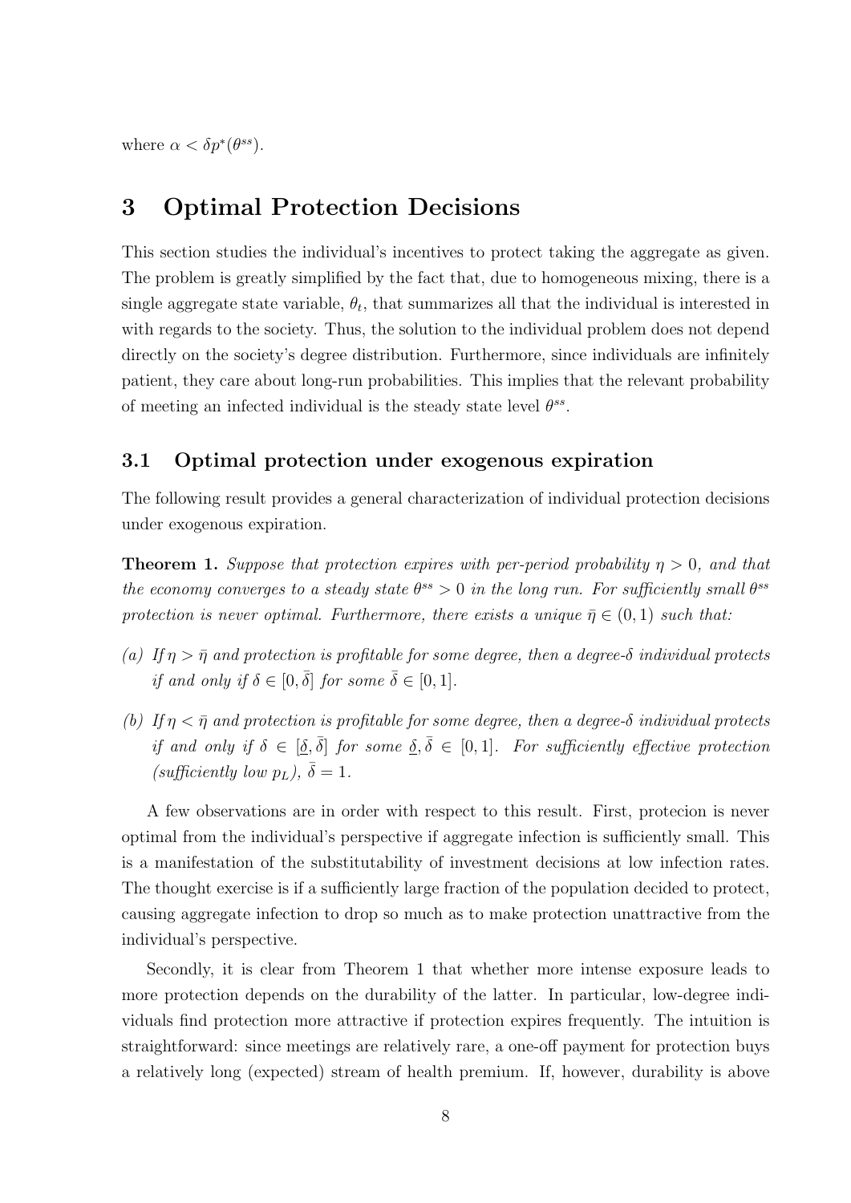where $\alpha < \delta p^*(\theta^{ss})$.

# 3 Optimal Protection Decisions

This section studies the individual's incentives to protect taking the aggregate as given. The problem is greatly simplified by the fact that, due to homogeneous mixing, there is a single aggregate state variable, $\theta_t$, that summarizes all that the individual is interested in with regards to the society. Thus, the solution to the individual problem does not depend directly on the society's degree distribution. Furthermore, since individuals are infinitely patient, they care about long-run probabilities. This implies that the relevant probability of meeting an infected individual is the steady state level $\theta^{ss}$.

## 3.1 Optimal protection under exogenous expiration

The following result provides a general characterization of individual protection decisions under exogenous expiration.

**Theorem 1.** *Suppose that protection expires with per-period probability $\eta > 0$, and that the economy converges to a steady state $\theta^{ss} > 0$ in the long run. For sufficiently small $\theta^{ss}$ protection is never optimal. Furthermore, there exists a unique $\bar{\eta} \in (0, 1)$ such that:*

*(a) If $\eta > \bar{\eta}$ and protection is profitable for some degree, then a degree-$\delta$ individual protects if and only if $\delta \in [0, \bar{\delta}]$ for some $\bar{\delta} \in [0, 1]$.*

*(b) If $\eta < \bar{\eta}$ and protection is profitable for some degree, then a degree-$\delta$ individual protects if and only if $\delta \in [\underline{\delta}, \bar{\delta}]$ for some $\underline{\delta}, \bar{\delta} \in [0, 1]$. For sufficiently effective protection (sufficiently low $p_L$), $\bar{\delta} = 1$.*

A few observations are in order with respect to this result. First, protecion is never optimal from the individual's perspective if aggregate infection is sufficiently small. This is a manifestation of the substitutability of investment decisions at low infection rates. The thought exercise is if a sufficiently large fraction of the population decided to protect, causing aggregate infection to drop so much as to make protection unattractive from the individual's perspective.

Secondly, it is clear from Theorem 1 that whether more intense exposure leads to more protection depends on the durability of the latter. In particular, low-degree individuals find protection more attractive if protection expires frequently. The intuition is straightforward: since meetings are relatively rare, a one-off payment for protection buys a relatively long (expected) stream of health premium. If, however, durability is above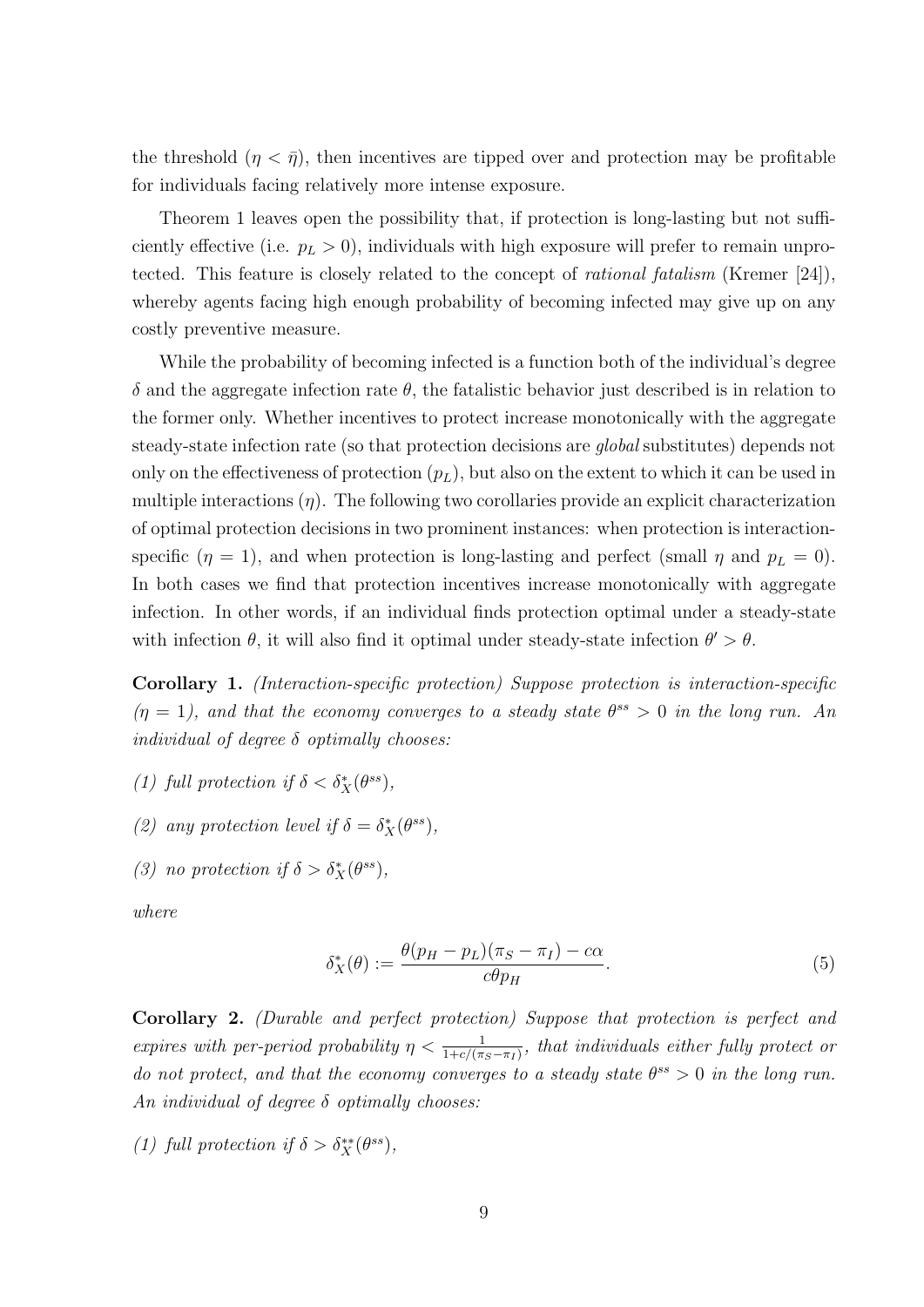the threshold ($\eta < \bar{\eta}$), then incentives are tipped over and protection may be profitable for individuals facing relatively more intense exposure.

Theorem 1 leaves open the possibility that, if protection is long-lasting but not sufficiently effective (i.e. $p_L > 0$), individuals with high exposure will prefer to remain unprotected. This feature is closely related to the concept of *rational fatalism* (Kremer [24]), whereby agents facing high enough probability of becoming infected may give up on any costly preventive measure.

While the probability of becoming infected is a function both of the individual's degree $\delta$ and the aggregate infection rate $\theta$, the fatalistic behavior just described is in relation to the former only. Whether incentives to protect increase monotonically with the aggregate steady-state infection rate (so that protection decisions are *global* substitutes) depends not only on the effectiveness of protection ($p_L$), but also on the extent to which it can be used in multiple interactions ($\eta$). The following two corollaries provide an explicit characterization of optimal protection decisions in two prominent instances: when protection is interaction-specific ($\eta = 1$), and when protection is long-lasting and perfect (small $\eta$ and $p_L = 0$). In both cases we find that protection incentives increase monotonically with aggregate infection. In other words, if an individual finds protection optimal under a steady-state with infection $\theta$, it will also find it optimal under steady-state infection $\theta' > \theta$.

**Corollary 1.** *(Interaction-specific protection) Suppose protection is interaction-specific ($\eta = 1$), and that the economy converges to a steady state $\theta^{ss} > 0$ in the long run. An individual of degree $\delta$ optimally chooses:*

*(1) full protection if $\delta < \delta_X^*(\theta^{ss})$,*

*(2) any protection level if $\delta = \delta_X^*(\theta^{ss})$,*

*(3) no protection if $\delta > \delta_X^*(\theta^{ss})$,*

*where*

$$\delta_X^*(\theta) := \frac{\theta(p_H - p_L)(\pi_S - \pi_I) - c\alpha}{c\theta p_H}. \tag{5}$$

**Corollary 2.** *(Durable and perfect protection) Suppose that protection is perfect and expires with per-period probability $\eta < \frac{1}{1+c/(\pi_S - \pi_I)}$, that individuals either fully protect or do not protect, and that the economy converges to a steady state $\theta^{ss} > 0$ in the long run. An individual of degree $\delta$ optimally chooses:*

*(1) full protection if $\delta > \delta_X^{**}(\theta^{ss})$,*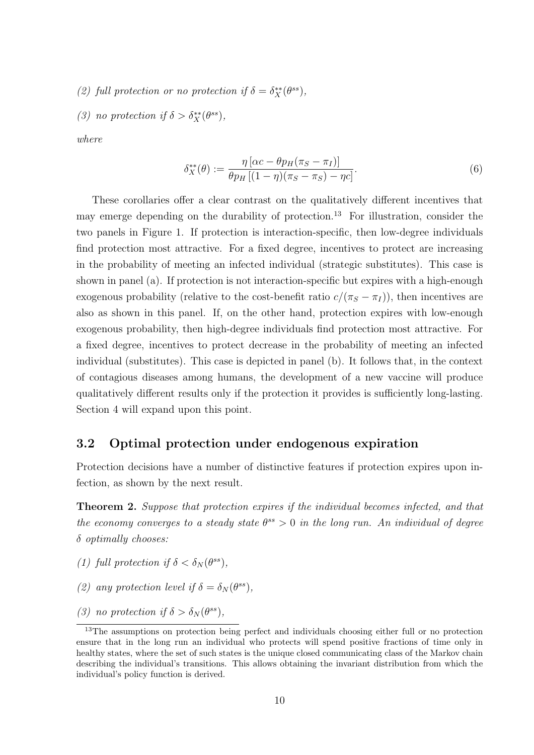*(2) full protection or no protection if $\delta = \delta_X^{**}(\theta^{ss})$,*

*(3) no protection if $\delta > \delta_X^{**}(\theta^{ss})$,*

*where*

$$\delta_X^{**}(\theta) := \frac{\eta \left[\alpha c - \theta p_H(\pi_S - \pi_I)\right]}{\theta p_H \left[(1-\eta)(\pi_S - \pi_S) - \eta c\right]}. \tag{6}$$

These corollaries offer a clear contrast on the qualitatively different incentives that may emerge depending on the durability of protection.[13] For illustration, consider the two panels in Figure 1. If protection is interaction-specific, then low-degree individuals find protection most attractive. For a fixed degree, incentives to protect are increasing in the probability of meeting an infected individual (strategic substitutes). This case is shown in panel (a). If protection is not interaction-specific but expires with a high-enough exogenous probability (relative to the cost-benefit ratio $c/(\pi_S - \pi_I)$), then incentives are also as shown in this panel. If, on the other hand, protection expires with low-enough exogenous probability, then high-degree individuals find protection most attractive. For a fixed degree, incentives to protect decrease in the probability of meeting an infected individual (substitutes). This case is depicted in panel (b). It follows that, in the context of contagious diseases among humans, the development of a new vaccine will produce qualitatively different results only if the protection it provides is sufficiently long-lasting. Section 4 will expand upon this point.

## 3.2 Optimal protection under endogenous expiration

Protection decisions have a number of distinctive features if protection expires upon infection, as shown by the next result.

**Theorem 2.** *Suppose that protection expires if the individual becomes infected, and that the economy converges to a steady state $\theta^{ss} > 0$ in the long run. An individual of degree $\delta$ optimally chooses:*

*(1) full protection if $\delta < \delta_N(\theta^{ss})$,*

*(2) any protection level if $\delta = \delta_N(\theta^{ss})$,*

*(3) no protection if $\delta > \delta_N(\theta^{ss})$,*

[13] The assumptions on protection being perfect and individuals choosing either full or no protection ensure that in the long run an individual who protects will spend positive fractions of time only in healthy states, where the set of such states is the unique closed communicating class of the Markov chain describing the individual's transitions. This allows obtaining the invariant distribution from which the individual's policy function is derived.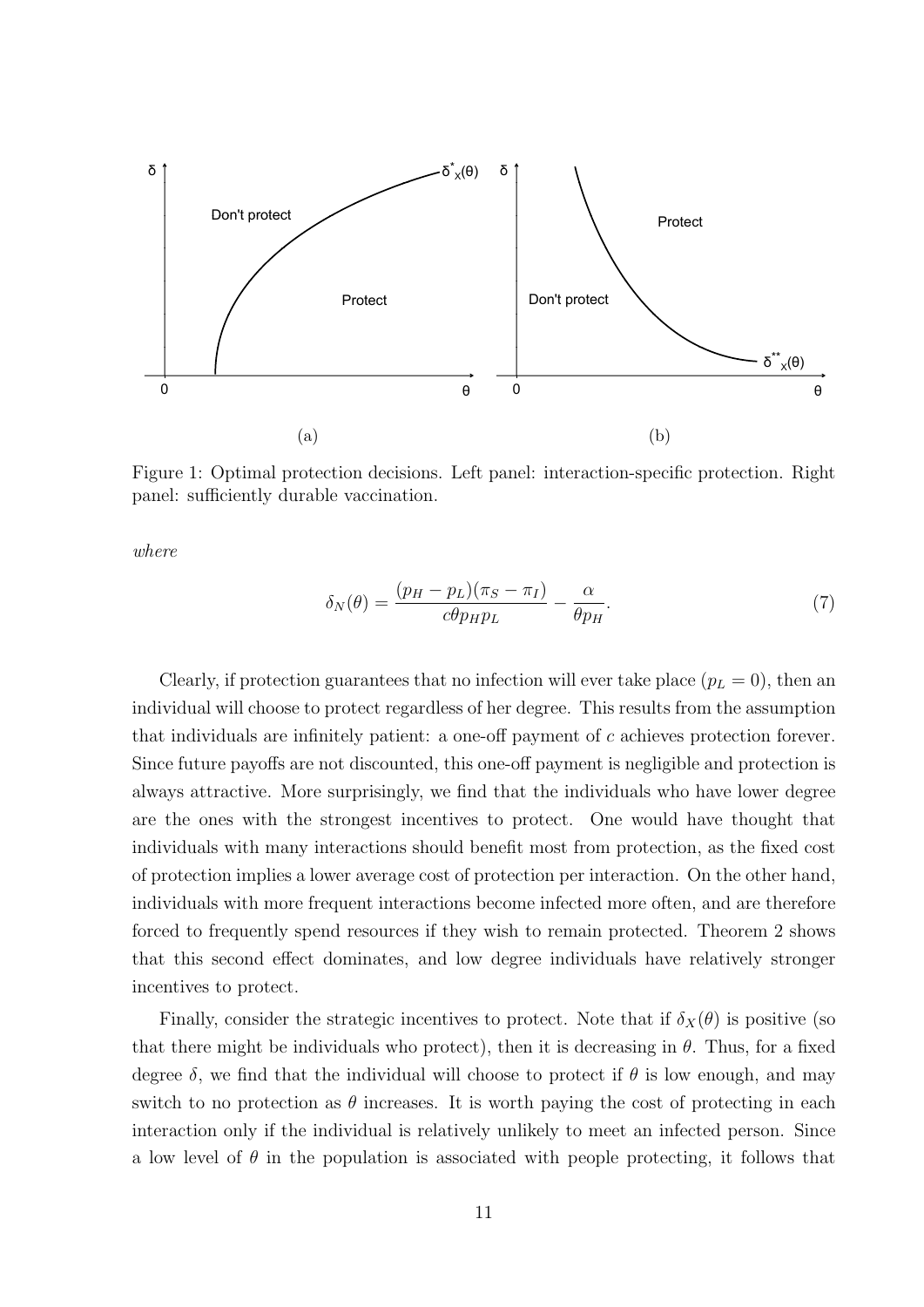Figure 1: Optimal protection decisions. Left panel: interaction-specific protection. Right panel: sufficiently durable vaccination.

*where*

$$\delta_N(\theta) = \frac{(p_H - p_L)(\pi_S - \pi_I)}{c\theta p_H p_L} - \frac{\alpha}{\theta p_H}. \tag{7}$$

Clearly, if protection guarantees that no infection will ever take place ($p_L = 0$), then an individual will choose to protect regardless of her degree. This results from the assumption that individuals are infinitely patient: a one-off payment of $c$ achieves protection forever. Since future payoffs are not discounted, this one-off payment is negligible and protection is always attractive. More surprisingly, we find that the individuals who have lower degree are the ones with the strongest incentives to protect. One would have thought that individuals with many interactions should benefit most from protection, as the fixed cost of protection implies a lower average cost of protection per interaction. On the other hand, individuals with more frequent interactions become infected more often, and are therefore forced to frequently spend resources if they wish to remain protected. Theorem 2 shows that this second effect dominates, and low degree individuals have relatively stronger incentives to protect.

Finally, consider the strategic incentives to protect. Note that if $\delta_X(\theta)$ is positive (so that there might be individuals who protect), then it is decreasing in $\theta$. Thus, for a fixed degree $\delta$, we find that the individual will choose to protect if $\theta$ is low enough, and may switch to no protection as $\theta$ increases. It is worth paying the cost of protecting in each interaction only if the individual is relatively unlikely to meet an infected person. Since a low level of $\theta$ in the population is associated with people protecting, it follows that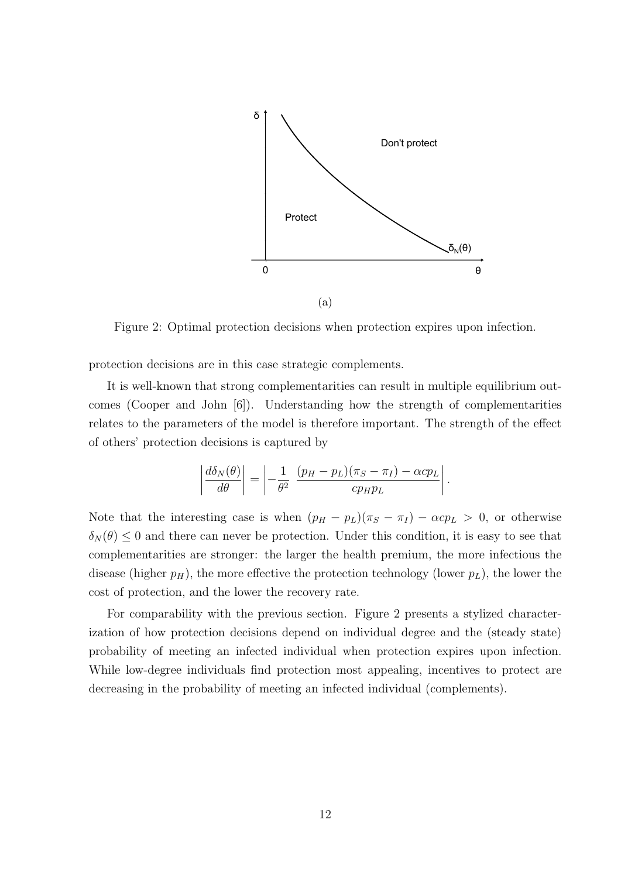(a)

Figure 2: Optimal protection decisions when protection expires upon infection.

protection decisions are in this case strategic complements.

It is well-known that strong complementarities can result in multiple equilibrium outcomes (Cooper and John [6]). Understanding how the strength of complementarities relates to the parameters of the model is therefore important. The strength of the effect of others' protection decisions is captured by

$$\left|\frac{d\delta_N(\theta)}{d\theta}\right| = \left|-\frac{1}{\theta^2}\ \frac{(p_H - p_L)(\pi_S - \pi_I) - \alpha c p_L}{c p_H p_L}\right|.$$

Note that the interesting case is when $(p_H - p_L)(\pi_S - \pi_I) - \alpha c p_L > 0$, or otherwise $\delta_N(\theta) \leq 0$ and there can never be protection. Under this condition, it is easy to see that complementarities are stronger: the larger the health premium, the more infectious the disease (higher $p_H$), the more effective the protection technology (lower $p_L$), the lower the cost of protection, and the lower the recovery rate.

For comparability with the previous section. Figure 2 presents a stylized characterization of how protection decisions depend on individual degree and the (steady state) probability of meeting an infected individual when protection expires upon infection. While low-degree individuals find protection most appealing, incentives to protect are decreasing in the probability of meeting an infected individual (complements).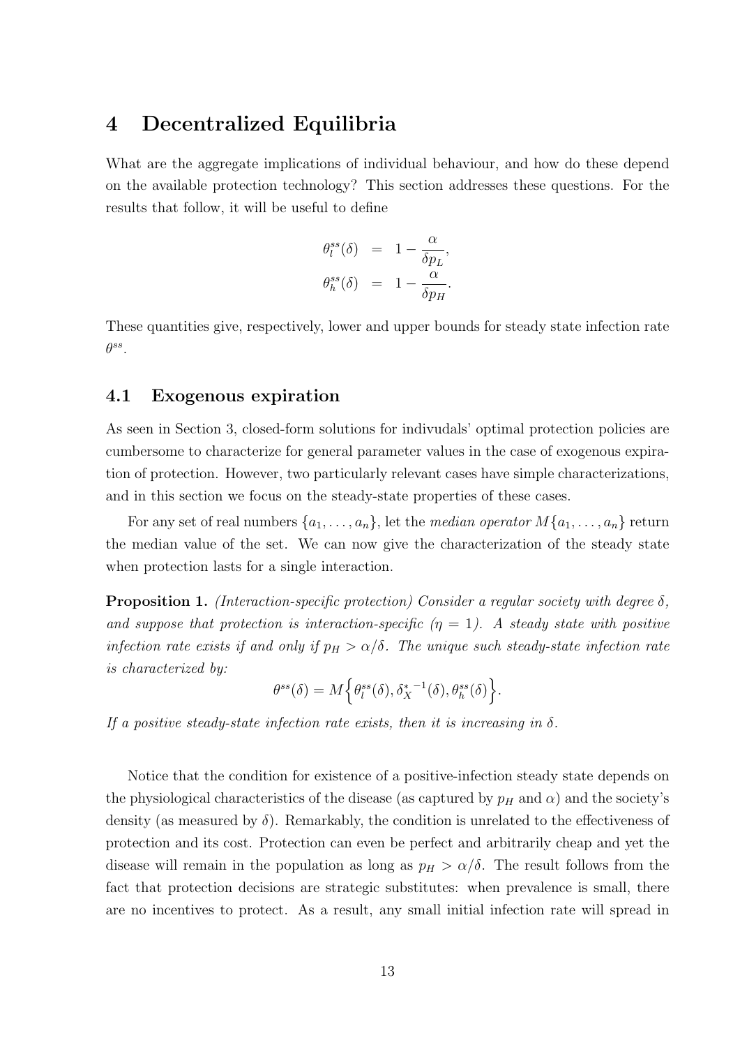# 4 Decentralized Equilibria

What are the aggregate implications of individual behaviour, and how do these depend on the available protection technology? This section addresses these questions. For the results that follow, it will be useful to define

$$\begin{aligned}
\theta_l^{ss}(\delta) &= 1 - \frac{\alpha}{\delta p_L}, \\
\theta_h^{ss}(\delta) &= 1 - \frac{\alpha}{\delta p_H}.
\end{aligned}$$

These quantities give, respectively, lower and upper bounds for steady state infection rate $\theta^{ss}$.

## 4.1 Exogenous expiration

As seen in Section 3, closed-form solutions for indivudals' optimal protection policies are cumbersome to characterize for general parameter values in the case of exogenous expiration of protection. However, two particularly relevant cases have simple characterizations, and in this section we focus on the steady-state properties of these cases.

For any set of real numbers $\{a_1, \dots, a_n\}$, let the *median operator* $M\{a_1, \dots, a_n\}$ return the median value of the set. We can now give the characterization of the steady state when protection lasts for a single interaction.

**Proposition 1.** *(Interaction-specific protection) Consider a regular society with degree $\delta$, and suppose that protection is interaction-specific ($\eta = 1$). A steady state with positive infection rate exists if and only if $p_H > \alpha/\delta$. The unique such steady-state infection rate is characterized by:*

$$\theta^{ss}(\delta) = M\Big\{\theta_l^{ss}(\delta), {\delta_X^*}^{-1}(\delta), \theta_h^{ss}(\delta)\Big\}.$$

*If a positive steady-state infection rate exists, then it is increasing in $\delta$.*

Notice that the condition for existence of a positive-infection steady state depends on the physiological characteristics of the disease (as captured by $p_H$ and $\alpha$) and the society's density (as measured by $\delta$). Remarkably, the condition is unrelated to the effectiveness of protection and its cost. Protection can even be perfect and arbitrarily cheap and yet the disease will remain in the population as long as $p_H > \alpha/\delta$. The result follows from the fact that protection decisions are strategic substitutes: when prevalence is small, there are no incentives to protect. As a result, any small initial infection rate will spread in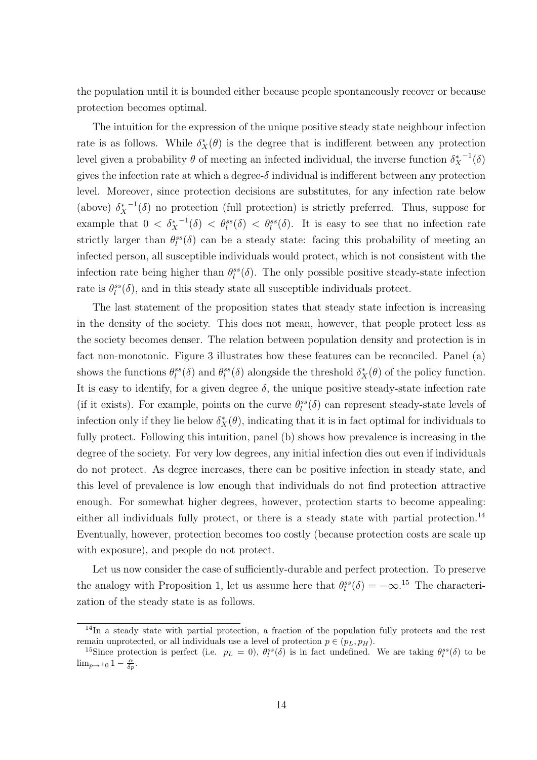the population until it is bounded either because people spontaneously recover or because protection becomes optimal.

The intuition for the expression of the unique positive steady state neighbour infection rate is as follows. While $\delta_X^*(\theta)$ is the degree that is indifferent between any protection level given a probability $\theta$ of meeting an infected individual, the inverse function ${\delta_X^*}^{-1}(\delta)$ gives the infection rate at which a degree-$\delta$ individual is indifferent between any protection level. Moreover, since protection decisions are substitutes, for any infection rate below (above) ${\delta_X^*}^{-1}(\delta)$ no protection (full protection) is strictly preferred. Thus, suppose for example that $0 < {\delta_X^*}^{-1}(\delta) < \theta_l^{ss}(\delta) < \theta_l^{ss}(\delta)$. It is easy to see that no infection rate strictly larger than $\theta_l^{ss}(\delta)$ can be a steady state: facing this probability of meeting an infected person, all susceptible individuals would protect, which is not consistent with the infection rate being higher than $\theta_l^{ss}(\delta)$. The only possible positive steady-state infection rate is $\theta_l^{ss}(\delta)$, and in this steady state all susceptible individuals protect.

The last statement of the proposition states that steady state infection is increasing in the density of the society. This does not mean, however, that people protect less as the society becomes denser. The relation between population density and protection is in fact non-monotonic. Figure 3 illustrates how these features can be reconciled. Panel (a) shows the functions $\theta_l^{ss}(\delta)$ and $\theta_l^{ss}(\delta)$ alongside the threshold $\delta_X^*(\theta)$ of the policy function. It is easy to identify, for a given degree $\delta$, the unique positive steady-state infection rate (if it exists). For example, points on the curve $\theta_l^{ss}(\delta)$ can represent steady-state levels of infection only if they lie below $\delta_X^*(\theta)$, indicating that it is in fact optimal for individuals to fully protect. Following this intuition, panel (b) shows how prevalence is increasing in the degree of the society. For very low degrees, any initial infection dies out even if individuals do not protect. As degree increases, there can be positive infection in steady state, and this level of prevalence is low enough that individuals do not find protection attractive enough. For somewhat higher degrees, however, protection starts to become appealing: either all individuals fully protect, or there is a steady state with partial protection.[14] Eventually, however, protection becomes too costly (because protection costs are scale up with exposure), and people do not protect.

Let us now consider the case of sufficiently-durable and perfect protection. To preserve the analogy with Proposition 1, let us assume here that $\theta_l^{ss}(\delta) = -\infty$.[15] The characterization of the steady state is as follows.

[14] In a steady state with partial protection, a fraction of the population fully protects and the rest remain unprotected, or all individuals use a level of protection $p \in (p_L, p_H)$.

[15] Since protection is perfect (i.e. $p_L = 0$), $\theta_l^{ss}(\delta)$ is in fact undefined. We are taking $\theta_l^{ss}(\delta)$ to be $\lim_{p \to^+ 0} 1 - \frac{\alpha}{\delta p}$.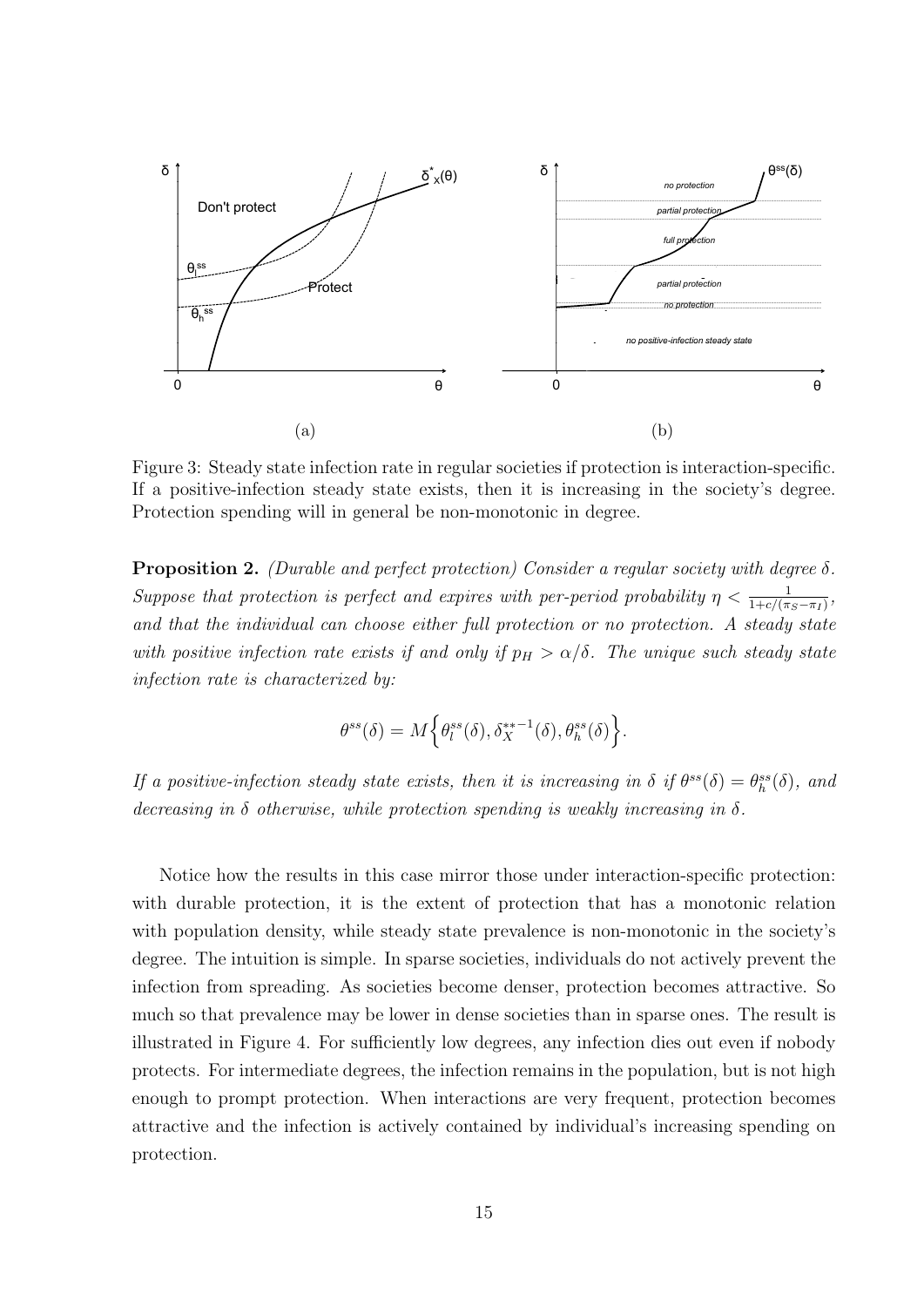(a) (b)

Figure 3: Steady state infection rate in regular societies if protection is interaction-specific. If a positive-infection steady state exists, then it is increasing in the society's degree. Protection spending will in general be non-monotonic in degree.

**Proposition 2.** *(Durable and perfect protection) Consider a regular society with degree $\delta$. Suppose that protection is perfect and expires with per-period probability $\eta < \frac{1}{1+c/(\pi_S - \pi_I)}$, and that the individual can choose either full protection or no protection. A steady state with positive infection rate exists if and only if $p_H > \alpha/\delta$. The unique such steady state infection rate is characterized by:*

$$\theta^{ss}(\delta) = M\Big\{\theta_l^{ss}(\delta), \delta_X^{**-1}(\delta), \theta_h^{ss}(\delta)\Big\}.$$

*If a positive-infection steady state exists, then it is increasing in $\delta$ if $\theta^{ss}(\delta) = \theta_h^{ss}(\delta)$, and decreasing in $\delta$ otherwise, while protection spending is weakly increasing in $\delta$.*

Notice how the results in this case mirror those under interaction-specific protection: with durable protection, it is the extent of protection that has a monotonic relation with population density, while steady state prevalence is non-monotonic in the society's degree. The intuition is simple. In sparse societies, individuals do not actively prevent the infection from spreading. As societies become denser, protection becomes attractive. So much so that prevalence may be lower in dense societies than in sparse ones. The result is illustrated in Figure 4. For sufficiently low degrees, any infection dies out even if nobody protects. For intermediate degrees, the infection remains in the population, but is not high enough to prompt protection. When interactions are very frequent, protection becomes attractive and the infection is actively contained by individual's increasing spending on protection.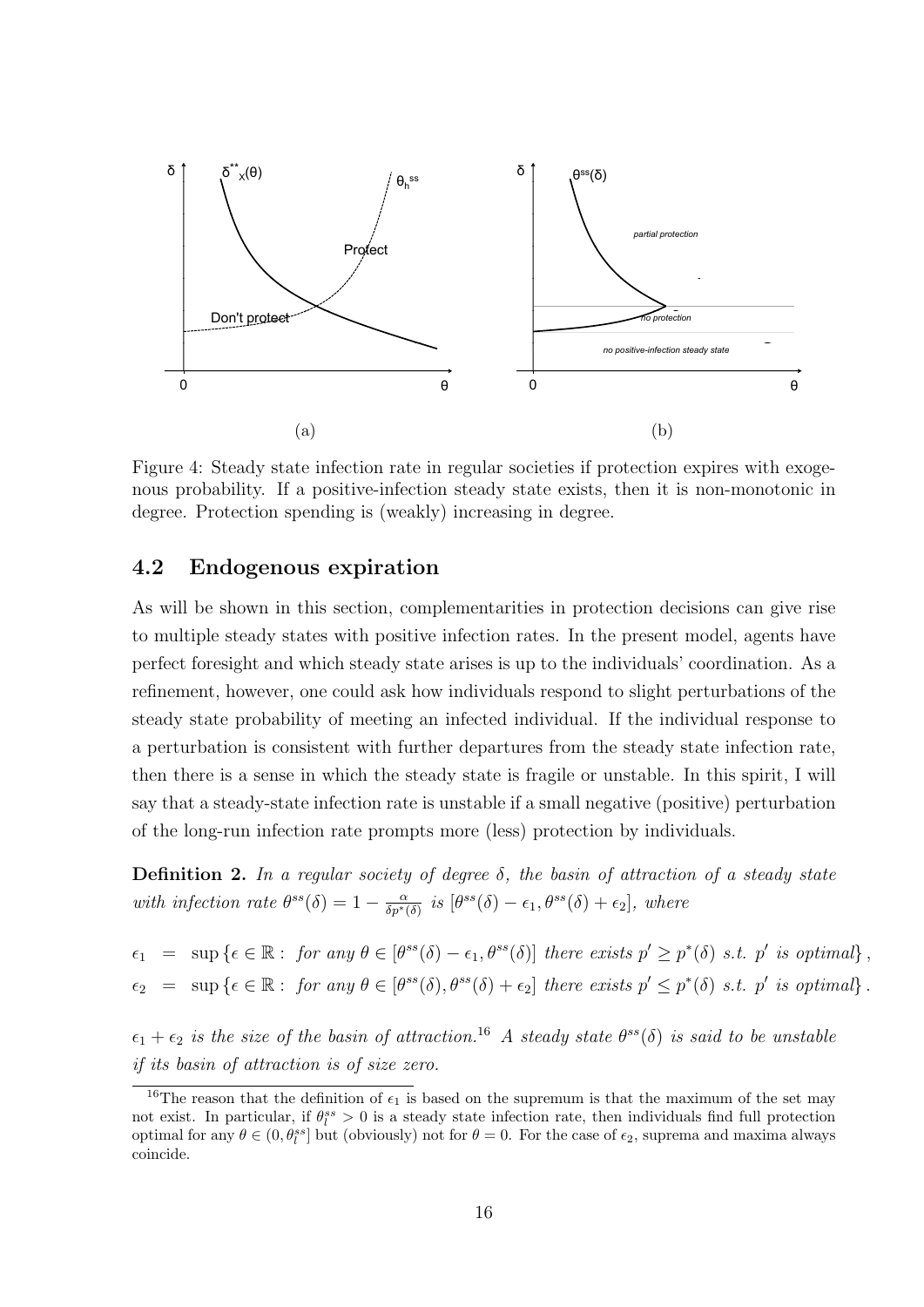Figure 4: Steady state infection rate in regular societies if protection expires with exogenous probability. If a positive-infection steady state exists, then it is non-monotonic in degree. Protection spending is (weakly) increasing in degree.

## 4.2 Endogenous expiration

As will be shown in this section, complementarities in protection decisions can give rise to multiple steady states with positive infection rates. In the present model, agents have perfect foresight and which steady state arises is up to the individuals' coordination. As a refinement, however, one could ask how individuals respond to slight perturbations of the steady state probability of meeting an infected individual. If the individual response to a perturbation is consistent with further departures from the steady state infection rate, then there is a sense in which the steady state is fragile or unstable. In this spirit, I will say that a steady-state infection rate is unstable if a small negative (positive) perturbation of the long-run infection rate prompts more (less) protection by individuals.

**Definition 2.** *In a regular society of degree $\delta$, the basin of attraction of a steady state with infection rate $\theta^{ss}(\delta) = 1 - \frac{\alpha}{\delta p^*(\delta)}$ is $[\theta^{ss}(\delta) - \epsilon_1, \theta^{ss}(\delta) + \epsilon_2]$, where*

$$\epsilon_1 = \sup\left\{\epsilon \in \mathbb{R} : \text{ for any } \theta \in [\theta^{ss}(\delta) - \epsilon_1, \theta^{ss}(\delta)] \text{ there exists } p' \geq p^*(\delta) \text{ s.t. } p' \text{ is optimal}\right\},$$

$$\epsilon_2 = \sup\left\{\epsilon \in \mathbb{R} : \text{ for any } \theta \in [\theta^{ss}(\delta), \theta^{ss}(\delta) + \epsilon_2] \text{ there exists } p' \leq p^*(\delta) \text{ s.t. } p' \text{ is optimal}\right\}.$$

*$\epsilon_1 + \epsilon_2$ is the size of the basin of attraction.*[16] *A steady state $\theta^{ss}(\delta)$ is said to be unstable if its basin of attraction is of size zero.*

[16] The reason that the definition of $\epsilon_1$ is based on the supremum is that the maximum of the set may not exist. In particular, if $\theta_l^{ss} > 0$ is a steady state infection rate, then individuals find full protection optimal for any $\theta \in (0, \theta_l^{ss}]$ but (obviously) not for $\theta = 0$. For the case of $\epsilon_2$, suprema and maxima always coincide.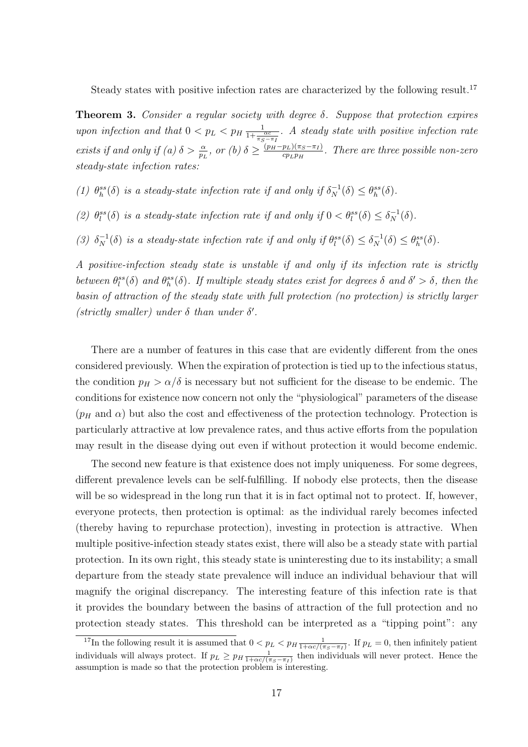Steady states with positive infection rates are characterized by the following result.[17]

**Theorem 3.** *Consider a regular society with degree $\delta$. Suppose that protection expires upon infection and that $0 < p_L < p_H \frac{1}{1+\frac{\alpha c}{\pi_S - \pi_I}}$. A steady state with positive infection rate exists if and only if (a) $\delta > \frac{\alpha}{p_L}$, or (b) $\delta \geq \frac{(p_H - p_L)(\pi_S - \pi_I)}{c p_L p_H}$. There are three possible non-zero steady-state infection rates:*

*(1) $\theta_h^{ss}(\delta)$ is a steady-state infection rate if and only if $\delta_N^{-1}(\delta) \leq \theta_h^{ss}(\delta)$.*

*(2) $\theta_l^{ss}(\delta)$ is a steady-state infection rate if and only if $0 < \theta_l^{ss}(\delta) \leq \delta_N^{-1}(\delta)$.*

*(3) $\delta_N^{-1}(\delta)$ is a steady-state infection rate if and only if $\theta_l^{ss}(\delta) \leq \delta_N^{-1}(\delta) \leq \theta_h^{ss}(\delta)$.*

*A positive-infection steady state is unstable if and only if its infection rate is strictly between $\theta_l^{ss}(\delta)$ and $\theta_h^{ss}(\delta)$. If multiple steady states exist for degrees $\delta$ and $\delta' > \delta$, then the basin of attraction of the steady state with full protection (no protection) is strictly larger (strictly smaller) under $\delta$ than under $\delta'$.*

There are a number of features in this case that are evidently different from the ones considered previously. When the expiration of protection is tied up to the infectious status, the condition $p_H > \alpha/\delta$ is necessary but not sufficient for the disease to be endemic. The conditions for existence now concern not only the "physiological" parameters of the disease ($p_H$ and $\alpha$) but also the cost and effectiveness of the protection technology. Protection is particularly attractive at low prevalence rates, and thus active efforts from the population may result in the disease dying out even if without protection it would become endemic.

The second new feature is that existence does not imply uniqueness. For some degrees, different prevalence levels can be self-fulfilling. If nobody else protects, then the disease will be so widespread in the long run that it is in fact optimal not to protect. If, however, everyone protects, then protection is optimal: as the individual rarely becomes infected (thereby having to repurchase protection), investing in protection is attractive. When multiple positive-infection steady states exist, there will also be a steady state with partial protection. In its own right, this steady state is uninteresting due to its instability; a small departure from the steady state prevalence will induce an individual behaviour that will magnify the original discrepancy. The interesting feature of this infection rate is that it provides the boundary between the basins of attraction of the full protection and no protection steady states. This threshold can be interpreted as a "tipping point": any

[17] In the following result it is assumed that $0 < p_L < p_H \frac{1}{1+\alpha c/(\pi_S - \pi_I)}$. If $p_L = 0$, then infinitely patient individuals will always protect. If $p_L \geq p_H \frac{1}{1+\alpha c/(\pi_S - \pi_I)}$ then individuals will never protect. Hence the assumption is made so that the protection problem is interesting.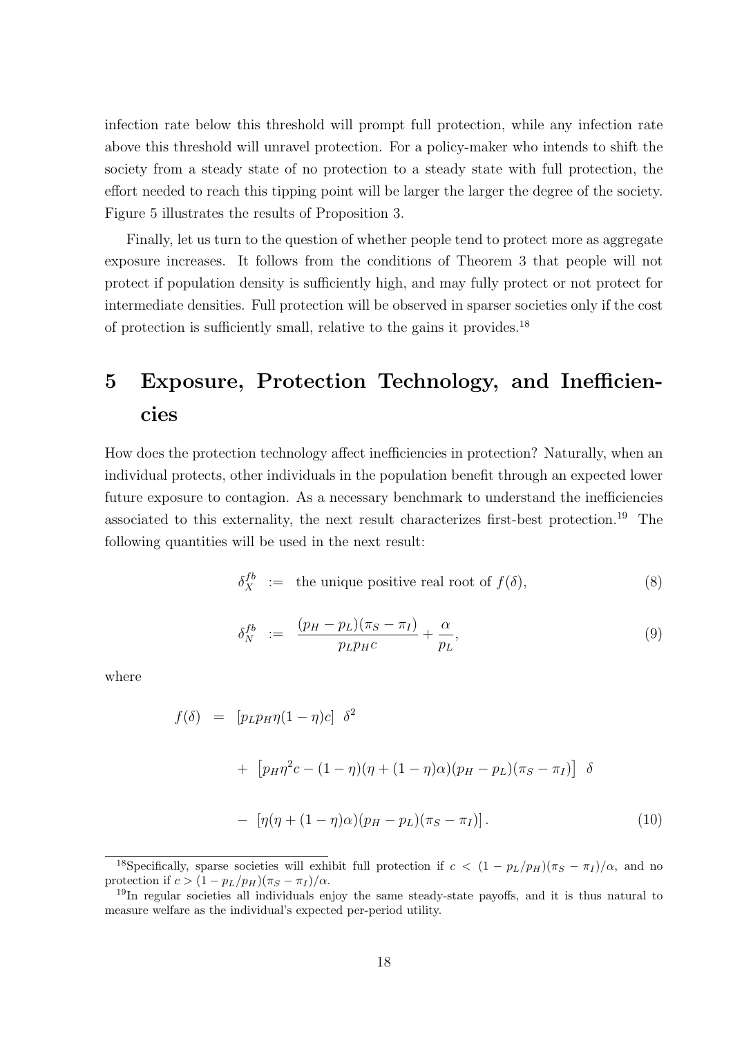infection rate below this threshold will prompt full protection, while any infection rate above this threshold will unravel protection. For a policy-maker who intends to shift the society from a steady state of no protection to a steady state with full protection, the effort needed to reach this tipping point will be larger the larger the degree of the society. Figure 5 illustrates the results of Proposition 3.

Finally, let us turn to the question of whether people tend to protect more as aggregate exposure increases. It follows from the conditions of Theorem 3 that people will not protect if population density is sufficiently high, and may fully protect or not protect for intermediate densities. Full protection will be observed in sparser societies only if the cost of protection is sufficiently small, relative to the gains it provides.[18]

# 5 Exposure, Protection Technology, and Inefficiencies

How does the protection technology affect inefficiencies in protection? Naturally, when an individual protects, other individuals in the population benefit through an expected lower future exposure to contagion. As a necessary benchmark to understand the inefficiencies associated to this externality, the next result characterizes first-best protection.[19] The following quantities will be used in the next result:

$$\delta_X^{fb} \;:=\; \text{the unique positive real root of } f(\delta), \tag{8}$$

$$\delta_N^{fb} \;:=\; \frac{(p_H - p_L)(\pi_S - \pi_I)}{p_L p_H c} + \frac{\alpha}{p_L}, \tag{9}$$

where

$$\begin{aligned} f(\delta) \;=\; & \left[p_L p_H \eta(1-\eta)c\right] \; \delta^2 \\ & + \; \left[p_H \eta^2 c - (1-\eta)(\eta + (1-\eta)\alpha)(p_H - p_L)(\pi_S - \pi_I)\right] \; \delta \\ & - \; \left[\eta(\eta + (1-\eta)\alpha)(p_H - p_L)(\pi_S - \pi_I)\right]. \end{aligned} \tag{10}$$

[18] Specifically, sparse societies will exhibit full protection if $c < (1 - p_L/p_H)(\pi_S - \pi_I)/\alpha$, and no protection if $c > (1 - p_L/p_H)(\pi_S - \pi_I)/\alpha$.

[19] In regular societies all individuals enjoy the same steady-state payoffs, and it is thus natural to measure welfare as the individual's expected per-period utility.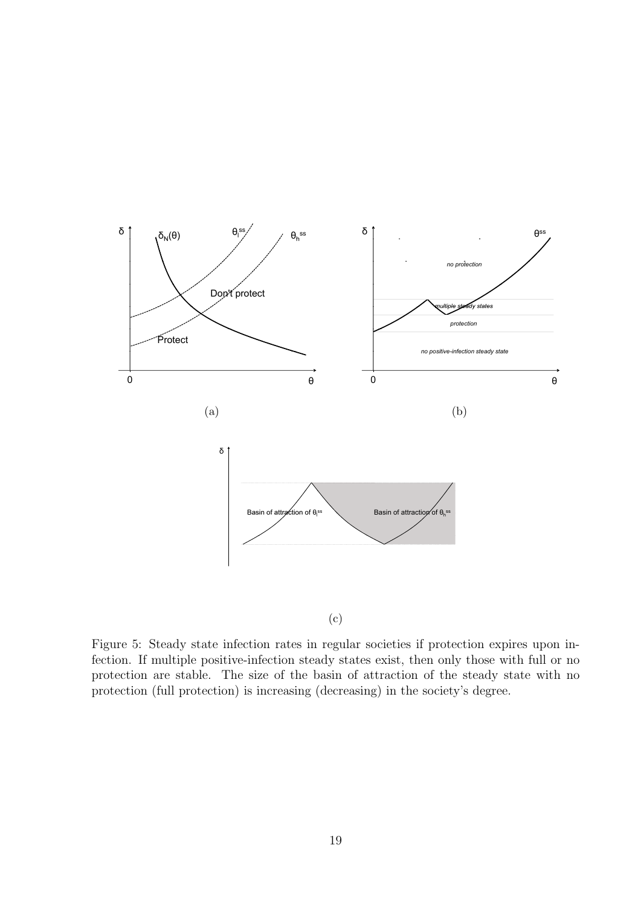Figure 5: Steady state infection rates in regular societies if protection expires upon infection. If multiple positive-infection steady states exist, then only those with full or no protection are stable. The size of the basin of attraction of the steady state with no protection (full protection) is increasing (decreasing) in the society's degree.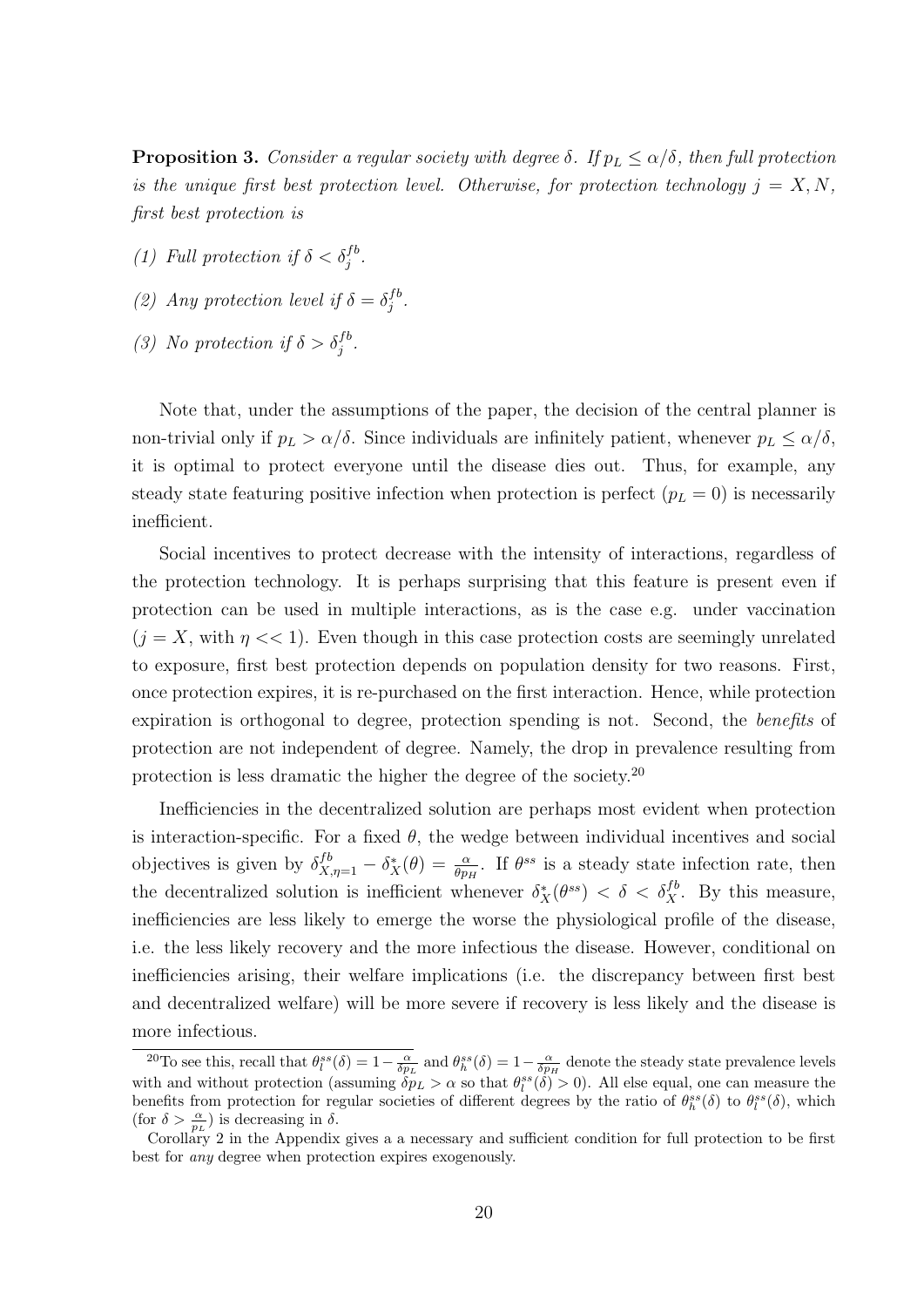**Proposition 3.** *Consider a regular society with degree $\delta$. If $p_L \leq \alpha/\delta$, then full protection is the unique first best protection level. Otherwise, for protection technology $j = X, N$, first best protection is*

*(1) Full protection if $\delta < \delta_j^{fb}$.*

*(2) Any protection level if $\delta = \delta_j^{fb}$.*

*(3) No protection if $\delta > \delta_j^{fb}$.*

Note that, under the assumptions of the paper, the decision of the central planner is non-trivial only if $p_L > \alpha/\delta$. Since individuals are infinitely patient, whenever $p_L \leq \alpha/\delta$, it is optimal to protect everyone until the disease dies out. Thus, for example, any steady state featuring positive infection when protection is perfect ($p_L = 0$) is necessarily inefficient.

Social incentives to protect decrease with the intensity of interactions, regardless of the protection technology. It is perhaps surprising that this feature is present even if protection can be used in multiple interactions, as is the case e.g. under vaccination ($j = X$, with $\eta << 1$). Even though in this case protection costs are seemingly unrelated to exposure, first best protection depends on population density for two reasons. First, once protection expires, it is re-purchased on the first interaction. Hence, while protection expiration is orthogonal to degree, protection spending is not. Second, the *benefits* of protection are not independent of degree. Namely, the drop in prevalence resulting from protection is less dramatic the higher the degree of the society.[20]

Inefficiencies in the decentralized solution are perhaps most evident when protection is interaction-specific. For a fixed $\theta$, the wedge between individual incentives and social objectives is given by $\delta_{X,\eta=1}^{fb} - \delta_X^*(\theta) = \frac{\alpha}{\theta p_H}$. If $\theta^{ss}$ is a steady state infection rate, then the decentralized solution is inefficient whenever $\delta_X^*(\theta^{ss}) < \delta < \delta_X^{fb}$. By this measure, inefficiencies are less likely to emerge the worse the physiological profile of the disease, i.e. the less likely recovery and the more infectious the disease. However, conditional on inefficiencies arising, their welfare implications (i.e. the discrepancy between first best and decentralized welfare) will be more severe if recovery is less likely and the disease is more infectious.

[20]To see this, recall that $\theta_l^{ss}(\delta) = 1 - \frac{\alpha}{\delta p_L}$ and $\theta_h^{ss}(\delta) = 1 - \frac{\alpha}{\delta p_H}$ denote the steady state prevalence levels with and without protection (assuming $\delta p_L > \alpha$ so that $\theta_l^{ss}(\delta) > 0$). All else equal, one can measure the benefits from protection for regular societies of different degrees by the ratio of $\theta_h^{ss}(\delta)$ to $\theta_l^{ss}(\delta)$, which (for $\delta > \frac{\alpha}{p_L}$) is decreasing in $\delta$.

Corollary 2 in the Appendix gives a a necessary and sufficient condition for full protection to be first best for *any* degree when protection expires exogenously.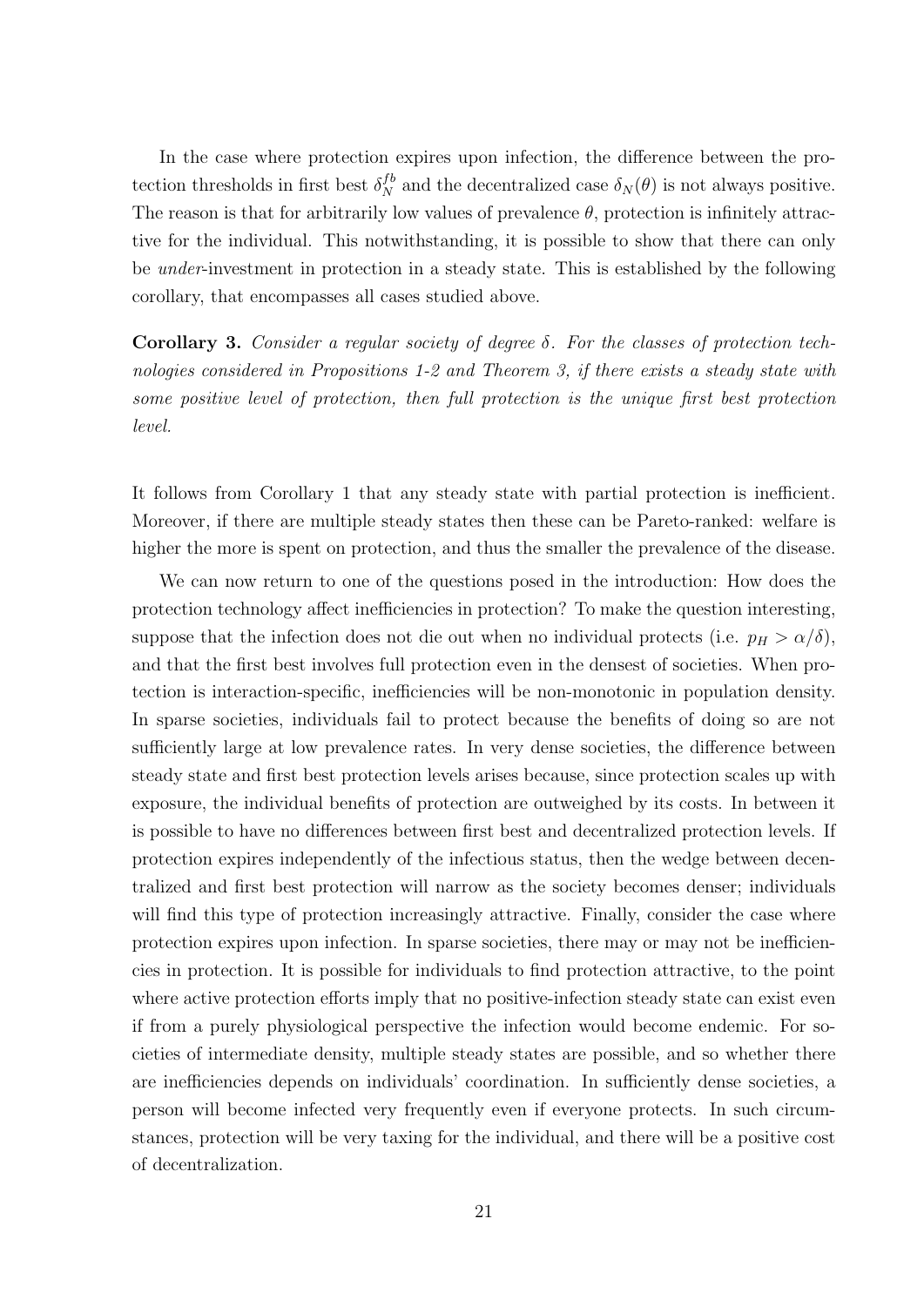In the case where protection expires upon infection, the difference between the protection thresholds in first best $\delta_N^{fb}$ and the decentralized case $\delta_N(\theta)$ is not always positive. The reason is that for arbitrarily low values of prevalence $\theta$, protection is infinitely attractive for the individual. This notwithstanding, it is possible to show that there can only be *under*-investment in protection in a steady state. This is established by the following corollary, that encompasses all cases studied above.

**Corollary 3.** *Consider a regular society of degree $\delta$. For the classes of protection technologies considered in Propositions 1-2 and Theorem 3, if there exists a steady state with some positive level of protection, then full protection is the unique first best protection level.*

It follows from Corollary 1 that any steady state with partial protection is inefficient. Moreover, if there are multiple steady states then these can be Pareto-ranked: welfare is higher the more is spent on protection, and thus the smaller the prevalence of the disease.

We can now return to one of the questions posed in the introduction: How does the protection technology affect inefficiencies in protection? To make the question interesting, suppose that the infection does not die out when no individual protects (i.e. $p_H > \alpha/\delta$), and that the first best involves full protection even in the densest of societies. When protection is interaction-specific, inefficiencies will be non-monotonic in population density. In sparse societies, individuals fail to protect because the benefits of doing so are not sufficiently large at low prevalence rates. In very dense societies, the difference between steady state and first best protection levels arises because, since protection scales up with exposure, the individual benefits of protection are outweighed by its costs. In between it is possible to have no differences between first best and decentralized protection levels. If protection expires independently of the infectious status, then the wedge between decentralized and first best protection will narrow as the society becomes denser; individuals will find this type of protection increasingly attractive. Finally, consider the case where protection expires upon infection. In sparse societies, there may or may not be inefficiencies in protection. It is possible for individuals to find protection attractive, to the point where active protection efforts imply that no positive-infection steady state can exist even if from a purely physiological perspective the infection would become endemic. For societies of intermediate density, multiple steady states are possible, and so whether there are inefficiencies depends on individuals' coordination. In sufficiently dense societies, a person will become infected very frequently even if everyone protects. In such circumstances, protection will be very taxing for the individual, and there will be a positive cost of decentralization.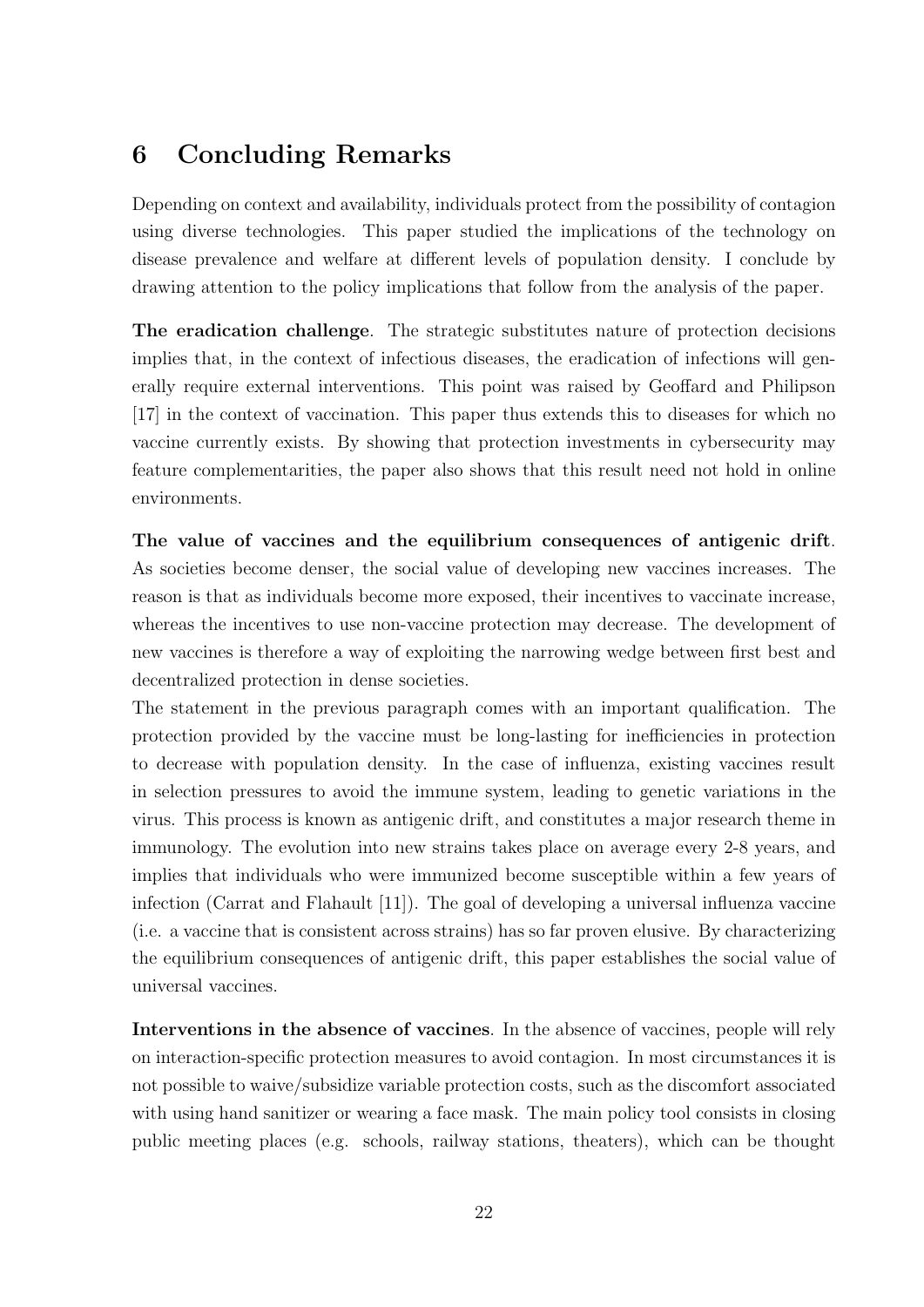## 6 Concluding Remarks

Depending on context and availability, individuals protect from the possibility of contagion using diverse technologies. This paper studied the implications of the technology on disease prevalence and welfare at different levels of population density. I conclude by drawing attention to the policy implications that follow from the analysis of the paper.

**The eradication challenge**. The strategic substitutes nature of protection decisions implies that, in the context of infectious diseases, the eradication of infections will generally require external interventions. This point was raised by Geoffard and Philipson [17] in the context of vaccination. This paper thus extends this to diseases for which no vaccine currently exists. By showing that protection investments in cybersecurity may feature complementarities, the paper also shows that this result need not hold in online environments.

**The value of vaccines and the equilibrium consequences of antigenic drift**. As societies become denser, the social value of developing new vaccines increases. The reason is that as individuals become more exposed, their incentives to vaccinate increase, whereas the incentives to use non-vaccine protection may decrease. The development of new vaccines is therefore a way of exploiting the narrowing wedge between first best and decentralized protection in dense societies.

The statement in the previous paragraph comes with an important qualification. The protection provided by the vaccine must be long-lasting for inefficiencies in protection to decrease with population density. In the case of influenza, existing vaccines result in selection pressures to avoid the immune system, leading to genetic variations in the virus. This process is known as antigenic drift, and constitutes a major research theme in immunology. The evolution into new strains takes place on average every 2-8 years, and implies that individuals who were immunized become susceptible within a few years of infection (Carrat and Flahault [11]). The goal of developing a universal influenza vaccine (i.e. a vaccine that is consistent across strains) has so far proven elusive. By characterizing the equilibrium consequences of antigenic drift, this paper establishes the social value of universal vaccines.

**Interventions in the absence of vaccines**. In the absence of vaccines, people will rely on interaction-specific protection measures to avoid contagion. In most circumstances it is not possible to waive/subsidize variable protection costs, such as the discomfort associated with using hand sanitizer or wearing a face mask. The main policy tool consists in closing public meeting places (e.g. schools, railway stations, theaters), which can be thought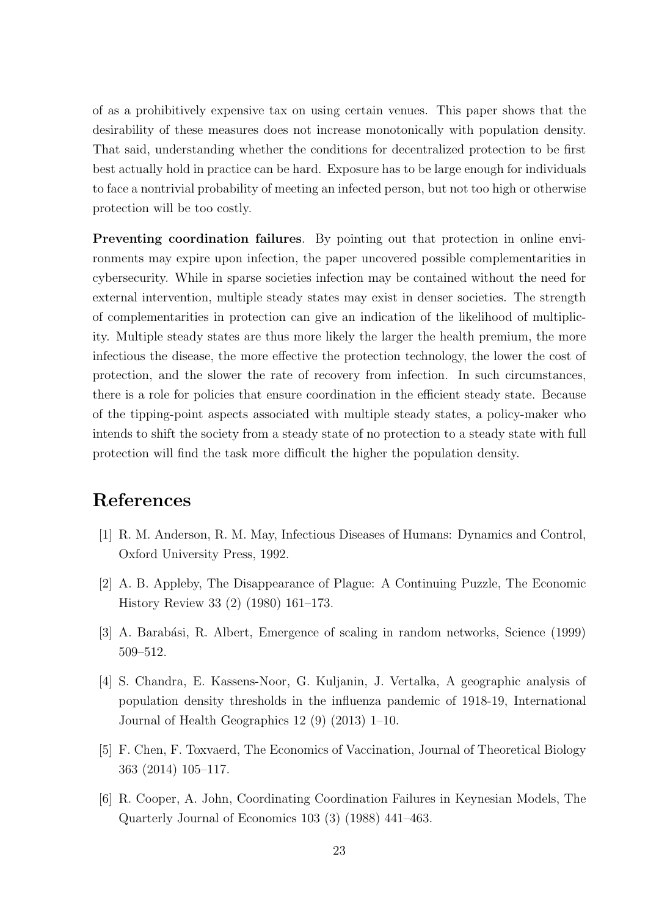of as a prohibitively expensive tax on using certain venues. This paper shows that the desirability of these measures does not increase monotonically with population density. That said, understanding whether the conditions for decentralized protection to be first best actually hold in practice can be hard. Exposure has to be large enough for individuals to face a nontrivial probability of meeting an infected person, but not too high or otherwise protection will be too costly.

**Preventing coordination failures**. By pointing out that protection in online environments may expire upon infection, the paper uncovered possible complementarities in cybersecurity. While in sparse societies infection may be contained without the need for external intervention, multiple steady states may exist in denser societies. The strength of complementarities in protection can give an indication of the likelihood of multiplicity. Multiple steady states are thus more likely the larger the health premium, the more infectious the disease, the more effective the protection technology, the lower the cost of protection, and the slower the rate of recovery from infection. In such circumstances, there is a role for policies that ensure coordination in the efficient steady state. Because of the tipping-point aspects associated with multiple steady states, a policy-maker who intends to shift the society from a steady state of no protection to a steady state with full protection will find the task more difficult the higher the population density.

# References

[1] R. M. Anderson, R. M. May, Infectious Diseases of Humans: Dynamics and Control, Oxford University Press, 1992.

[2] A. B. Appleby, The Disappearance of Plague: A Continuing Puzzle, The Economic History Review 33 (2) (1980) 161–173.

[3] A. Barabási, R. Albert, Emergence of scaling in random networks, Science (1999) 509–512.

[4] S. Chandra, E. Kassens-Noor, G. Kuljanin, J. Vertalka, A geographic analysis of population density thresholds in the influenza pandemic of 1918-19, International Journal of Health Geographics 12 (9) (2013) 1–10.

[5] F. Chen, F. Toxvaerd, The Economics of Vaccination, Journal of Theoretical Biology 363 (2014) 105–117.

[6] R. Cooper, A. John, Coordinating Coordination Failures in Keynesian Models, The Quarterly Journal of Economics 103 (3) (1988) 441–463.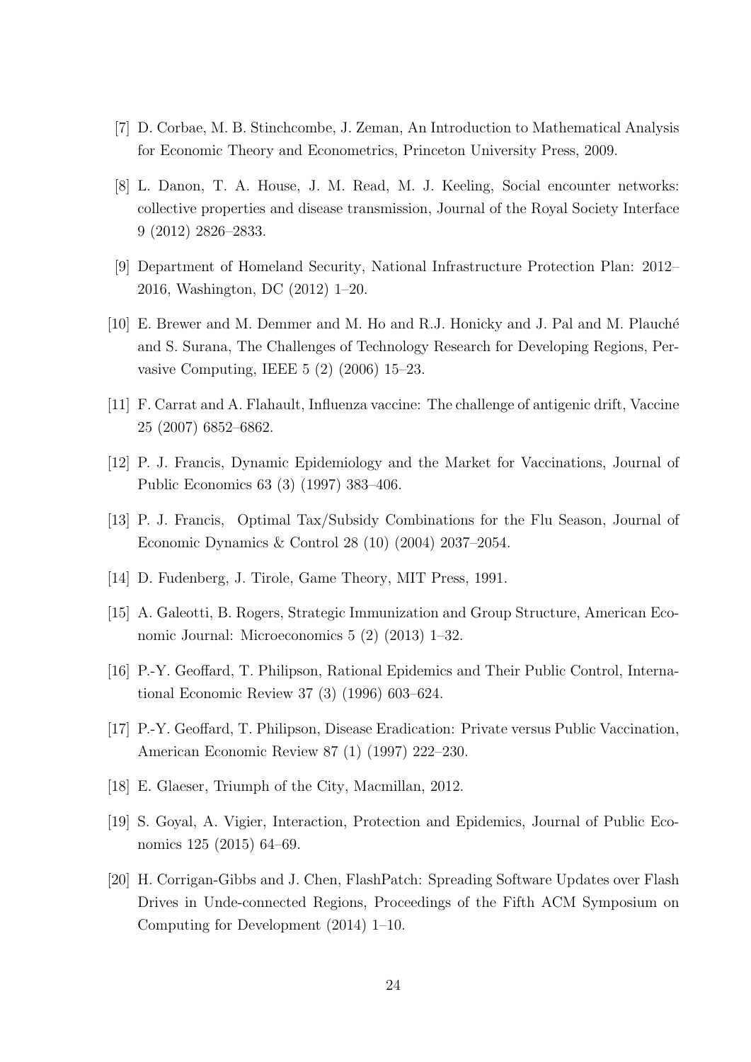[7] D. Corbae, M. B. Stinchcombe, J. Zeman, An Introduction to Mathematical Analysis for Economic Theory and Econometrics, Princeton University Press, 2009.

[8] L. Danon, T. A. House, J. M. Read, M. J. Keeling, Social encounter networks: collective properties and disease transmission, Journal of the Royal Society Interface 9 (2012) 2826–2833.

[9] Department of Homeland Security, National Infrastructure Protection Plan: 2012–2016, Washington, DC (2012) 1–20.

[10] E. Brewer and M. Demmer and M. Ho and R.J. Honicky and J. Pal and M. Plauché and S. Surana, The Challenges of Technology Research for Developing Regions, Pervasive Computing, IEEE 5 (2) (2006) 15–23.

[11] F. Carrat and A. Flahault, Influenza vaccine: The challenge of antigenic drift, Vaccine 25 (2007) 6852–6862.

[12] P. J. Francis, Dynamic Epidemiology and the Market for Vaccinations, Journal of Public Economics 63 (3) (1997) 383–406.

[13] P. J. Francis, Optimal Tax/Subsidy Combinations for the Flu Season, Journal of Economic Dynamics & Control 28 (10) (2004) 2037–2054.

[14] D. Fudenberg, J. Tirole, Game Theory, MIT Press, 1991.

[15] A. Galeotti, B. Rogers, Strategic Immunization and Group Structure, American Economic Journal: Microeconomics 5 (2) (2013) 1–32.

[16] P.-Y. Geoffard, T. Philipson, Rational Epidemics and Their Public Control, International Economic Review 37 (3) (1996) 603–624.

[17] P.-Y. Geoffard, T. Philipson, Disease Eradication: Private versus Public Vaccination, American Economic Review 87 (1) (1997) 222–230.

[18] E. Glaeser, Triumph of the City, Macmillan, 2012.

[19] S. Goyal, A. Vigier, Interaction, Protection and Epidemics, Journal of Public Economics 125 (2015) 64–69.

[20] H. Corrigan-Gibbs and J. Chen, FlashPatch: Spreading Software Updates over Flash Drives in Unde-connected Regions, Proceedings of the Fifth ACM Symposium on Computing for Development (2014) 1–10.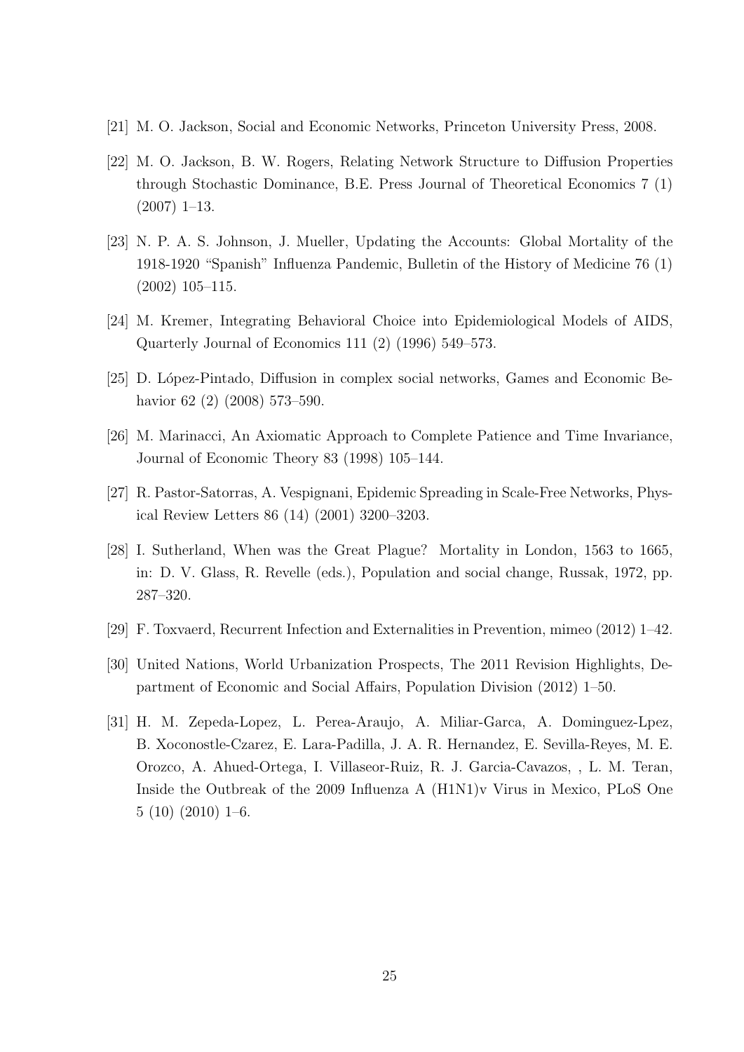[21] M. O. Jackson, Social and Economic Networks, Princeton University Press, 2008.

[22] M. O. Jackson, B. W. Rogers, Relating Network Structure to Diffusion Properties through Stochastic Dominance, B.E. Press Journal of Theoretical Economics 7 (1) (2007) 1–13.

[23] N. P. A. S. Johnson, J. Mueller, Updating the Accounts: Global Mortality of the 1918-1920 "Spanish" Influenza Pandemic, Bulletin of the History of Medicine 76 (1) (2002) 105–115.

[24] M. Kremer, Integrating Behavioral Choice into Epidemiological Models of AIDS, Quarterly Journal of Economics 111 (2) (1996) 549–573.

[25] D. López-Pintado, Diffusion in complex social networks, Games and Economic Behavior 62 (2) (2008) 573–590.

[26] M. Marinacci, An Axiomatic Approach to Complete Patience and Time Invariance, Journal of Economic Theory 83 (1998) 105–144.

[27] R. Pastor-Satorras, A. Vespignani, Epidemic Spreading in Scale-Free Networks, Physical Review Letters 86 (14) (2001) 3200–3203.

[28] I. Sutherland, When was the Great Plague? Mortality in London, 1563 to 1665, in: D. V. Glass, R. Revelle (eds.), Population and social change, Russak, 1972, pp. 287–320.

[29] F. Toxvaerd, Recurrent Infection and Externalities in Prevention, mimeo (2012) 1–42.

[30] United Nations, World Urbanization Prospects, The 2011 Revision Highlights, Department of Economic and Social Affairs, Population Division (2012) 1–50.

[31] H. M. Zepeda-Lopez, L. Perea-Araujo, A. Miliar-Garca, A. Dominguez-Lpez, B. Xoconostle-Czarez, E. Lara-Padilla, J. A. R. Hernandez, E. Sevilla-Reyes, M. E. Orozco, A. Ahued-Ortega, I. Villaseor-Ruiz, R. J. Garcia-Cavazos, , L. M. Teran, Inside the Outbreak of the 2009 Influenza A (H1N1)v Virus in Mexico, PLoS One 5 (10) (2010) 1–6.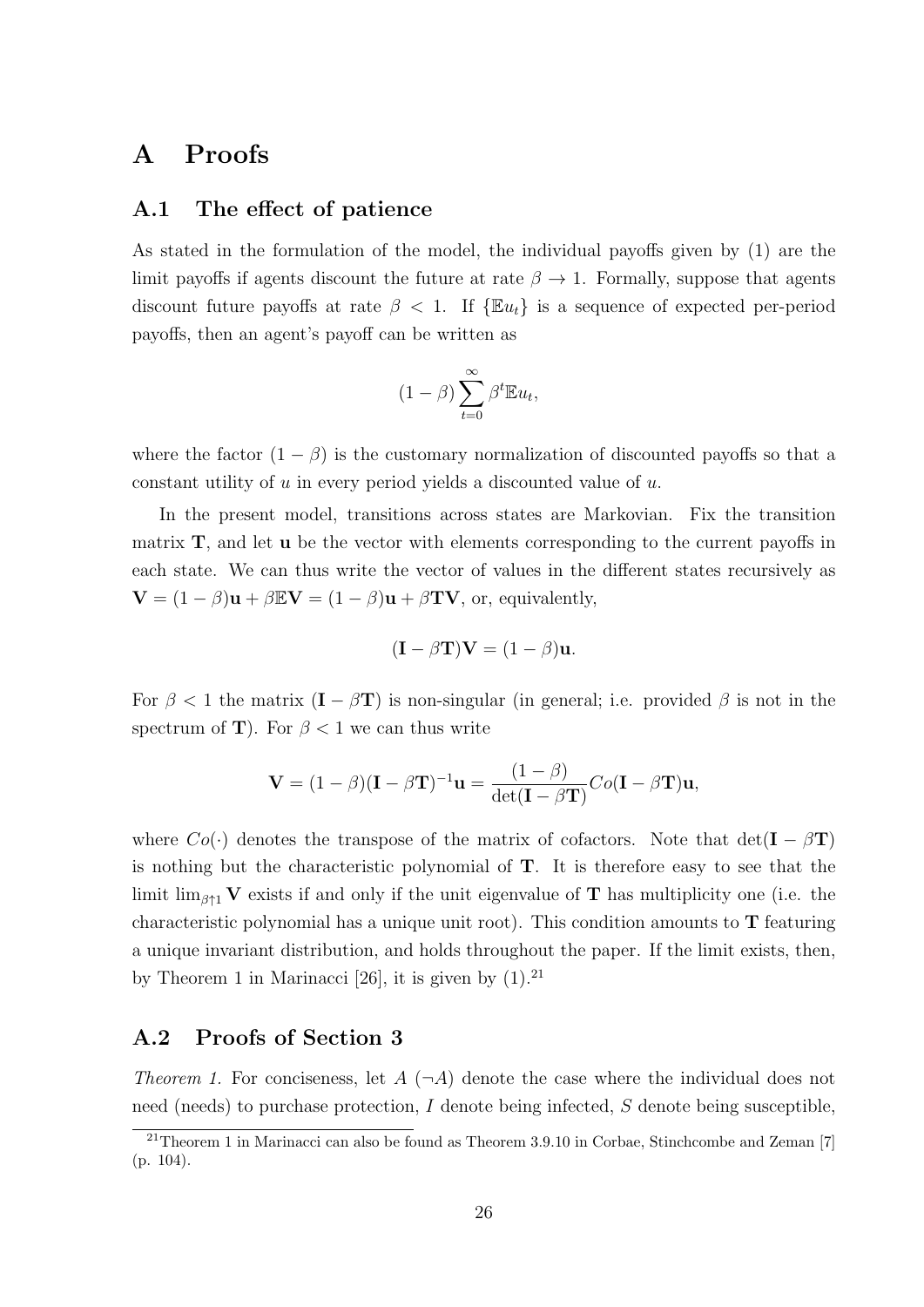# A Proofs

## A.1 The effect of patience

As stated in the formulation of the model, the individual payoffs given by (1) are the limit payoffs if agents discount the future at rate $\beta \to 1$. Formally, suppose that agents discount future payoffs at rate $\beta < 1$. If $\{\mathbb{E}u_t\}$ is a sequence of expected per-period payoffs, then an agent's payoff can be written as

$$(1-\beta)\sum_{t=0}^{\infty}\beta^t \mathbb{E}u_t,$$

where the factor $(1-\beta)$ is the customary normalization of discounted payoffs so that a constant utility of $u$ in every period yields a discounted value of $u$.

In the present model, transitions across states are Markovian. Fix the transition matrix $\mathbf{T}$, and let $\mathbf{u}$ be the vector with elements corresponding to the current payoffs in each state. We can thus write the vector of values in the different states recursively as $\mathbf{V} = (1-\beta)\mathbf{u} + \beta\mathbb{E}\mathbf{V} = (1-\beta)\mathbf{u} + \beta\mathbf{T}\mathbf{V}$, or, equivalently,

$$(\mathbf{I} - \beta\mathbf{T})\mathbf{V} = (1-\beta)\mathbf{u}.$$

For $\beta < 1$ the matrix $(\mathbf{I} - \beta\mathbf{T})$ is non-singular (in general; i.e. provided $\beta$ is not in the spectrum of $\mathbf{T}$). For $\beta < 1$ we can thus write

$$\mathbf{V} = (1-\beta)(\mathbf{I} - \beta\mathbf{T})^{-1}\mathbf{u} = \frac{(1-\beta)}{\det(\mathbf{I} - \beta\mathbf{T})}Co(\mathbf{I} - \beta\mathbf{T})\mathbf{u},$$

where $Co(\cdot)$ denotes the transpose of the matrix of cofactors. Note that $\det(\mathbf{I} - \beta\mathbf{T})$ is nothing but the characteristic polynomial of $\mathbf{T}$. It is therefore easy to see that the limit $\lim_{\beta\uparrow 1}\mathbf{V}$ exists if and only if the unit eigenvalue of $\mathbf{T}$ has multiplicity one (i.e. the characteristic polynomial has a unique unit root). This condition amounts to $\mathbf{T}$ featuring a unique invariant distribution, and holds throughout the paper. If the limit exists, then, by Theorem 1 in Marinacci [26], it is given by (1).[21]

## A.2 Proofs of Section 3

*Theorem 1.* For conciseness, let $A$ ($\neg A$) denote the case where the individual does not need (needs) to purchase protection, $I$ denote being infected, $S$ denote being susceptible,

[21] Theorem 1 in Marinacci can also be found as Theorem 3.9.10 in Corbae, Stinchcombe and Zeman [7] (p. 104).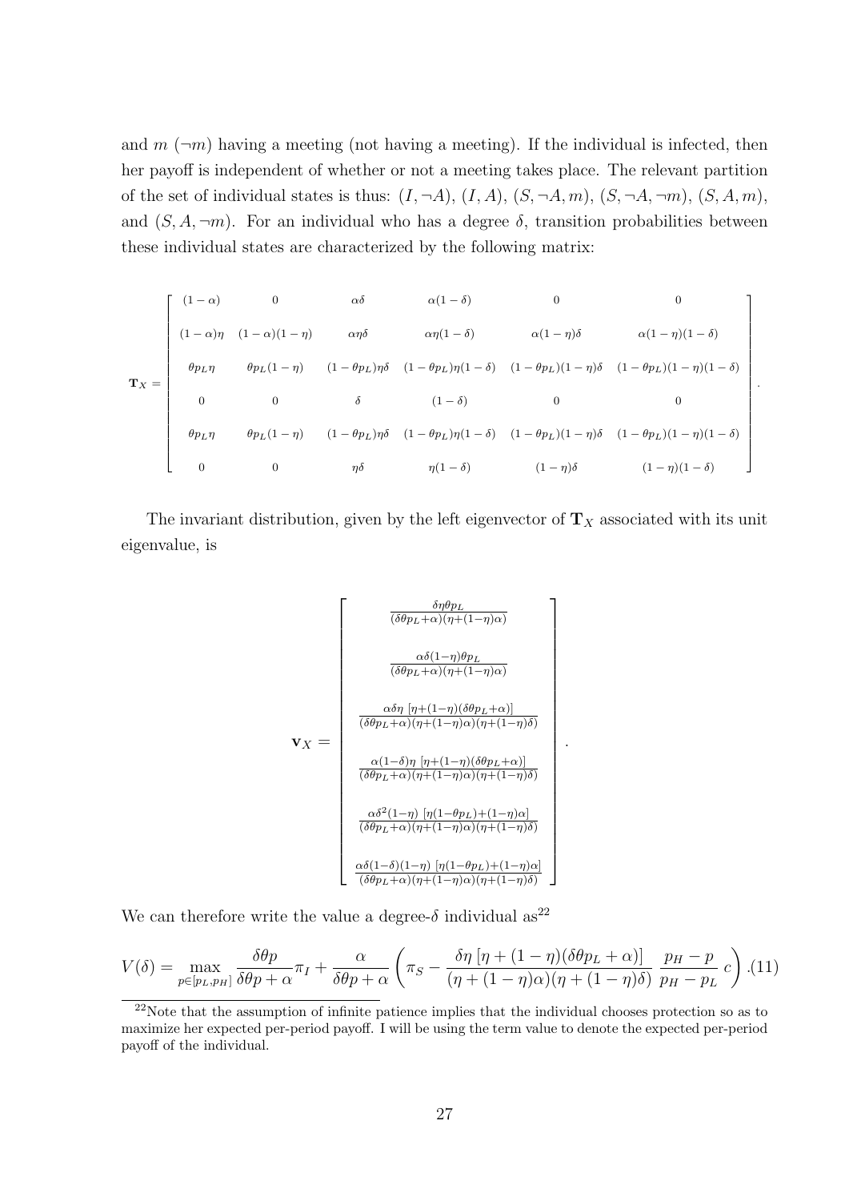and $m$ ($\neg m$) having a meeting (not having a meeting). If the individual is infected, then her payoff is independent of whether or not a meeting takes place. The relevant partition of the set of individual states is thus: $(I, \neg A)$, $(I, A)$, $(S, \neg A, m)$, $(S, \neg A, \neg m)$, $(S, A, m)$, and $(S, A, \neg m)$. For an individual who has a degree $\delta$, transition probabilities between these individual states are characterized by the following matrix:

$$\mathbf{T}_X = \begin{bmatrix} (1-\alpha) & 0 & \alpha\delta & \alpha(1-\delta) & 0 & 0 \\ (1-\alpha)\eta & (1-\alpha)(1-\eta) & \alpha\eta\delta & \alpha\eta(1-\delta) & \alpha(1-\eta)\delta & \alpha(1-\eta)(1-\delta) \\ \theta p_L \eta & \theta p_L(1-\eta) & (1-\theta p_L)\eta\delta & (1-\theta p_L)\eta(1-\delta) & (1-\theta p_L)(1-\eta)\delta & (1-\theta p_L)(1-\eta)(1-\delta) \\ 0 & 0 & \delta & (1-\delta) & 0 & 0 \\ \theta p_L \eta & \theta p_L(1-\eta) & (1-\theta p_L)\eta\delta & (1-\theta p_L)\eta(1-\delta) & (1-\theta p_L)(1-\eta)\delta & (1-\theta p_L)(1-\eta)(1-\delta) \\ 0 & 0 & \eta\delta & \eta(1-\delta) & (1-\eta)\delta & (1-\eta)(1-\delta) \end{bmatrix}.$$

The invariant distribution, given by the left eigenvector of $\mathbf{T}_X$ associated with its unit eigenvalue, is

$$\mathbf{v}_X = \begin{bmatrix} \frac{\delta\eta\theta p_L}{(\delta\theta p_L+\alpha)(\eta+(1-\eta)\alpha)} \\ \frac{\alpha\delta(1-\eta)\theta p_L}{(\delta\theta p_L+\alpha)(\eta+(1-\eta)\alpha)} \\ \frac{\alpha\delta\eta\,[\eta+(1-\eta)(\delta\theta p_L+\alpha)]}{(\delta\theta p_L+\alpha)(\eta+(1-\eta)\alpha)(\eta+(1-\eta)\delta)} \\ \frac{\alpha(1-\delta)\eta\,[\eta+(1-\eta)(\delta\theta p_L+\alpha)]}{(\delta\theta p_L+\alpha)(\eta+(1-\eta)\alpha)(\eta+(1-\eta)\delta)} \\ \frac{\alpha\delta^2(1-\eta)\,[\eta(1-\theta p_L)+(1-\eta)\alpha]}{(\delta\theta p_L+\alpha)(\eta+(1-\eta)\alpha)(\eta+(1-\eta)\delta)} \\ \frac{\alpha\delta(1-\delta)(1-\eta)\,[\eta(1-\theta p_L)+(1-\eta)\alpha]}{(\delta\theta p_L+\alpha)(\eta+(1-\eta)\alpha)(\eta+(1-\eta)\delta)} \end{bmatrix}.$$

We can therefore write the value a degree-$\delta$ individual as[22]

$$V(\delta) = \max_{p\in[p_L,p_H]} \frac{\delta\theta p}{\delta\theta p+\alpha}\pi_I + \frac{\alpha}{\delta\theta p+\alpha}\left(\pi_S - \frac{\delta\eta\,[\eta+(1-\eta)(\delta\theta p_L+\alpha)]}{(\eta+(1-\eta)\alpha)(\eta+(1-\eta)\delta)}\,\frac{p_H-p}{p_H-p_L}\,c\right). \quad (11)$$

[22]Note that the assumption of infinite patience implies that the individual chooses protection so as to maximize her expected per-period payoff. I will be using the term value to denote the expected per-period payoff of the individual.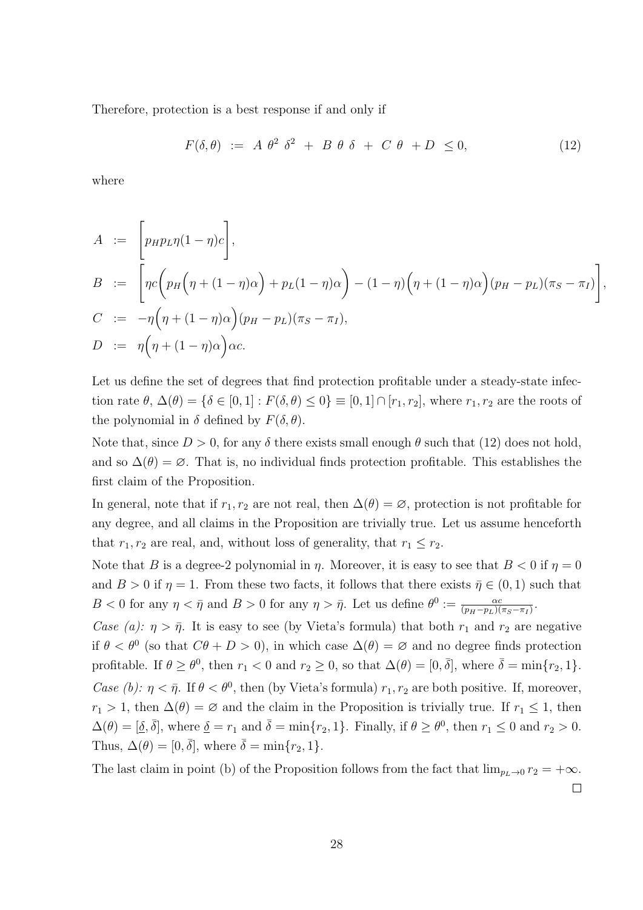Therefore, protection is a best response if and only if

$$F(\delta, \theta) \;:=\; A\ \theta^2\ \delta^2 \;+\; B\ \theta\ \delta \;+\; C\ \theta \;+ D\ \le 0, \tag{12}$$

where

$$\begin{aligned}
A &:= \left[ p_H p_L \eta (1-\eta) c \right], \\
B &:= \left[ \eta c \Big( p_H \Big( \eta + (1-\eta)\alpha \Big) + p_L (1-\eta)\alpha \Big) - (1-\eta)\Big( \eta + (1-\eta)\alpha \Big)(p_H - p_L)(\pi_S - \pi_I) \right], \\
C &:= -\eta \Big( \eta + (1-\eta)\alpha \Big)(p_H - p_L)(\pi_S - \pi_I), \\
D &:= \eta \Big( \eta + (1-\eta)\alpha \Big)\alpha c.
\end{aligned}$$

Let us define the set of degrees that find protection profitable under a steady-state infection rate $\theta$, $\Delta(\theta) = \{\delta \in [0,1] : F(\delta, \theta) \le 0\} \equiv [0,1] \cap [r_1, r_2]$, where $r_1, r_2$ are the roots of the polynomial in $\delta$ defined by $F(\delta, \theta)$.

Note that, since $D > 0$, for any $\delta$ there exists small enough $\theta$ such that (12) does not hold, and so $\Delta(\theta) = \varnothing$. That is, no individual finds protection profitable. This establishes the first claim of the Proposition.

In general, note that if $r_1, r_2$ are not real, then $\Delta(\theta) = \varnothing$, protection is not profitable for any degree, and all claims in the Proposition are trivially true. Let us assume henceforth that $r_1, r_2$ are real, and, without loss of generality, that $r_1 \le r_2$.

Note that $B$ is a degree-2 polynomial in $\eta$. Moreover, it is easy to see that $B < 0$ if $\eta = 0$ and $B > 0$ if $\eta = 1$. From these two facts, it follows that there exists $\bar{\eta} \in (0,1)$ such that $B < 0$ for any $\eta < \bar{\eta}$ and $B > 0$ for any $\eta > \bar{\eta}$. Let us define $\theta^0 := \frac{\alpha c}{(p_H - p_L)(\pi_S - \pi_I)}$.

*Case (a):* $\eta > \bar{\eta}$. It is easy to see (by Vieta's formula) that both $r_1$ and $r_2$ are negative if $\theta < \theta^0$ (so that $C\theta + D > 0$), in which case $\Delta(\theta) = \varnothing$ and no degree finds protection profitable. If $\theta \ge \theta^0$, then $r_1 < 0$ and $r_2 \ge 0$, so that $\Delta(\theta) = [0, \bar{\delta}]$, where $\bar{\delta} = \min\{r_2, 1\}$.

*Case (b):* $\eta < \bar{\eta}$. If $\theta < \theta^0$, then (by Vieta's formula) $r_1, r_2$ are both positive. If, moreover, $r_1 > 1$, then $\Delta(\theta) = \varnothing$ and the claim in the Proposition is trivially true. If $r_1 \le 1$, then $\Delta(\theta) = [\underline{\delta}, \bar{\delta}]$, where $\underline{\delta} = r_1$ and $\bar{\delta} = \min\{r_2, 1\}$. Finally, if $\theta \ge \theta^0$, then $r_1 \le 0$ and $r_2 > 0$. Thus, $\Delta(\theta) = [0, \bar{\delta}]$, where $\bar{\delta} = \min\{r_2, 1\}$.

The last claim in point (b) of the Proposition follows from the fact that $\lim_{p_L \to 0} r_2 = +\infty$. $\square$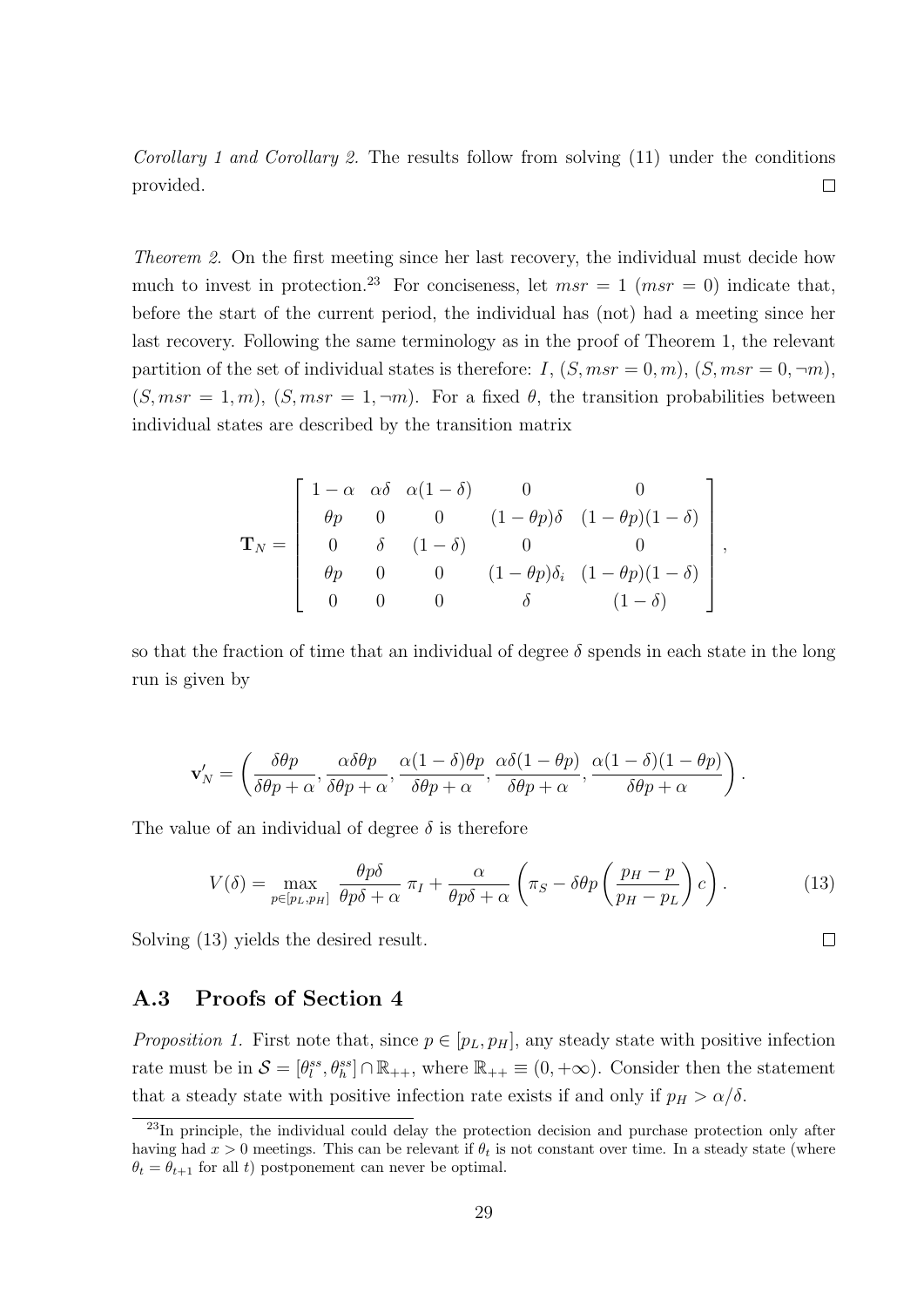*Corollary 1 and Corollary 2.* The results follow from solving (11) under the conditions provided. □

*Theorem 2.* On the first meeting since her last recovery, the individual must decide how much to invest in protection.[23] For conciseness, let $msr = 1$ ($msr = 0$) indicate that, before the start of the current period, the individual has (not) had a meeting since her last recovery. Following the same terminology as in the proof of Theorem 1, the relevant partition of the set of individual states is therefore: $I$, $(S, msr = 0, m)$, $(S, msr = 0, \neg m)$, $(S, msr = 1, m)$, $(S, msr = 1, \neg m)$. For a fixed $\theta$, the transition probabilities between individual states are described by the transition matrix

$$\mathbf{T}_N = \begin{bmatrix} 1-\alpha & \alpha\delta & \alpha(1-\delta) & 0 & 0 \\ \theta p & 0 & 0 & (1-\theta p)\delta & (1-\theta p)(1-\delta) \\ 0 & \delta & (1-\delta) & 0 & 0 \\ \theta p & 0 & 0 & (1-\theta p)\delta_i & (1-\theta p)(1-\delta) \\ 0 & 0 & 0 & \delta & (1-\delta) \end{bmatrix},$$

so that the fraction of time that an individual of degree $\delta$ spends in each state in the long run is given by

$$\mathbf{v}_N' = \left( \frac{\delta\theta p}{\delta\theta p + \alpha}, \frac{\alpha\delta\theta p}{\delta\theta p + \alpha}, \frac{\alpha(1-\delta)\theta p}{\delta\theta p + \alpha}, \frac{\alpha\delta(1-\theta p)}{\delta\theta p + \alpha}, \frac{\alpha(1-\delta)(1-\theta p)}{\delta\theta p + \alpha} \right).$$

The value of an individual of degree $\delta$ is therefore

$$V(\delta) = \max_{p \in [p_L, p_H]} \frac{\theta p \delta}{\theta p \delta + \alpha}\, \pi_I + \frac{\alpha}{\theta p \delta + \alpha} \left( \pi_S - \delta\theta p \left( \frac{p_H - p}{p_H - p_L} \right) c \right). \tag{13}$$

Solving (13) yields the desired result. □

## A.3 Proofs of Section 4

*Proposition 1.* First note that, since $p \in [p_L, p_H]$, any steady state with positive infection rate must be in $\mathcal{S} = [\theta_l^{ss}, \theta_h^{ss}] \cap \mathbb{R}_{++}$, where $\mathbb{R}_{++} \equiv (0, +\infty)$. Consider then the statement that a steady state with positive infection rate exists if and only if $p_H > \alpha/\delta$.

[23] In principle, the individual could delay the protection decision and purchase protection only after having had $x > 0$ meetings. This can be relevant if $\theta_t$ is not constant over time. In a steady state (where $\theta_t = \theta_{t+1}$ for all $t$) postponement can never be optimal.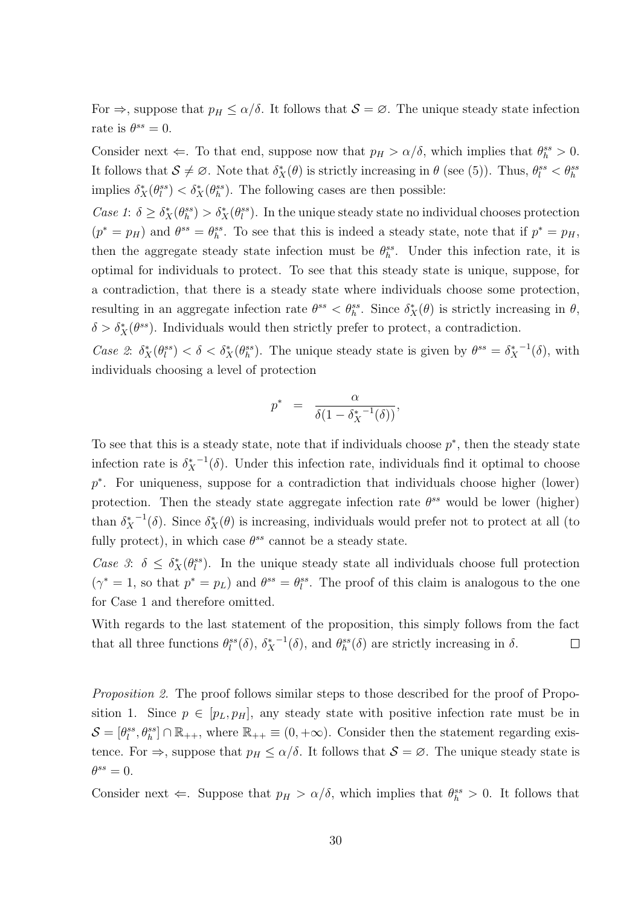For $\Rightarrow$, suppose that $p_H \leq \alpha/\delta$. It follows that $\mathcal{S} = \varnothing$. The unique steady state infection rate is $\theta^{ss} = 0$.

Consider next $\Leftarrow$. To that end, suppose now that $p_H > \alpha/\delta$, which implies that $\theta_h^{ss} > 0$. It follows that $\mathcal{S} \neq \varnothing$. Note that $\delta_X^*(\theta)$ is strictly increasing in $\theta$ (see (5)). Thus, $\theta_l^{ss} < \theta_h^{ss}$ implies $\delta_X^*(\theta_l^{ss}) < \delta_X^*(\theta_h^{ss})$. The following cases are then possible:

*Case 1*: $\delta \geq \delta_X^*(\theta_h^{ss}) > \delta_X^*(\theta_l^{ss})$. In the unique steady state no individual chooses protection ($p^* = p_H$) and $\theta^{ss} = \theta_h^{ss}$. To see that this is indeed a steady state, note that if $p^* = p_H$, then the aggregate steady state infection must be $\theta_h^{ss}$. Under this infection rate, it is optimal for individuals to protect. To see that this steady state is unique, suppose, for a contradiction, that there is a steady state where individuals choose some protection, resulting in an aggregate infection rate $\theta^{ss} < \theta_h^{ss}$. Since $\delta_X^*(\theta)$ is strictly increasing in $\theta$, $\delta > \delta_X^*(\theta^{ss})$. Individuals would then strictly prefer to protect, a contradiction.

*Case 2*: $\delta_X^*(\theta_l^{ss}) < \delta < \delta_X^*(\theta_h^{ss})$. The unique steady state is given by $\theta^{ss} = {\delta_X^*}^{-1}(\delta)$, with individuals choosing a level of protection

$$p^* = \frac{\alpha}{\delta(1 - {\delta_X^*}^{-1}(\delta))},$$

To see that this is a steady state, note that if individuals choose $p^*$, then the steady state infection rate is ${\delta_X^*}^{-1}(\delta)$. Under this infection rate, individuals find it optimal to choose $p^*$. For uniqueness, suppose for a contradiction that individuals choose higher (lower) protection. Then the steady state aggregate infection rate $\theta^{ss}$ would be lower (higher) than ${\delta_X^*}^{-1}(\delta)$. Since $\delta_X^*(\theta)$ is increasing, individuals would prefer not to protect at all (to fully protect), in which case $\theta^{ss}$ cannot be a steady state.

*Case 3*: $\delta \leq \delta_X^*(\theta_l^{ss})$. In the unique steady state all individuals choose full protection ($\gamma^* = 1$, so that $p^* = p_L$) and $\theta^{ss} = \theta_l^{ss}$. The proof of this claim is analogous to the one for Case 1 and therefore omitted.

With regards to the last statement of the proposition, this simply follows from the fact that all three functions $\theta_l^{ss}(\delta)$, ${\delta_X^*}^{-1}(\delta)$, and $\theta_h^{ss}(\delta)$ are strictly increasing in $\delta$. $\square$

*Proposition 2.* The proof follows similar steps to those described for the proof of Proposition 1. Since $p \in [p_L, p_H]$, any steady state with positive infection rate must be in $\mathcal{S} = [\theta_l^{ss}, \theta_h^{ss}] \cap \mathbb{R}_{++}$, where $\mathbb{R}_{++} \equiv (0, +\infty)$. Consider then the statement regarding existence. For $\Rightarrow$, suppose that $p_H \leq \alpha/\delta$. It follows that $\mathcal{S} = \varnothing$. The unique steady state is $\theta^{ss} = 0$.

Consider next $\Leftarrow$. Suppose that $p_H > \alpha/\delta$, which implies that $\theta_h^{ss} > 0$. It follows that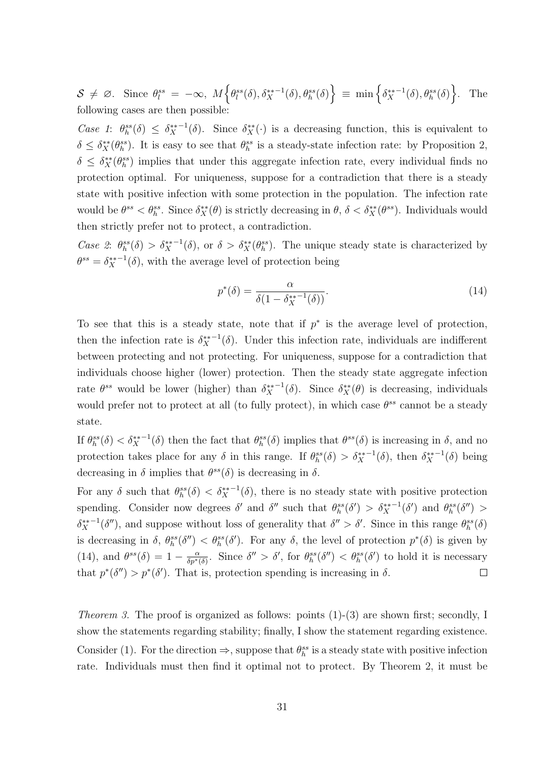$\mathcal{S} \neq \varnothing$. Since $\theta_l^{ss} = -\infty$, $M\Big\{\theta_l^{ss}(\delta), \delta_X^{**-1}(\delta), \theta_h^{ss}(\delta)\Big\} \equiv \min\Big\{\delta_X^{**-1}(\delta), \theta_h^{ss}(\delta)\Big\}$. The following cases are then possible:

*Case 1*: $\theta_h^{ss}(\delta) \leq \delta_X^{**-1}(\delta)$. Since $\delta_X^{**}(\cdot)$ is a decreasing function, this is equivalent to $\delta \leq \delta_X^{**}(\theta_h^{ss})$. It is easy to see that $\theta_h^{ss}$ is a steady-state infection rate: by Proposition 2, $\delta \leq \delta_X^{**}(\theta_h^{ss})$ implies that under this aggregate infection rate, every individual finds no protection optimal. For uniqueness, suppose for a contradiction that there is a steady state with positive infection with some protection in the population. The infection rate would be $\theta^{ss} < \theta_h^{ss}$. Since $\delta_X^{**}(\theta)$ is strictly decreasing in $\theta$, $\delta < \delta_X^{**}(\theta^{ss})$. Individuals would then strictly prefer not to protect, a contradiction.

*Case 2*: $\theta_h^{ss}(\delta) > \delta_X^{**-1}(\delta)$, or $\delta > \delta_X^{**}(\theta_h^{ss})$. The unique steady state is characterized by $\theta^{ss} = \delta_X^{**-1}(\delta)$, with the average level of protection being

$$p^*(\delta) = \frac{\alpha}{\delta(1 - \delta_X^{**-1}(\delta))}. \tag{14}$$

To see that this is a steady state, note that if $p^*$ is the average level of protection, then the infection rate is $\delta_X^{**-1}(\delta)$. Under this infection rate, individuals are indifferent between protecting and not protecting. For uniqueness, suppose for a contradiction that individuals choose higher (lower) protection. Then the steady state aggregate infection rate $\theta^{ss}$ would be lower (higher) than $\delta_X^{**-1}(\delta)$. Since $\delta_X^{**}(\theta)$ is decreasing, individuals would prefer not to protect at all (to fully protect), in which case $\theta^{ss}$ cannot be a steady state.

If $\theta_h^{ss}(\delta) < \delta_X^{**-1}(\delta)$ then the fact that $\theta_h^{ss}(\delta)$ implies that $\theta^{ss}(\delta)$ is increasing in $\delta$, and no protection takes place for any $\delta$ in this range. If $\theta_h^{ss}(\delta) > \delta_X^{**-1}(\delta)$, then $\delta_X^{**-1}(\delta)$ being decreasing in $\delta$ implies that $\theta^{ss}(\delta)$ is decreasing in $\delta$.

For any $\delta$ such that $\theta_h^{ss}(\delta) < \delta_X^{**-1}(\delta)$, there is no steady state with positive protection spending. Consider now degrees $\delta'$ and $\delta''$ such that $\theta_h^{ss}(\delta') > \delta_X^{**-1}(\delta')$ and $\theta_h^{ss}(\delta'') > \delta_X^{**-1}(\delta'')$, and suppose without loss of generality that $\delta'' > \delta'$. Since in this range $\theta_h^{ss}(\delta)$ is decreasing in $\delta$, $\theta_h^{ss}(\delta'') < \theta_h^{ss}(\delta')$. For any $\delta$, the level of protection $p^*(\delta)$ is given by (14), and $\theta^{ss}(\delta) = 1 - \frac{\alpha}{\delta p^*(\delta)}$. Since $\delta'' > \delta'$, for $\theta_h^{ss}(\delta'') < \theta_h^{ss}(\delta')$ to hold it is necessary that $p^*(\delta'') > p^*(\delta')$. That is, protection spending is increasing in $\delta$. $\square$

*Theorem 3.* The proof is organized as follows: points (1)-(3) are shown first; secondly, I show the statements regarding stability; finally, I show the statement regarding existence. Consider (1). For the direction $\Rightarrow$, suppose that $\theta_h^{ss}$ is a steady state with positive infection rate. Individuals must then find it optimal not to protect. By Theorem 2, it must be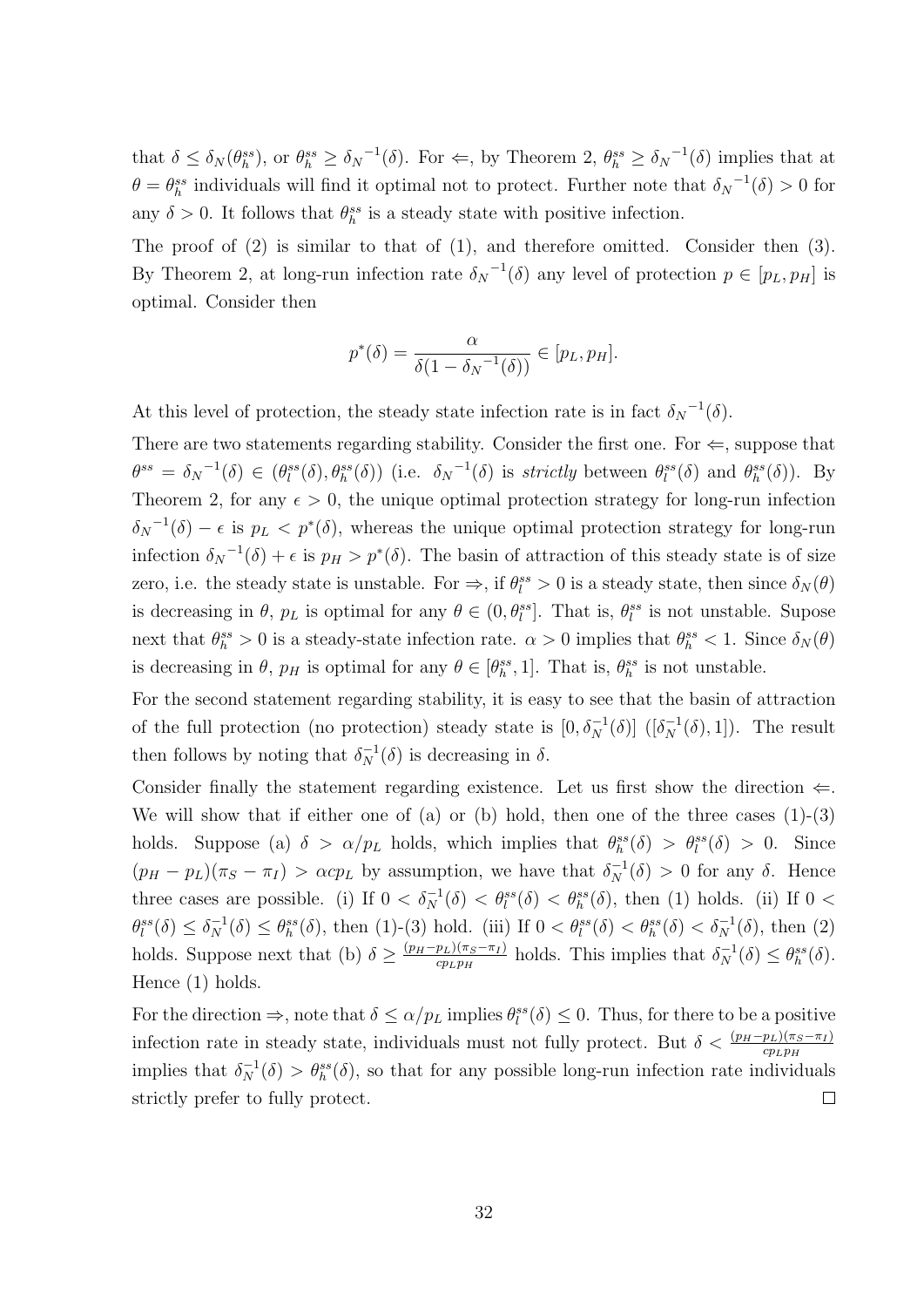that $\delta \leq \delta_N(\theta_h^{ss})$, or $\theta_h^{ss} \geq {\delta_N}^{-1}(\delta)$. For $\Leftarrow$, by Theorem 2, $\theta_h^{ss} \geq {\delta_N}^{-1}(\delta)$ implies that at $\theta = \theta_h^{ss}$ individuals will find it optimal not to protect. Further note that ${\delta_N}^{-1}(\delta) > 0$ for any $\delta > 0$. It follows that $\theta_h^{ss}$ is a steady state with positive infection.

The proof of (2) is similar to that of (1), and therefore omitted. Consider then (3). By Theorem 2, at long-run infection rate ${\delta_N}^{-1}(\delta)$ any level of protection $p \in [p_L, p_H]$ is optimal. Consider then

$$p^*(\delta) = \frac{\alpha}{\delta(1 - {\delta_N}^{-1}(\delta))} \in [p_L, p_H].$$

At this level of protection, the steady state infection rate is in fact ${\delta_N}^{-1}(\delta)$.

There are two statements regarding stability. Consider the first one. For $\Leftarrow$, suppose that $\theta^{ss} = {\delta_N}^{-1}(\delta) \in (\theta_l^{ss}(\delta), \theta_h^{ss}(\delta))$ (i.e. ${\delta_N}^{-1}(\delta)$ is *strictly* between $\theta_l^{ss}(\delta)$ and $\theta_h^{ss}(\delta)$). By Theorem 2, for any $\epsilon > 0$, the unique optimal protection strategy for long-run infection ${\delta_N}^{-1}(\delta) - \epsilon$ is $p_L < p^*(\delta)$, whereas the unique optimal protection strategy for long-run infection ${\delta_N}^{-1}(\delta) + \epsilon$ is $p_H > p^*(\delta)$. The basin of attraction of this steady state is of size zero, i.e. the steady state is unstable. For $\Rightarrow$, if $\theta_l^{ss} > 0$ is a steady state, then since $\delta_N(\theta)$ is decreasing in $\theta$, $p_L$ is optimal for any $\theta \in (0, \theta_l^{ss}]$. That is, $\theta_l^{ss}$ is not unstable. Supose next that $\theta_h^{ss} > 0$ is a steady-state infection rate. $\alpha > 0$ implies that $\theta_h^{ss} < 1$. Since $\delta_N(\theta)$ is decreasing in $\theta$, $p_H$ is optimal for any $\theta \in [\theta_h^{ss}, 1]$. That is, $\theta_h^{ss}$ is not unstable.

For the second statement regarding stability, it is easy to see that the basin of attraction of the full protection (no protection) steady state is $[0, \delta_N^{-1}(\delta)]$ ($[\delta_N^{-1}(\delta), 1]$). The result then follows by noting that $\delta_N^{-1}(\delta)$ is decreasing in $\delta$.

Consider finally the statement regarding existence. Let us first show the direction $\Leftarrow$. We will show that if either one of (a) or (b) hold, then one of the three cases (1)-(3) holds. Suppose (a) $\delta > \alpha/p_L$ holds, which implies that $\theta_h^{ss}(\delta) > \theta_l^{ss}(\delta) > 0$. Since $(p_H - p_L)(\pi_S - \pi_I) > \alpha c p_L$ by assumption, we have that $\delta_N^{-1}(\delta) > 0$ for any $\delta$. Hence three cases are possible. (i) If $0 < \delta_N^{-1}(\delta) < \theta_l^{ss}(\delta) < \theta_h^{ss}(\delta)$, then (1) holds. (ii) If $0 < \theta_l^{ss}(\delta) \leq \delta_N^{-1}(\delta) \leq \theta_h^{ss}(\delta)$, then (1)-(3) hold. (iii) If $0 < \theta_l^{ss}(\delta) < \theta_h^{ss}(\delta) < \delta_N^{-1}(\delta)$, then (2) holds. Suppose next that (b) $\delta \geq \frac{(p_H - p_L)(\pi_S - \pi_I)}{c p_L p_H}$ holds. This implies that $\delta_N^{-1}(\delta) \leq \theta_h^{ss}(\delta)$. Hence (1) holds.

For the direction $\Rightarrow$, note that $\delta \leq \alpha/p_L$ implies $\theta_l^{ss}(\delta) \leq 0$. Thus, for there to be a positive infection rate in steady state, individuals must not fully protect. But $\delta < \frac{(p_H - p_L)(\pi_S - \pi_I)}{c p_L p_H}$ implies that $\delta_N^{-1}(\delta) > \theta_h^{ss}(\delta)$, so that for any possible long-run infection rate individuals strictly prefer to fully protect. □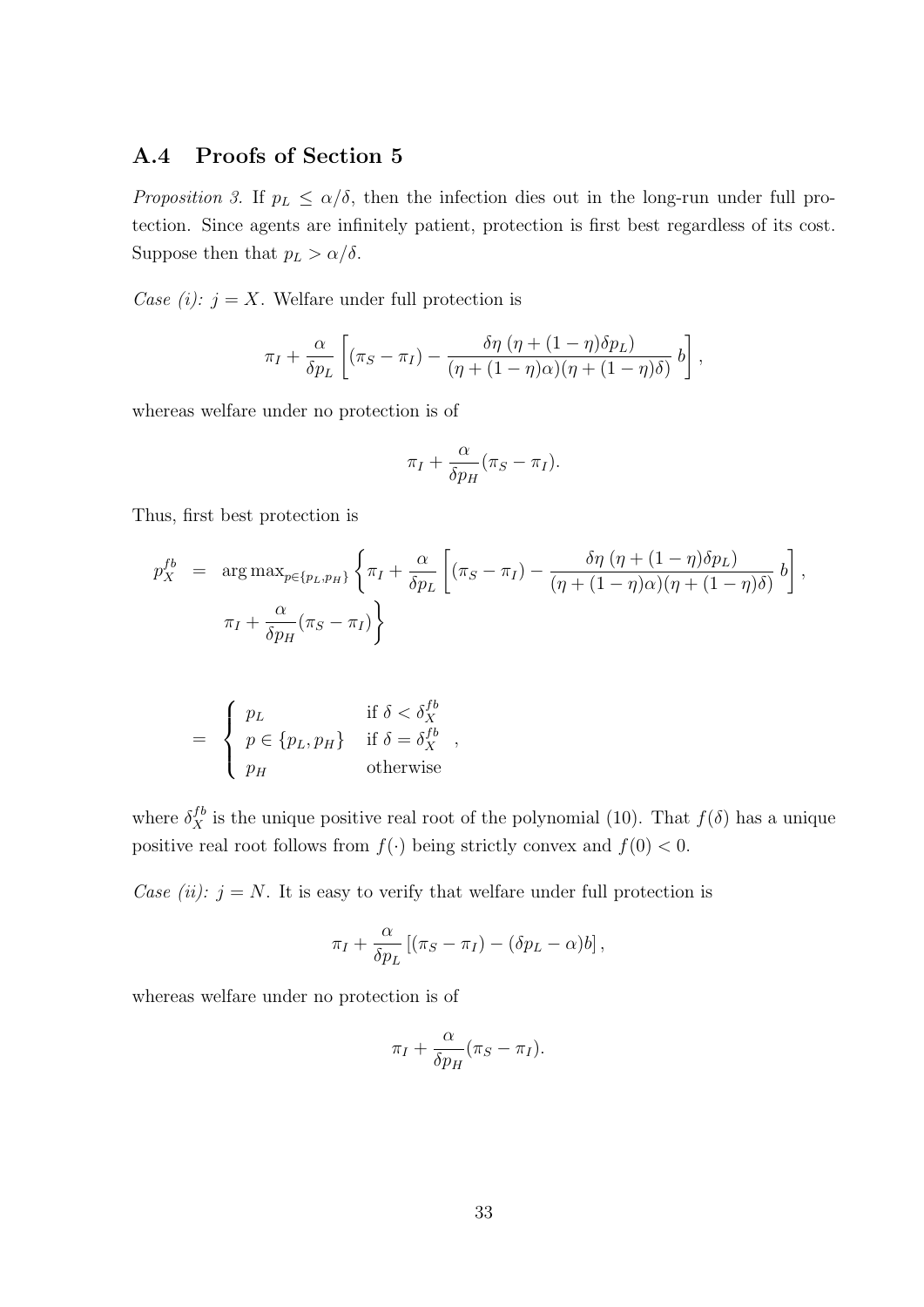## A.4 Proofs of Section 5

*Proposition 3.* If $p_L \leq \alpha/\delta$, then the infection dies out in the long-run under full protection. Since agents are infinitely patient, protection is first best regardless of its cost. Suppose then that $p_L > \alpha/\delta$.

*Case (i):* $j = X$. Welfare under full protection is

$$\pi_I + \frac{\alpha}{\delta p_L}\left[(\pi_S - \pi_I) - \frac{\delta\eta\,(\eta + (1-\eta)\delta p_L)}{(\eta + (1-\eta)\alpha)(\eta + (1-\eta)\delta)}\,b\right],$$

whereas welfare under no protection is of

$$\pi_I + \frac{\alpha}{\delta p_H}(\pi_S - \pi_I).$$

Thus, first best protection is

$$\begin{aligned}
p_X^{fb} &= \arg\max_{p\in\{p_L,p_H\}}\left\{\pi_I + \frac{\alpha}{\delta p_L}\left[(\pi_S - \pi_I) - \frac{\delta\eta\,(\eta + (1-\eta)\delta p_L)}{(\eta + (1-\eta)\alpha)(\eta + (1-\eta)\delta)}\,b\right],\right. \\
&\qquad \left.\pi_I + \frac{\alpha}{\delta p_H}(\pi_S - \pi_I)\right\} \\[2ex]
&= \begin{cases} p_L & \text{if } \delta < \delta_X^{fb} \\ p \in \{p_L, p_H\} & \text{if } \delta = \delta_X^{fb} \\ p_H & \text{otherwise} \end{cases},
\end{aligned}$$

where $\delta_X^{fb}$ is the unique positive real root of the polynomial (10). That $f(\delta)$ has a unique positive real root follows from $f(\cdot)$ being strictly convex and $f(0) < 0$.

*Case (ii):* $j = N$. It is easy to verify that welfare under full protection is

$$\pi_I + \frac{\alpha}{\delta p_L}\left[(\pi_S - \pi_I) - (\delta p_L - \alpha)b\right],$$

whereas welfare under no protection is of

$$\pi_I + \frac{\alpha}{\delta p_H}(\pi_S - \pi_I).$$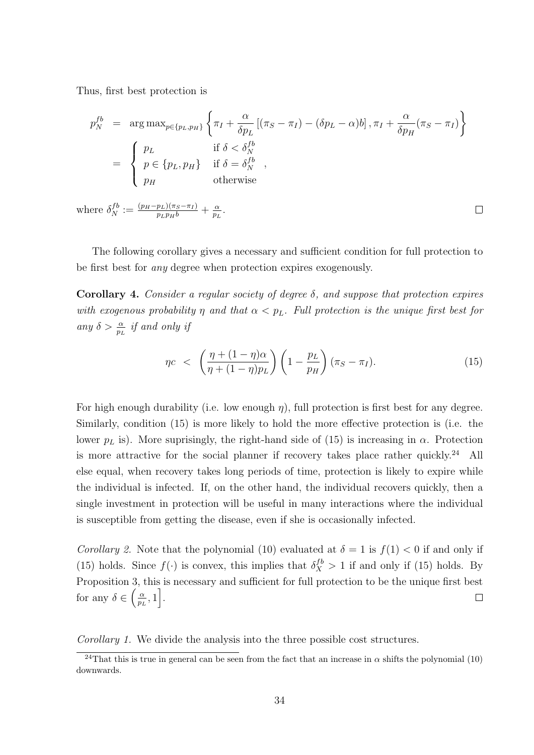Thus, first best protection is

$$
\begin{aligned}
p_N^{fb} &= \arg\max_{p \in \{p_L, p_H\}} \left\{ \pi_I + \frac{\alpha}{\delta p_L} \left[ (\pi_S - \pi_I) - (\delta p_L - \alpha) b \right], \pi_I + \frac{\alpha}{\delta p_H} (\pi_S - \pi_I) \right\} \\
&= \begin{cases} p_L & \text{if } \delta < \delta_N^{fb} \\ p \in \{p_L, p_H\} & \text{if } \delta = \delta_N^{fb} \\ p_H & \text{otherwise} \end{cases},
\end{aligned}
$$

where $\delta_N^{fb} := \frac{(p_H - p_L)(\pi_S - \pi_I)}{p_L p_H b} + \frac{\alpha}{p_L}$. $\square$

The following corollary gives a necessary and sufficient condition for full protection to be first best for *any* degree when protection expires exogenously.

**Corollary 4.** *Consider a regular society of degree $\delta$, and suppose that protection expires with exogenous probability $\eta$ and that $\alpha < p_L$. Full protection is the unique first best for any $\delta > \frac{\alpha}{p_L}$ if and only if*

$$
\eta c \;<\; \left( \frac{\eta + (1 - \eta)\alpha}{\eta + (1 - \eta) p_L} \right) \left( 1 - \frac{p_L}{p_H} \right) (\pi_S - \pi_I). \tag{15}
$$

For high enough durability (i.e. low enough $\eta$), full protection is first best for any degree. Similarly, condition (15) is more likely to hold the more effective protection is (i.e. the lower $p_L$ is). More suprisingly, the right-hand side of (15) is increasing in $\alpha$. Protection is more attractive for the social planner if recovery takes place rather quickly.[24] All else equal, when recovery takes long periods of time, protection is likely to expire while the individual is infected. If, on the other hand, the individual recovers quickly, then a single investment in protection will be useful in many interactions where the individual is susceptible from getting the disease, even if she is occasionally infected.

*Corollary 2.* Note that the polynomial (10) evaluated at $\delta = 1$ is $f(1) < 0$ if and only if (15) holds. Since $f(\cdot)$ is convex, this implies that $\delta_X^{fb} > 1$ if and only if (15) holds. By Proposition 3, this is necessary and sufficient for full protection to be the unique first best for any $\delta \in \left( \frac{\alpha}{p_L}, 1 \right]$. $\square$

*Corollary 1.* We divide the analysis into the three possible cost structures.

[24] That this is true in general can be seen from the fact that an increase in $\alpha$ shifts the polynomial (10) downwards.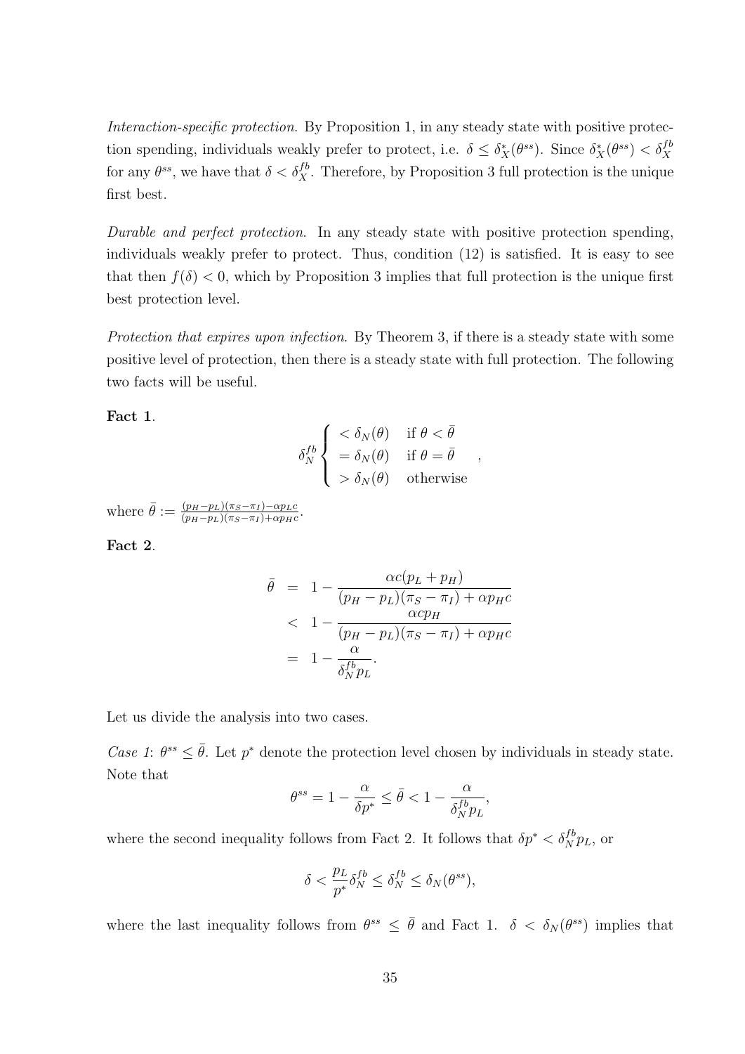*Interaction-specific protection.* By Proposition 1, in any steady state with positive protection spending, individuals weakly prefer to protect, i.e. $\delta \leq \delta_X^*(\theta^{ss})$. Since $\delta_X^*(\theta^{ss}) < \delta_X^{fb}$ for any $\theta^{ss}$, we have that $\delta < \delta_X^{fb}$. Therefore, by Proposition 3 full protection is the unique first best.

*Durable and perfect protection.* In any steady state with positive protection spending, individuals weakly prefer to protect. Thus, condition (12) is satisfied. It is easy to see that then $f(\delta) < 0$, which by Proposition 3 implies that full protection is the unique first best protection level.

*Protection that expires upon infection.* By Theorem 3, if there is a steady state with some positive level of protection, then there is a steady state with full protection. The following two facts will be useful.

**Fact 1**.

$$\delta_N^{fb} \begin{cases} < \delta_N(\theta) & \text{if } \theta < \bar{\theta} \\ = \delta_N(\theta) & \text{if } \theta = \bar{\theta} \\ > \delta_N(\theta) & \text{otherwise} \end{cases},$$

where $\bar{\theta} := \frac{(p_H - p_L)(\pi_S - \pi_I) - \alpha p_L c}{(p_H - p_L)(\pi_S - \pi_I) + \alpha p_H c}$.

**Fact 2**.

$$\begin{aligned} \bar{\theta} &= 1 - \frac{\alpha c(p_L + p_H)}{(p_H - p_L)(\pi_S - \pi_I) + \alpha p_H c} \\ &< 1 - \frac{\alpha c p_H}{(p_H - p_L)(\pi_S - \pi_I) + \alpha p_H c} \\ &= 1 - \frac{\alpha}{\delta_N^{fb} p_L}. \end{aligned}$$

Let us divide the analysis into two cases.

*Case 1*: $\theta^{ss} \leq \bar{\theta}$. Let $p^*$ denote the protection level chosen by individuals in steady state. Note that

$$\theta^{ss} = 1 - \frac{\alpha}{\delta p^*} \leq \bar{\theta} < 1 - \frac{\alpha}{\delta_N^{fb} p_L},$$

where the second inequality follows from Fact 2. It follows that $\delta p^* < \delta_N^{fb} p_L$, or

$$\delta < \frac{p_L}{p^*} \delta_N^{fb} \leq \delta_N^{fb} \leq \delta_N(\theta^{ss}),$$

where the last inequality follows from $\theta^{ss} \leq \bar{\theta}$ and Fact 1. $\delta < \delta_N(\theta^{ss})$ implies that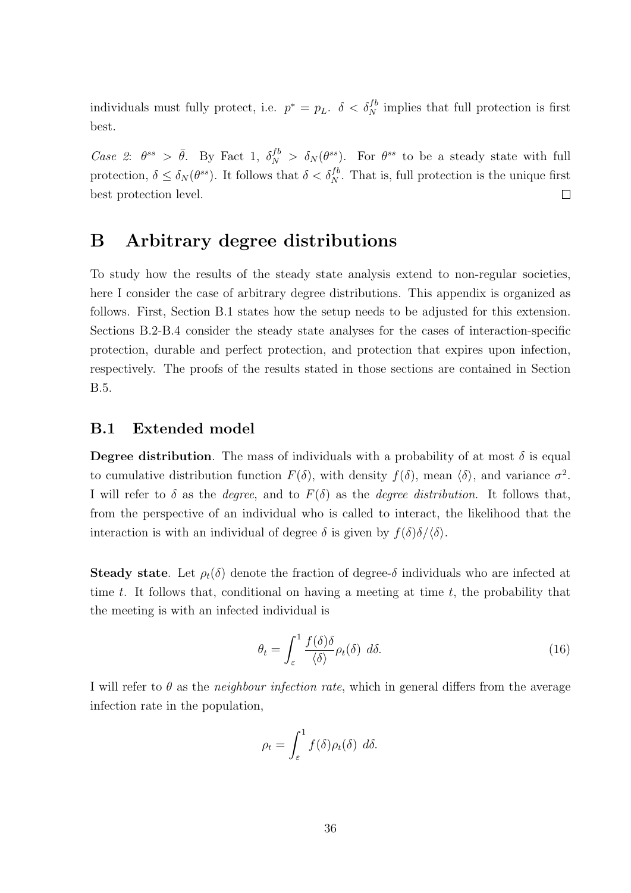individuals must fully protect, i.e. $p^* = p_L$. $\delta < \delta_N^{fb}$ implies that full protection is first best.

*Case 2*: $\theta^{ss} > \bar{\theta}$. By Fact 1, $\delta_N^{fb} > \delta_N(\theta^{ss})$. For $\theta^{ss}$ to be a steady state with full protection, $\delta \leq \delta_N(\theta^{ss})$. It follows that $\delta < \delta_N^{fb}$. That is, full protection is the unique first best protection level. $\square$

# B Arbitrary degree distributions

To study how the results of the steady state analysis extend to non-regular societies, here I consider the case of arbitrary degree distributions. This appendix is organized as follows. First, Section B.1 states how the setup needs to be adjusted for this extension. Sections B.2-B.4 consider the steady state analyses for the cases of interaction-specific protection, durable and perfect protection, and protection that expires upon infection, respectively. The proofs of the results stated in those sections are contained in Section B.5.

## B.1 Extended model

**Degree distribution**. The mass of individuals with a probability of at most $\delta$ is equal to cumulative distribution function $F(\delta)$, with density $f(\delta)$, mean $\langle\delta\rangle$, and variance $\sigma^2$. I will refer to $\delta$ as the *degree*, and to $F(\delta)$ as the *degree distribution*. It follows that, from the perspective of an individual who is called to interact, the likelihood that the interaction is with an individual of degree $\delta$ is given by $f(\delta)\delta/\langle\delta\rangle$.

**Steady state**. Let $\rho_t(\delta)$ denote the fraction of degree-$\delta$ individuals who are infected at time $t$. It follows that, conditional on having a meeting at time $t$, the probability that the meeting is with an infected individual is

$$\theta_t = \int_{\varepsilon}^{1} \frac{f(\delta)\delta}{\langle\delta\rangle}\rho_t(\delta) \; d\delta. \tag{16}$$

I will refer to $\theta$ as the *neighbour infection rate*, which in general differs from the average infection rate in the population,

$$\rho_t = \int_{\varepsilon}^{1} f(\delta)\rho_t(\delta) \; d\delta.$$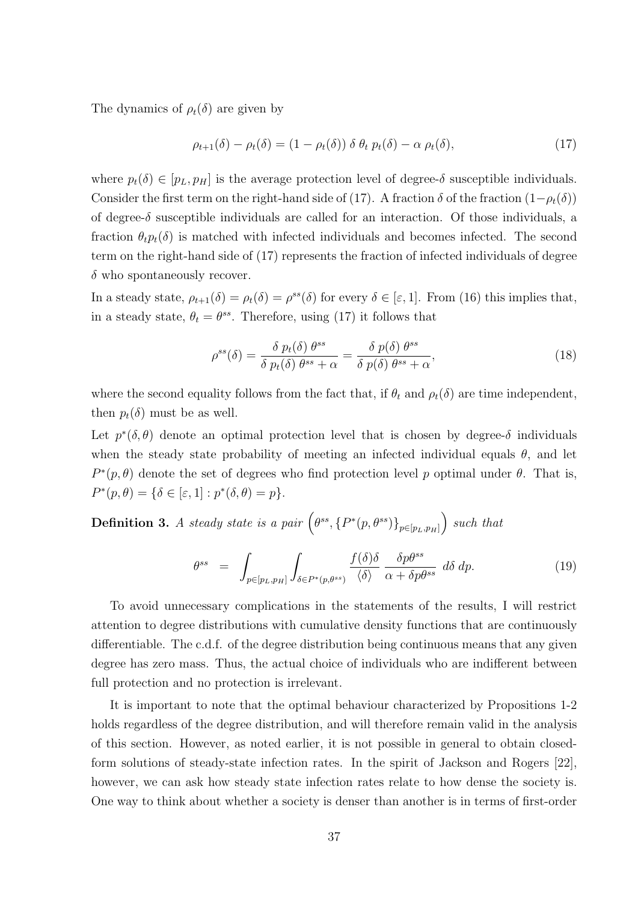The dynamics of $\rho_t(\delta)$ are given by

$$\rho_{t+1}(\delta) - \rho_t(\delta) = (1 - \rho_t(\delta))\ \delta\ \theta_t\ p_t(\delta) - \alpha\ \rho_t(\delta), \tag{17}$$

where $p_t(\delta) \in [p_L, p_H]$ is the average protection level of degree-$\delta$ susceptible individuals. Consider the first term on the right-hand side of (17). A fraction $\delta$ of the fraction $(1-\rho_t(\delta))$ of degree-$\delta$ susceptible individuals are called for an interaction. Of those individuals, a fraction $\theta_t p_t(\delta)$ is matched with infected individuals and becomes infected. The second term on the right-hand side of (17) represents the fraction of infected individuals of degree $\delta$ who spontaneously recover.

In a steady state, $\rho_{t+1}(\delta) = \rho_t(\delta) = \rho^{ss}(\delta)$ for every $\delta \in [\varepsilon, 1]$. From (16) this implies that, in a steady state, $\theta_t = \theta^{ss}$. Therefore, using (17) it follows that

$$\rho^{ss}(\delta) = \frac{\delta\ p_t(\delta)\ \theta^{ss}}{\delta\ p_t(\delta)\ \theta^{ss} + \alpha} = \frac{\delta\ p(\delta)\ \theta^{ss}}{\delta\ p(\delta)\ \theta^{ss} + \alpha}, \tag{18}$$

where the second equality follows from the fact that, if $\theta_t$ and $\rho_t(\delta)$ are time independent, then $p_t(\delta)$ must be as well.

Let $p^*(\delta, \theta)$ denote an optimal protection level that is chosen by degree-$\delta$ individuals when the steady state probability of meeting an infected individual equals $\theta$, and let $P^*(p, \theta)$ denote the set of degrees who find protection level $p$ optimal under $\theta$. That is, $P^*(p, \theta) = \{\delta \in [\varepsilon, 1] : p^*(\delta, \theta) = p\}$.

**Definition 3.** *A steady state is a pair* $\left(\theta^{ss}, \{P^*(p, \theta^{ss})\}_{p \in [p_L, p_H]}\right)$ *such that*

$$\theta^{ss} \ = \ \int_{p \in [p_L, p_H]} \int_{\delta \in P^*(p, \theta^{ss})} \frac{f(\delta)\delta}{\langle \delta \rangle}\ \frac{\delta p \theta^{ss}}{\alpha + \delta p \theta^{ss}}\ d\delta\ dp. \tag{19}$$

To avoid unnecessary complications in the statements of the results, I will restrict attention to degree distributions with cumulative density functions that are continuously differentiable. The c.d.f. of the degree distribution being continuous means that any given degree has zero mass. Thus, the actual choice of individuals who are indifferent between full protection and no protection is irrelevant.

It is important to note that the optimal behaviour characterized by Propositions 1-2 holds regardless of the degree distribution, and will therefore remain valid in the analysis of this section. However, as noted earlier, it is not possible in general to obtain closed-form solutions of steady-state infection rates. In the spirit of Jackson and Rogers [22], however, we can ask how steady state infection rates relate to how dense the society is. One way to think about whether a society is denser than another is in terms of first-order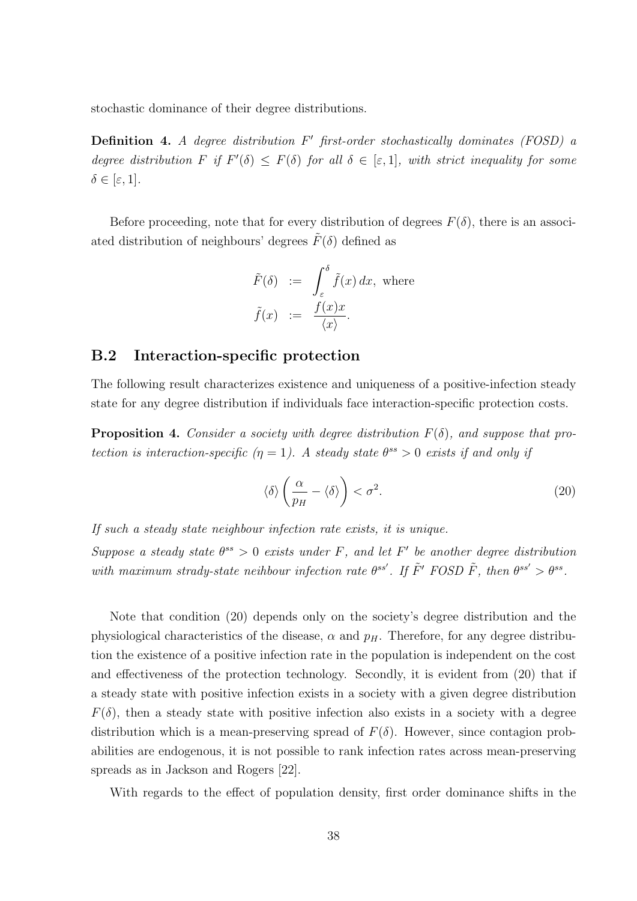stochastic dominance of their degree distributions.

**Definition 4.** *A degree distribution $F'$ first-order stochastically dominates (FOSD) a degree distribution $F$ if $F'(\delta) \leq F(\delta)$ for all $\delta \in [\varepsilon, 1]$, with strict inequality for some $\delta \in [\varepsilon, 1]$.*

Before proceeding, note that for every distribution of degrees $F(\delta)$, there is an associated distribution of neighbours' degrees $\tilde{F}(\delta)$ defined as

$$\begin{aligned} \tilde{F}(\delta) &:= \int_{\varepsilon}^{\delta} \tilde{f}(x)\, dx, \text{ where} \\ \tilde{f}(x) &:= \frac{f(x)x}{\langle x \rangle}. \end{aligned}$$

## B.2 Interaction-specific protection

The following result characterizes existence and uniqueness of a positive-infection steady state for any degree distribution if individuals face interaction-specific protection costs.

**Proposition 4.** *Consider a society with degree distribution $F(\delta)$, and suppose that protection is interaction-specific ($\eta = 1$). A steady state $\theta^{ss} > 0$ exists if and only if*

$$\langle \delta \rangle \left( \frac{\alpha}{p_H} - \langle \delta \rangle \right) < \sigma^2. \tag{20}$$

*If such a steady state neighbour infection rate exists, it is unique.*

*Suppose a steady state $\theta^{ss} > 0$ exists under $F$, and let $F'$ be another degree distribution with maximum strady-state neihbour infection rate $\theta^{ss'}$. If $\tilde{F}'$ FOSD $\tilde{F}$, then $\theta^{ss'} > \theta^{ss}$.*

Note that condition (20) depends only on the society's degree distribution and the physiological characteristics of the disease, $\alpha$ and $p_H$. Therefore, for any degree distribution the existence of a positive infection rate in the population is independent on the cost and effectiveness of the protection technology. Secondly, it is evident from (20) that if a steady state with positive infection exists in a society with a given degree distribution $F(\delta)$, then a steady state with positive infection also exists in a society with a degree distribution which is a mean-preserving spread of $F(\delta)$. However, since contagion probabilities are endogenous, it is not possible to rank infection rates across mean-preserving spreads as in Jackson and Rogers [22].

With regards to the effect of population density, first order dominance shifts in the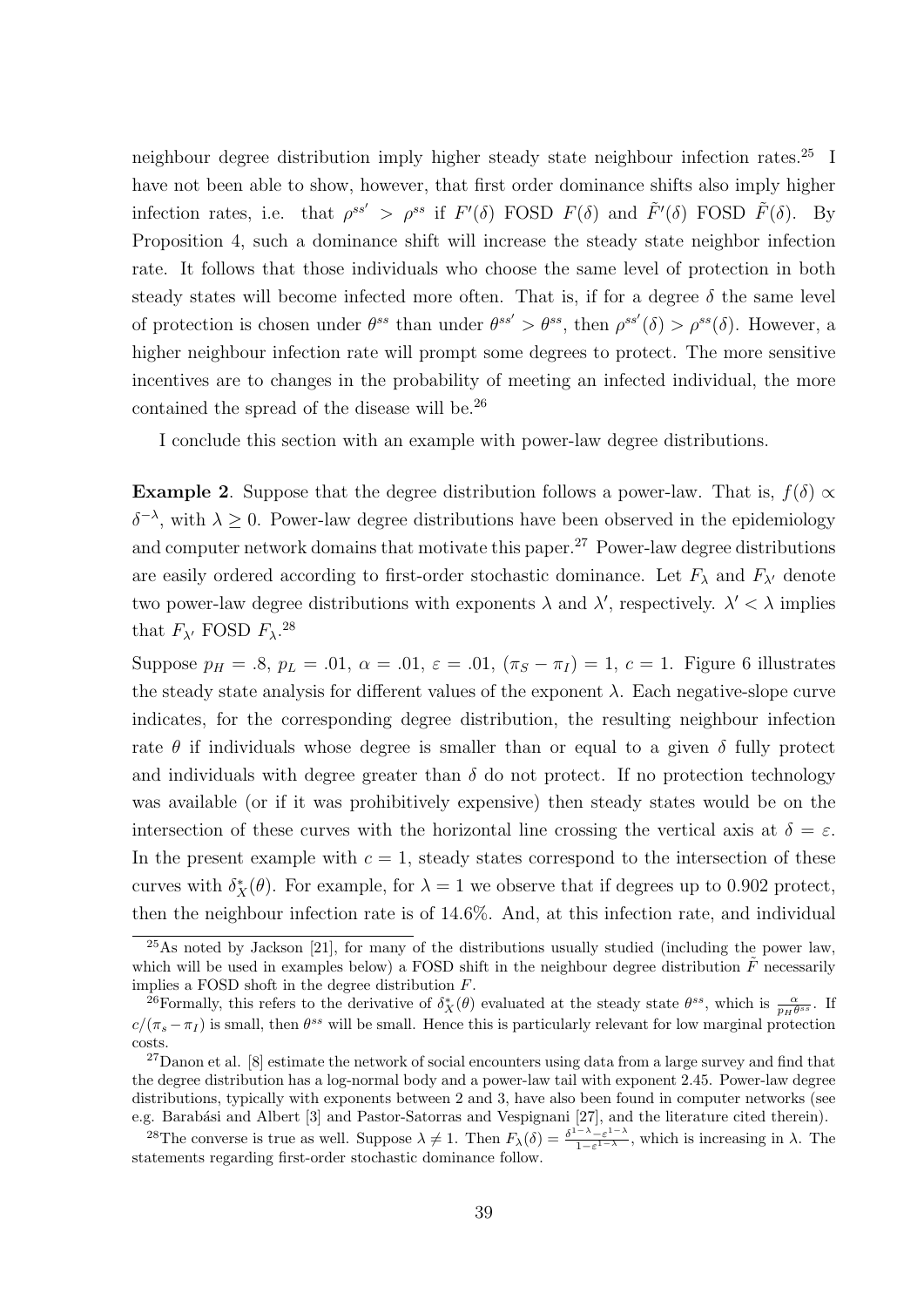neighbour degree distribution imply higher steady state neighbour infection rates.[25] I have not been able to show, however, that first order dominance shifts also imply higher infection rates, i.e. that $\rho^{ss'} > \rho^{ss}$ if $F'(\delta)$ FOSD $F(\delta)$ and $\tilde{F}'(\delta)$ FOSD $\tilde{F}(\delta)$. By Proposition 4, such a dominance shift will increase the steady state neighbor infection rate. It follows that those individuals who choose the same level of protection in both steady states will become infected more often. That is, if for a degree $\delta$ the same level of protection is chosen under $\theta^{ss}$ than under $\theta^{ss'} > \theta^{ss}$, then $\rho^{ss'}(\delta) > \rho^{ss}(\delta)$. However, a higher neighbour infection rate will prompt some degrees to protect. The more sensitive incentives are to changes in the probability of meeting an infected individual, the more contained the spread of the disease will be.[26]

I conclude this section with an example with power-law degree distributions.

**Example 2**. Suppose that the degree distribution follows a power-law. That is, $f(\delta) \propto \delta^{-\lambda}$, with $\lambda \geq 0$. Power-law degree distributions have been observed in the epidemiology and computer network domains that motivate this paper.[27] Power-law degree distributions are easily ordered according to first-order stochastic dominance. Let $F_\lambda$ and $F_{\lambda'}$ denote two power-law degree distributions with exponents $\lambda$ and $\lambda'$, respectively. $\lambda' < \lambda$ implies that $F_{\lambda'}$ FOSD $F_\lambda$.[28]

Suppose $p_H = .8$, $p_L = .01$, $\alpha = .01$, $\varepsilon = .01$, $(\pi_S - \pi_I) = 1$, $c = 1$. Figure 6 illustrates the steady state analysis for different values of the exponent $\lambda$. Each negative-slope curve indicates, for the corresponding degree distribution, the resulting neighbour infection rate $\theta$ if individuals whose degree is smaller than or equal to a given $\delta$ fully protect and individuals with degree greater than $\delta$ do not protect. If no protection technology was available (or if it was prohibitively expensive) then steady states would be on the intersection of these curves with the horizontal line crossing the vertical axis at $\delta = \varepsilon$. In the present example with $c = 1$, steady states correspond to the intersection of these curves with $\delta^*_X(\theta)$. For example, for $\lambda = 1$ we observe that if degrees up to 0.902 protect, then the neighbour infection rate is of 14.6%. And, at this infection rate, and individual

[25] As noted by Jackson [21], for many of the distributions usually studied (including the power law, which will be used in examples below) a FOSD shift in the neighbour degree distribution $\tilde{F}$ necessarily implies a FOSD shoft in the degree distribution $F$.

[26] Formally, this refers to the derivative of $\delta^*_X(\theta)$ evaluated at the steady state $\theta^{ss}$, which is $\frac{\alpha}{p_H \theta^{ss}}$. If $c/(\pi_s - \pi_I)$ is small, then $\theta^{ss}$ will be small. Hence this is particularly relevant for low marginal protection costs.

[27] Danon et al. [8] estimate the network of social encounters using data from a large survey and find that the degree distribution has a log-normal body and a power-law tail with exponent 2.45. Power-law degree distributions, typically with exponents between 2 and 3, have also been found in computer networks (see e.g. Barabási and Albert [3] and Pastor-Satorras and Vespignani [27], and the literature cited therein).

[28] The converse is true as well. Suppose $\lambda \neq 1$. Then $F_\lambda(\delta) = \frac{\delta^{1-\lambda} - \varepsilon^{1-\lambda}}{1-\varepsilon^{1-\lambda}}$, which is increasing in $\lambda$. The statements regarding first-order stochastic dominance follow.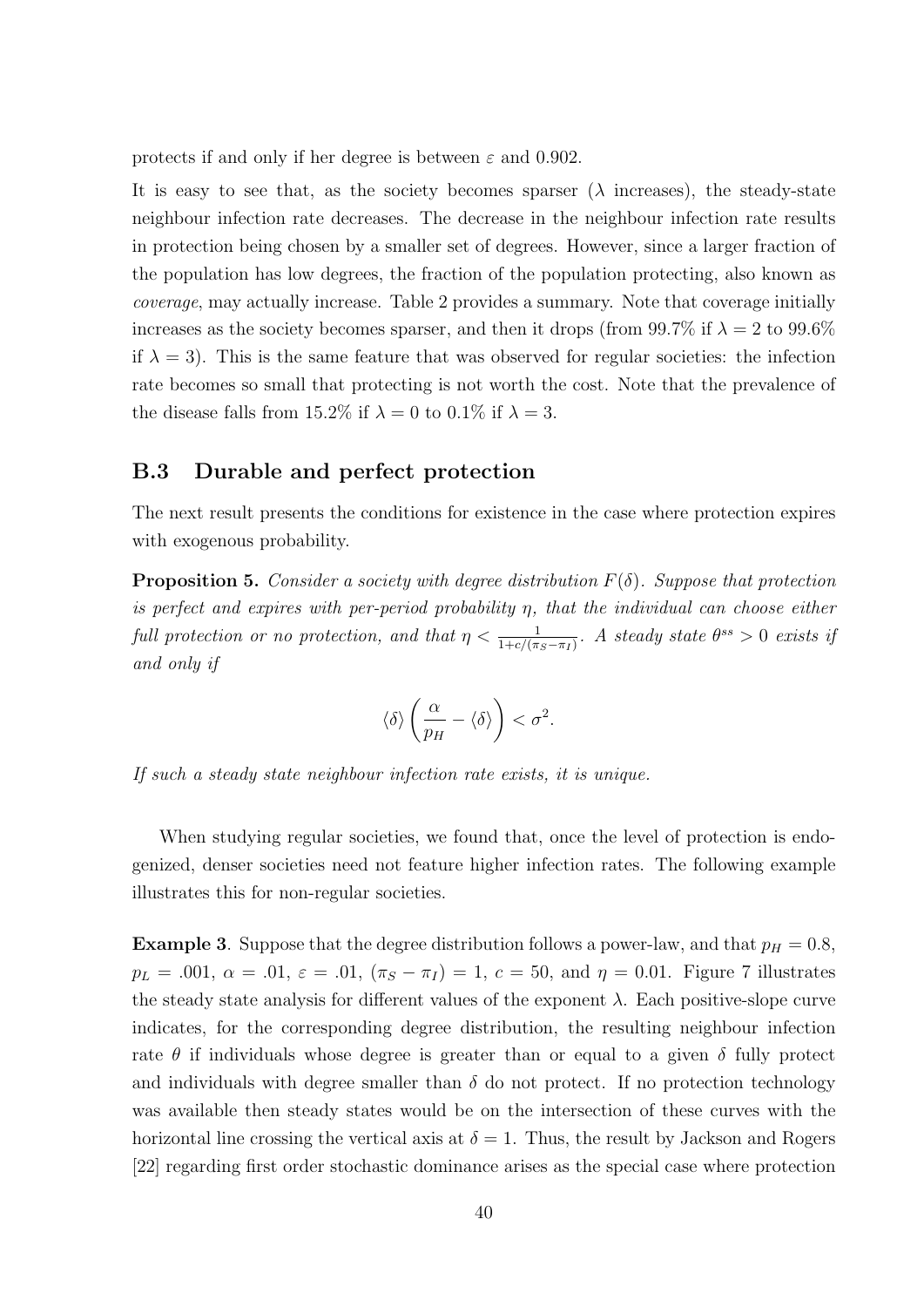protects if and only if her degree is between $\varepsilon$ and 0.902.

It is easy to see that, as the society becomes sparser ($\lambda$ increases), the steady-state neighbour infection rate decreases. The decrease in the neighbour infection rate results in protection being chosen by a smaller set of degrees. However, since a larger fraction of the population has low degrees, the fraction of the population protecting, also known as *coverage*, may actually increase. Table 2 provides a summary. Note that coverage initially increases as the society becomes sparser, and then it drops (from 99.7% if $\lambda = 2$ to 99.6% if $\lambda = 3$). This is the same feature that was observed for regular societies: the infection rate becomes so small that protecting is not worth the cost. Note that the prevalence of the disease falls from 15.2% if $\lambda = 0$ to 0.1% if $\lambda = 3$.

## B.3 Durable and perfect protection

The next result presents the conditions for existence in the case where protection expires with exogenous probability.

**Proposition 5.** *Consider a society with degree distribution $F(\delta)$. Suppose that protection is perfect and expires with per-period probability $\eta$, that the individual can choose either full protection or no protection, and that $\eta < \frac{1}{1+c/(\pi_S - \pi_I)}$. A steady state $\theta^{ss} > 0$ exists if and only if*

$$\langle \delta \rangle \left( \frac{\alpha}{p_H} - \langle \delta \rangle \right) < \sigma^2.$$

*If such a steady state neighbour infection rate exists, it is unique.*

When studying regular societies, we found that, once the level of protection is endogenized, denser societies need not feature higher infection rates. The following example illustrates this for non-regular societies.

**Example 3**. Suppose that the degree distribution follows a power-law, and that $p_H = 0.8$, $p_L = .001$, $\alpha = .01$, $\varepsilon = .01$, $(\pi_S - \pi_I) = 1$, $c = 50$, and $\eta = 0.01$. Figure 7 illustrates the steady state analysis for different values of the exponent $\lambda$. Each positive-slope curve indicates, for the corresponding degree distribution, the resulting neighbour infection rate $\theta$ if individuals whose degree is greater than or equal to a given $\delta$ fully protect and individuals with degree smaller than $\delta$ do not protect. If no protection technology was available then steady states would be on the intersection of these curves with the horizontal line crossing the vertical axis at $\delta = 1$. Thus, the result by Jackson and Rogers [22] regarding first order stochastic dominance arises as the special case where protection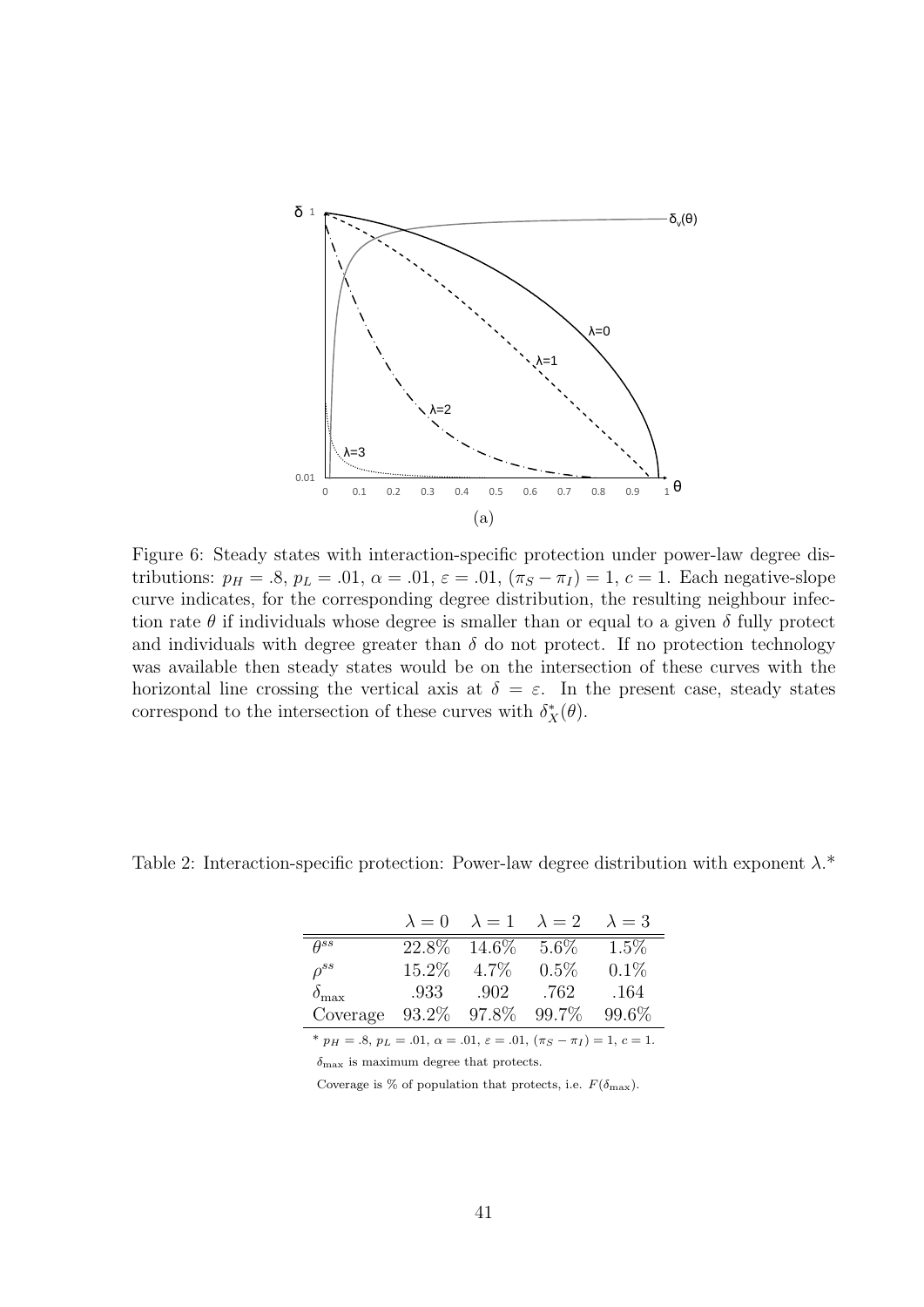(a)

Figure 6: Steady states with interaction-specific protection under power-law degree distributions: $p_H = .8$, $p_L = .01$, $\alpha = .01$, $\varepsilon = .01$, $(\pi_S - \pi_I) = 1$, $c = 1$. Each negative-slope curve indicates, for the corresponding degree distribution, the resulting neighbour infection rate $\theta$ if individuals whose degree is smaller than or equal to a given $\delta$ fully protect and individuals with degree greater than $\delta$ do not protect. If no protection technology was available then steady states would be on the intersection of these curves with the horizontal line crossing the vertical axis at $\delta = \varepsilon$. In the present case, steady states correspond to the intersection of these curves with $\delta^*_X(\theta)$.

Table 2: Interaction-specific protection: Power-law degree distribution with exponent $\lambda$.*

| | $\lambda = 0$ | $\lambda = 1$ | $\lambda = 2$ | $\lambda = 3$ |
|---|---|---|---|---|
| $\theta^{ss}$ | 22.8% | 14.6% | 5.6% | 1.5% |
| $\rho^{ss}$ | 15.2% | 4.7% | 0.5% | 0.1% |
| $\delta_{\max}$ | .933 | .902 | .762 | .164 |
| Coverage | 93.2% | 97.8% | 99.7% | 99.6% |

* $p_H = .8$, $p_L = .01$, $\alpha = .01$, $\varepsilon = .01$, $(\pi_S - \pi_I) = 1$, $c = 1$.

$\delta_{\max}$ is maximum degree that protects.

Coverage is % of population that protects, i.e. $F(\delta_{\max})$.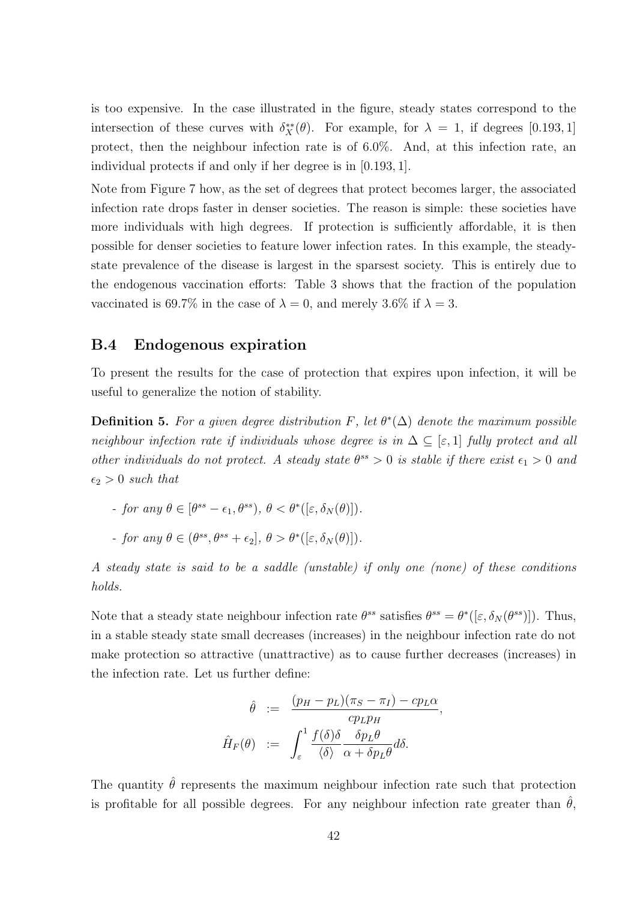is too expensive. In the case illustrated in the figure, steady states correspond to the intersection of these curves with $\delta_X^{**}(\theta)$. For example, for $\lambda = 1$, if degrees $[0.193, 1]$ protect, then the neighbour infection rate is of 6.0%. And, at this infection rate, an individual protects if and only if her degree is in $[0.193, 1]$.

Note from Figure 7 how, as the set of degrees that protect becomes larger, the associated infection rate drops faster in denser societies. The reason is simple: these societies have more individuals with high degrees. If protection is sufficiently affordable, it is then possible for denser societies to feature lower infection rates. In this example, the steady-state prevalence of the disease is largest in the sparsest society. This is entirely due to the endogenous vaccination efforts: Table 3 shows that the fraction of the population vaccinated is 69.7% in the case of $\lambda = 0$, and merely 3.6% if $\lambda = 3$.

## B.4 Endogenous expiration

To present the results for the case of protection that expires upon infection, it will be useful to generalize the notion of stability.

**Definition 5.** *For a given degree distribution $F$, let $\theta^*(\Delta)$ denote the maximum possible neighbour infection rate if individuals whose degree is in $\Delta \subseteq [\varepsilon, 1]$ fully protect and all other individuals do not protect. A steady state $\theta^{ss} > 0$ is stable if there exist $\epsilon_1 > 0$ and $\epsilon_2 > 0$ such that*

- *for any $\theta \in [\theta^{ss} - \epsilon_1, \theta^{ss})$, $\theta < \theta^*([\varepsilon, \delta_N(\theta)])$.*
- *for any $\theta \in (\theta^{ss}, \theta^{ss} + \epsilon_2]$, $\theta > \theta^*([\varepsilon, \delta_N(\theta)])$.*

*A steady state is said to be a saddle (unstable) if only one (none) of these conditions holds.*

Note that a steady state neighbour infection rate $\theta^{ss}$ satisfies $\theta^{ss} = \theta^*([\varepsilon, \delta_N(\theta^{ss})])$. Thus, in a stable steady state small decreases (increases) in the neighbour infection rate do not make protection so attractive (unattractive) as to cause further decreases (increases) in the infection rate. Let us further define:

$$\hat{\theta} := \frac{(p_H - p_L)(\pi_S - \pi_I) - c p_L \alpha}{c p_L p_H},$$

$$\hat{H}_F(\theta) := \int_{\varepsilon}^{1} \frac{f(\delta)\delta}{\langle \delta \rangle} \frac{\delta p_L \theta}{\alpha + \delta p_L \theta} d\delta.$$

The quantity $\hat{\theta}$ represents the maximum neighbour infection rate such that protection is profitable for all possible degrees. For any neighbour infection rate greater than $\hat{\theta}$,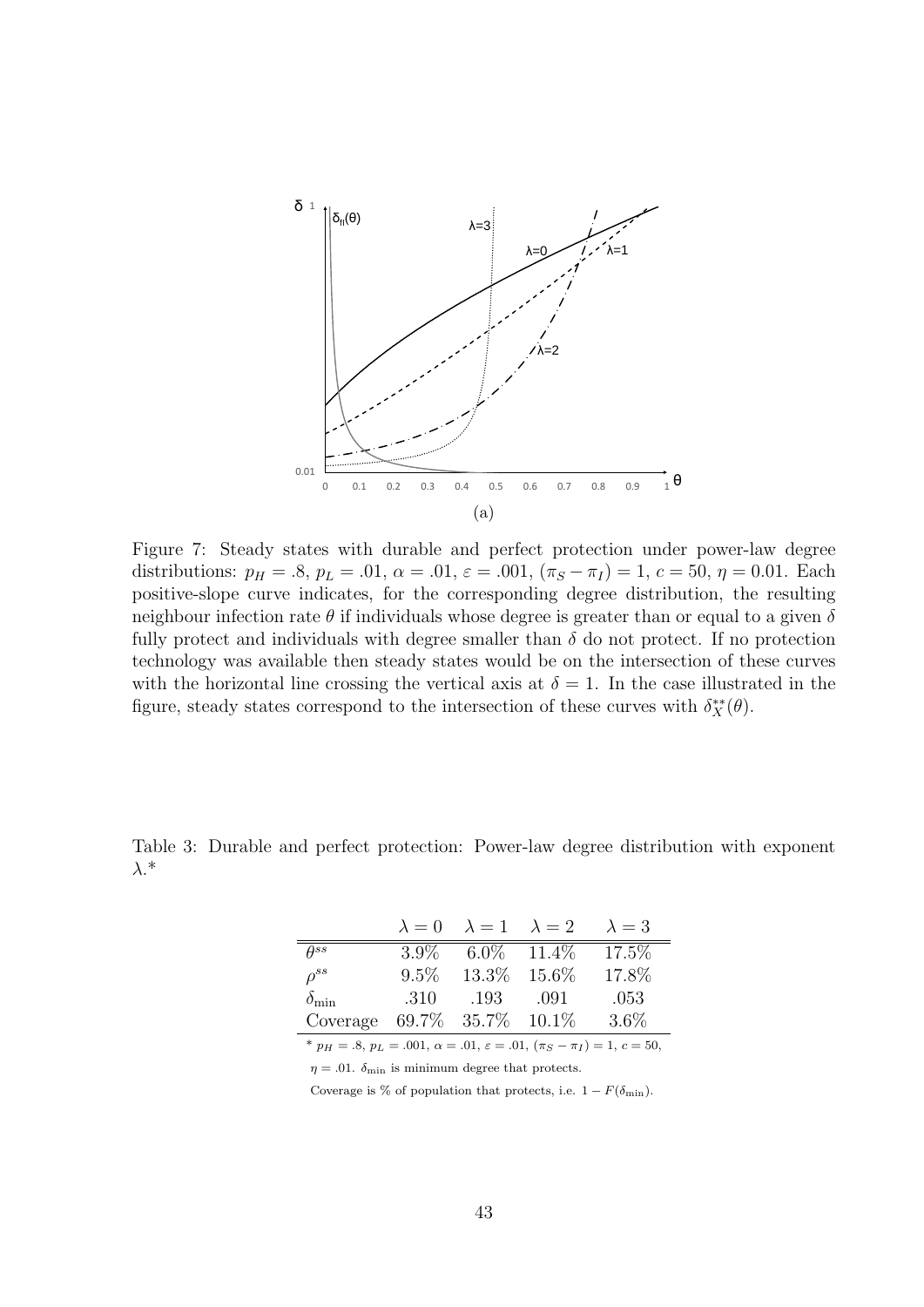(a)

Figure 7: Steady states with durable and perfect protection under power-law degree distributions: $p_H = .8$, $p_L = .01$, $\alpha = .01$, $\varepsilon = .001$, $(\pi_S - \pi_I) = 1$, $c = 50$, $\eta = 0.01$. Each positive-slope curve indicates, for the corresponding degree distribution, the resulting neighbour infection rate $\theta$ if individuals whose degree is greater than or equal to a given $\delta$ fully protect and individuals with degree smaller than $\delta$ do not protect. If no protection technology was available then steady states would be on the intersection of these curves with the horizontal line crossing the vertical axis at $\delta = 1$. In the case illustrated in the figure, steady states correspond to the intersection of these curves with $\delta_X^{**}(\theta)$.

Table 3: Durable and perfect protection: Power-law degree distribution with exponent $\lambda$.*

| | $\lambda = 0$ | $\lambda = 1$ | $\lambda = 2$ | $\lambda = 3$ |
|---|---|---|---|---|
| $\theta^{ss}$ | 3.9% | 6.0% | 11.4% | 17.5% |
| $\rho^{ss}$ | 9.5% | 13.3% | 15.6% | 17.8% |
| $\delta_{\min}$ | .310 | .193 | .091 | .053 |
| Coverage | 69.7% | 35.7% | 10.1% | 3.6% |

\* $p_H = .8$, $p_L = .001$, $\alpha = .01$, $\varepsilon = .01$, $(\pi_S - \pi_I) = 1$, $c = 50$, $\eta = .01$. $\delta_{\min}$ is minimum degree that protects.

Coverage is % of population that protects, i.e. $1 - F(\delta_{\min})$.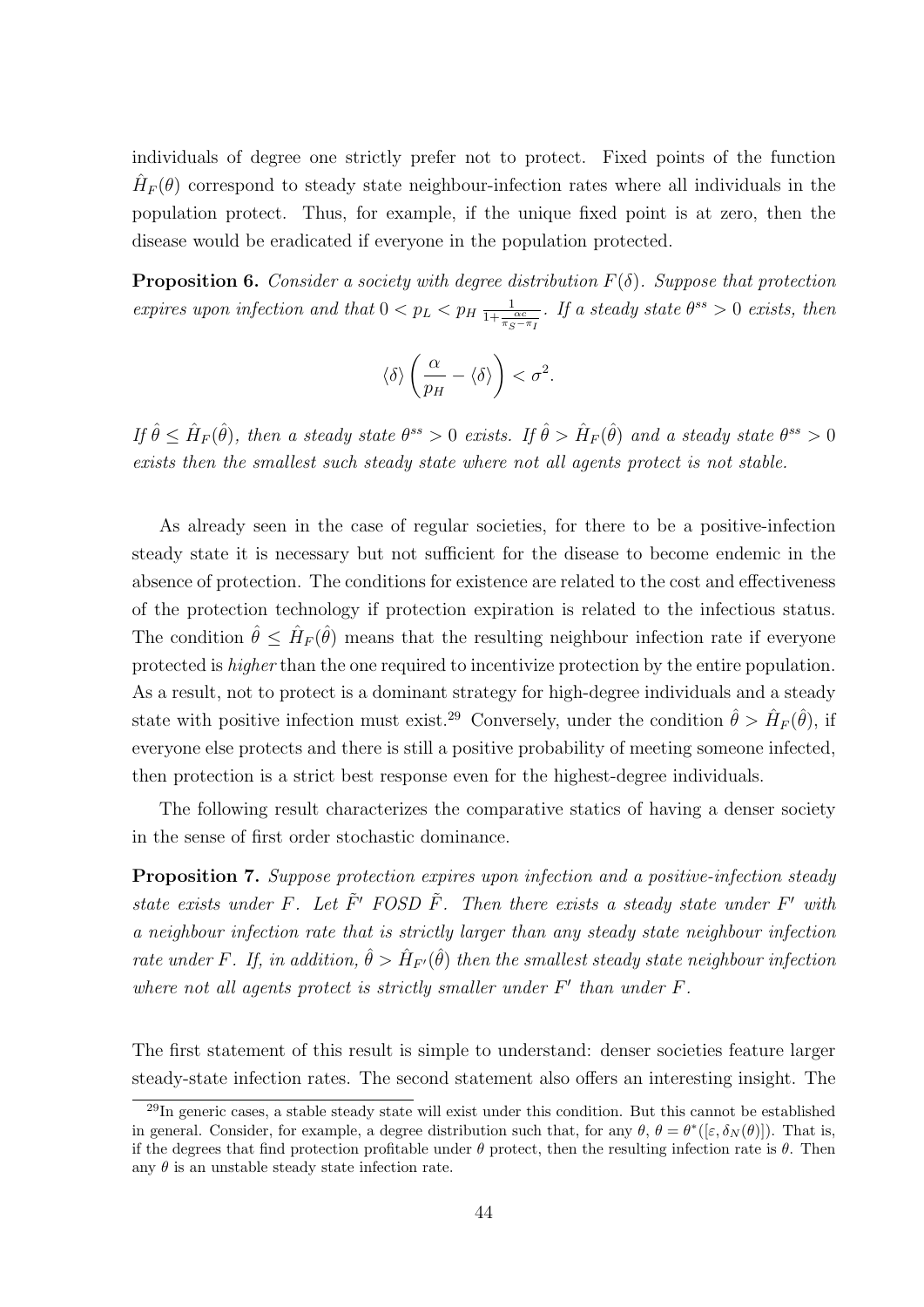individuals of degree one strictly prefer not to protect. Fixed points of the function $\hat{H}_F(\theta)$ correspond to steady state neighbour-infection rates where all individuals in the population protect. Thus, for example, if the unique fixed point is at zero, then the disease would be eradicated if everyone in the population protected.

**Proposition 6.** *Consider a society with degree distribution $F(\delta)$. Suppose that protection expires upon infection and that $0 < p_L < p_H \frac{1}{1+\frac{\alpha c}{\pi_S - \pi_I}}$. If a steady state $\theta^{ss} > 0$ exists, then*

$$\langle \delta \rangle \left( \frac{\alpha}{p_H} - \langle \delta \rangle \right) < \sigma^2.$$

*If $\hat{\theta} \leq \hat{H}_F(\hat{\theta})$, then a steady state $\theta^{ss} > 0$ exists. If $\hat{\theta} > \hat{H}_F(\hat{\theta})$ and a steady state $\theta^{ss} > 0$ exists then the smallest such steady state where not all agents protect is not stable.*

As already seen in the case of regular societies, for there to be a positive-infection steady state it is necessary but not sufficient for the disease to become endemic in the absence of protection. The conditions for existence are related to the cost and effectiveness of the protection technology if protection expiration is related to the infectious status. The condition $\hat{\theta} \leq \hat{H}_F(\hat{\theta})$ means that the resulting neighbour infection rate if everyone protected is *higher* than the one required to incentivize protection by the entire population. As a result, not to protect is a dominant strategy for high-degree individuals and a steady state with positive infection must exist.[29] Conversely, under the condition $\hat{\theta} > \hat{H}_F(\hat{\theta})$, if everyone else protects and there is still a positive probability of meeting someone infected, then protection is a strict best response even for the highest-degree individuals.

The following result characterizes the comparative statics of having a denser society in the sense of first order stochastic dominance.

**Proposition 7.** *Suppose protection expires upon infection and a positive-infection steady state exists under $F$. Let $\tilde{F}'$ FOSD $\tilde{F}$. Then there exists a steady state under $F'$ with a neighbour infection rate that is strictly larger than any steady state neighbour infection rate under $F$. If, in addition, $\hat{\theta} > \hat{H}_{F'}(\hat{\theta})$ then the smallest steady state neighbour infection where not all agents protect is strictly smaller under $F'$ than under $F$.*

The first statement of this result is simple to understand: denser societies feature larger steady-state infection rates. The second statement also offers an interesting insight. The

[29] In generic cases, a stable steady state will exist under this condition. But this cannot be established in general. Consider, for example, a degree distribution such that, for any $\theta$, $\theta = \theta^*([\varepsilon, \delta_N(\theta)])$. That is, if the degrees that find protection profitable under $\theta$ protect, then the resulting infection rate is $\theta$. Then any $\theta$ is an unstable steady state infection rate.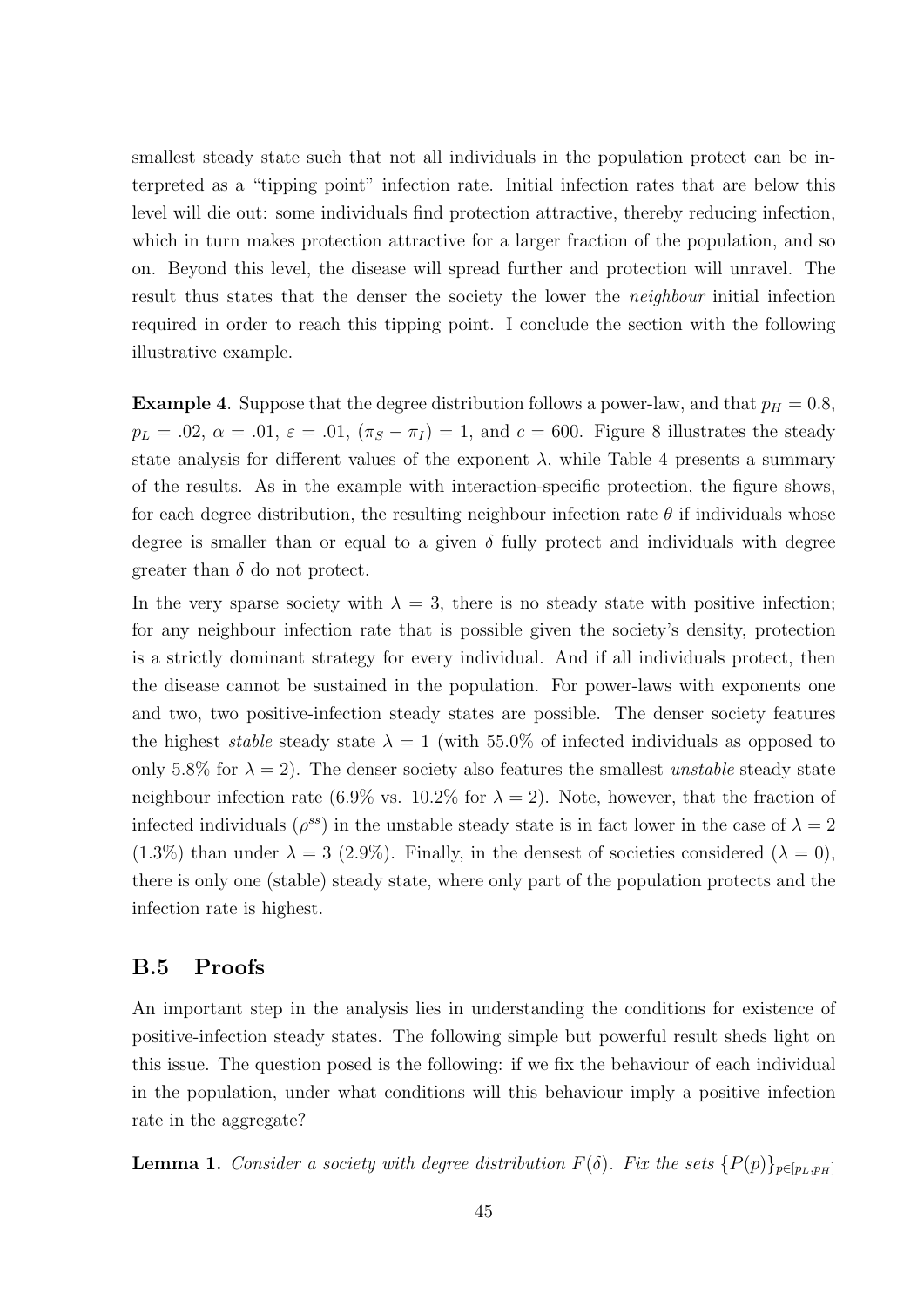smallest steady state such that not all individuals in the population protect can be interpreted as a "tipping point" infection rate. Initial infection rates that are below this level will die out: some individuals find protection attractive, thereby reducing infection, which in turn makes protection attractive for a larger fraction of the population, and so on. Beyond this level, the disease will spread further and protection will unravel. The result thus states that the denser the society the lower the *neighbour* initial infection required in order to reach this tipping point. I conclude the section with the following illustrative example.

**Example 4**. Suppose that the degree distribution follows a power-law, and that $p_H = 0.8$, $p_L = .02$, $\alpha = .01$, $\varepsilon = .01$, $(\pi_S - \pi_I) = 1$, and $c = 600$. Figure 8 illustrates the steady state analysis for different values of the exponent $\lambda$, while Table 4 presents a summary of the results. As in the example with interaction-specific protection, the figure shows, for each degree distribution, the resulting neighbour infection rate $\theta$ if individuals whose degree is smaller than or equal to a given $\delta$ fully protect and individuals with degree greater than $\delta$ do not protect.

In the very sparse society with $\lambda = 3$, there is no steady state with positive infection; for any neighbour infection rate that is possible given the society's density, protection is a strictly dominant strategy for every individual. And if all individuals protect, then the disease cannot be sustained in the population. For power-laws with exponents one and two, two positive-infection steady states are possible. The denser society features the highest *stable* steady state $\lambda = 1$ (with 55.0% of infected individuals as opposed to only 5.8% for $\lambda = 2$). The denser society also features the smallest *unstable* steady state neighbour infection rate (6.9% vs. 10.2% for $\lambda = 2$). Note, however, that the fraction of infected individuals ($\rho^{ss}$) in the unstable steady state is in fact lower in the case of $\lambda = 2$ (1.3%) than under $\lambda = 3$ (2.9%). Finally, in the densest of societies considered ($\lambda = 0$), there is only one (stable) steady state, where only part of the population protects and the infection rate is highest.

## B.5 Proofs

An important step in the analysis lies in understanding the conditions for existence of positive-infection steady states. The following simple but powerful result sheds light on this issue. The question posed is the following: if we fix the behaviour of each individual in the population, under what conditions will this behaviour imply a positive infection rate in the aggregate?

**Lemma 1.** *Consider a society with degree distribution $F(\delta)$. Fix the sets $\{P(p)\}_{p \in [p_L, p_H]}$*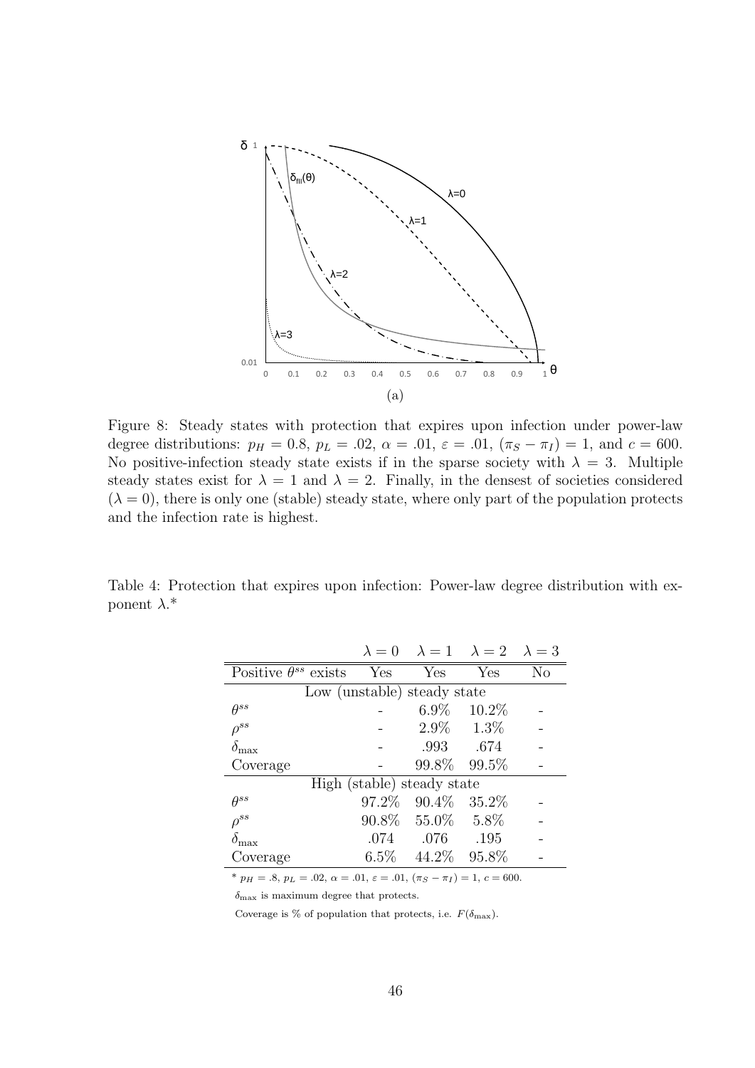(a)

Figure 8: Steady states with protection that expires upon infection under power-law degree distributions: $p_H = 0.8$, $p_L = .02$, $\alpha = .01$, $\varepsilon = .01$, $(\pi_S - \pi_I) = 1$, and $c = 600$. No positive-infection steady state exists if in the sparse society with $\lambda = 3$. Multiple steady states exist for $\lambda = 1$ and $\lambda = 2$. Finally, in the densest of societies considered ($\lambda = 0$), there is only one (stable) steady state, where only part of the population protects and the infection rate is highest.

Table 4: Protection that expires upon infection: Power-law degree distribution with exponent $\lambda$.*

| | $\lambda = 0$ | $\lambda = 1$ | $\lambda = 2$ | $\lambda = 3$ |
|---|---|---|---|---|
| Positive $\theta^{ss}$ exists | Yes | Yes | Yes | No |
| Low (unstable) steady state | | | | |
| $\theta^{ss}$ | - | 6.9% | 10.2% | - |
| $\rho^{ss}$ | - | 2.9% | 1.3% | - |
| $\delta_{\max}$ | - | .993 | .674 | - |
| Coverage | - | 99.8% | 99.5% | - |
| High (stable) steady state | | | | |
| $\theta^{ss}$ | 97.2% | 90.4% | 35.2% | - |
| $\rho^{ss}$ | 90.8% | 55.0% | 5.8% | - |
| $\delta_{\max}$ | .074 | .076 | .195 | - |
| Coverage | 6.5% | 44.2% | 95.8% | - |

* $p_H = .8$, $p_L = .02$, $\alpha = .01$, $\varepsilon = .01$, $(\pi_S - \pi_I) = 1$, $c = 600$.

$\delta_{\max}$ is maximum degree that protects.

Coverage is % of population that protects, i.e. $F(\delta_{\max})$.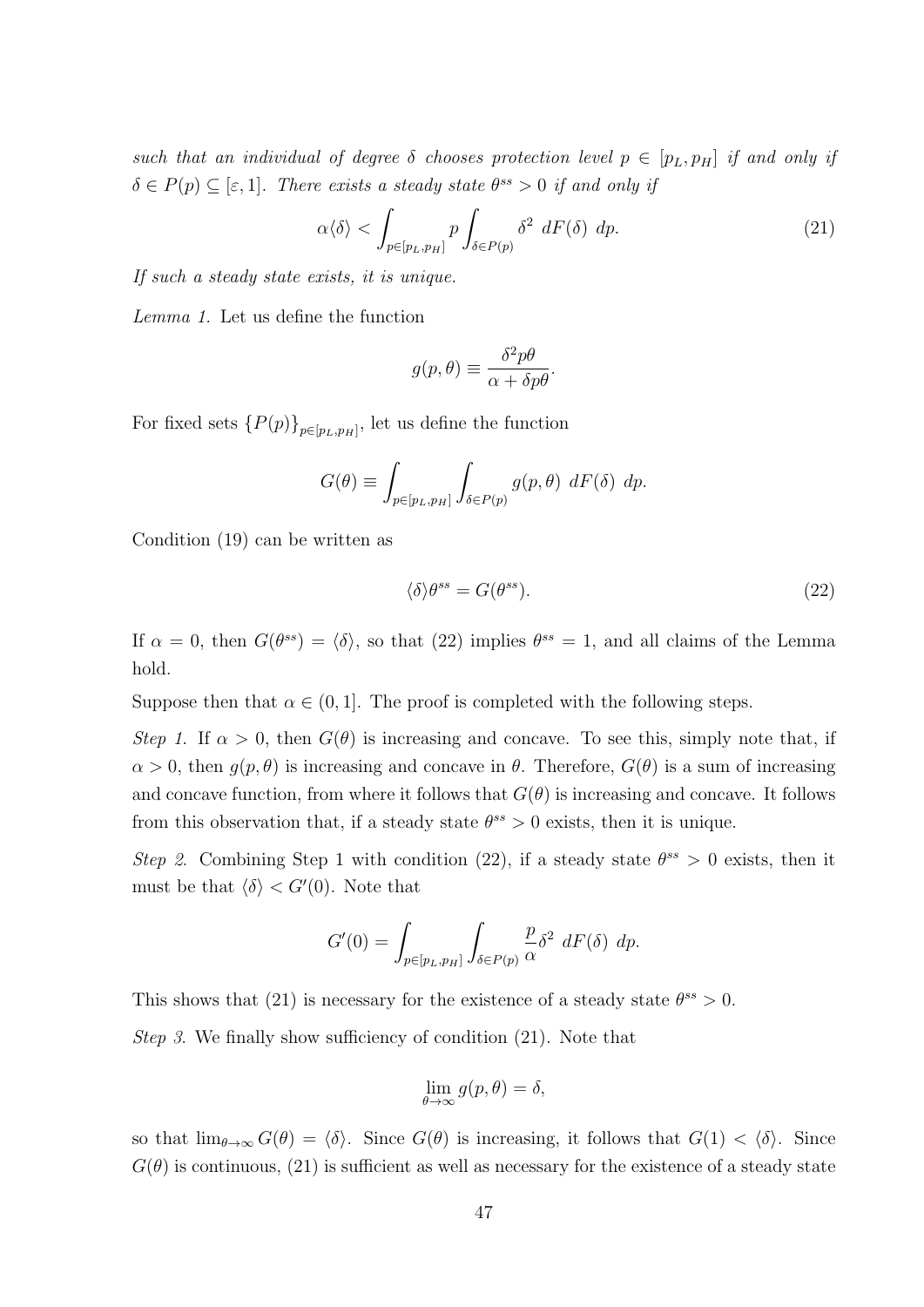*such that an individual of degree $\delta$ chooses protection level $p \in [p_L, p_H]$ if and only if $\delta \in P(p) \subseteq [\varepsilon, 1]$. There exists a steady state $\theta^{ss} > 0$ if and only if*

$$\alpha\langle\delta\rangle < \int_{p\in[p_L,p_H]} p \int_{\delta\in P(p)} \delta^2 \; dF(\delta) \; dp. \tag{21}$$

*If such a steady state exists, it is unique.*

*Lemma 1.* Let us define the function

$$g(p,\theta) \equiv \frac{\delta^2 p\theta}{\alpha + \delta p\theta}.$$

For fixed sets $\{P(p)\}_{p\in[p_L,p_H]}$, let us define the function

$$G(\theta) \equiv \int_{p\in[p_L,p_H]} \int_{\delta\in P(p)} g(p,\theta) \; dF(\delta) \; dp.$$

Condition (19) can be written as

$$\langle\delta\rangle\theta^{ss} = G(\theta^{ss}). \tag{22}$$

If $\alpha = 0$, then $G(\theta^{ss}) = \langle\delta\rangle$, so that (22) implies $\theta^{ss} = 1$, and all claims of the Lemma hold.

Suppose then that $\alpha \in (0,1]$. The proof is completed with the following steps.

*Step 1.* If $\alpha > 0$, then $G(\theta)$ is increasing and concave. To see this, simply note that, if $\alpha > 0$, then $g(p,\theta)$ is increasing and concave in $\theta$. Therefore, $G(\theta)$ is a sum of increasing and concave function, from where it follows that $G(\theta)$ is increasing and concave. It follows from this observation that, if a steady state $\theta^{ss} > 0$ exists, then it is unique.

*Step 2.* Combining Step 1 with condition (22), if a steady state $\theta^{ss} > 0$ exists, then it must be that $\langle\delta\rangle < G'(0)$. Note that

$$G'(0) = \int_{p\in[p_L,p_H]} \int_{\delta\in P(p)} \frac{p}{\alpha}\delta^2 \; dF(\delta) \; dp.$$

This shows that (21) is necessary for the existence of a steady state $\theta^{ss} > 0$.

*Step 3.* We finally show sufficiency of condition (21). Note that

$$\lim_{\theta\to\infty} g(p,\theta) = \delta,$$

so that $\lim_{\theta\to\infty} G(\theta) = \langle\delta\rangle$. Since $G(\theta)$ is increasing, it follows that $G(1) < \langle\delta\rangle$. Since $G(\theta)$ is continuous, (21) is sufficient as well as necessary for the existence of a steady state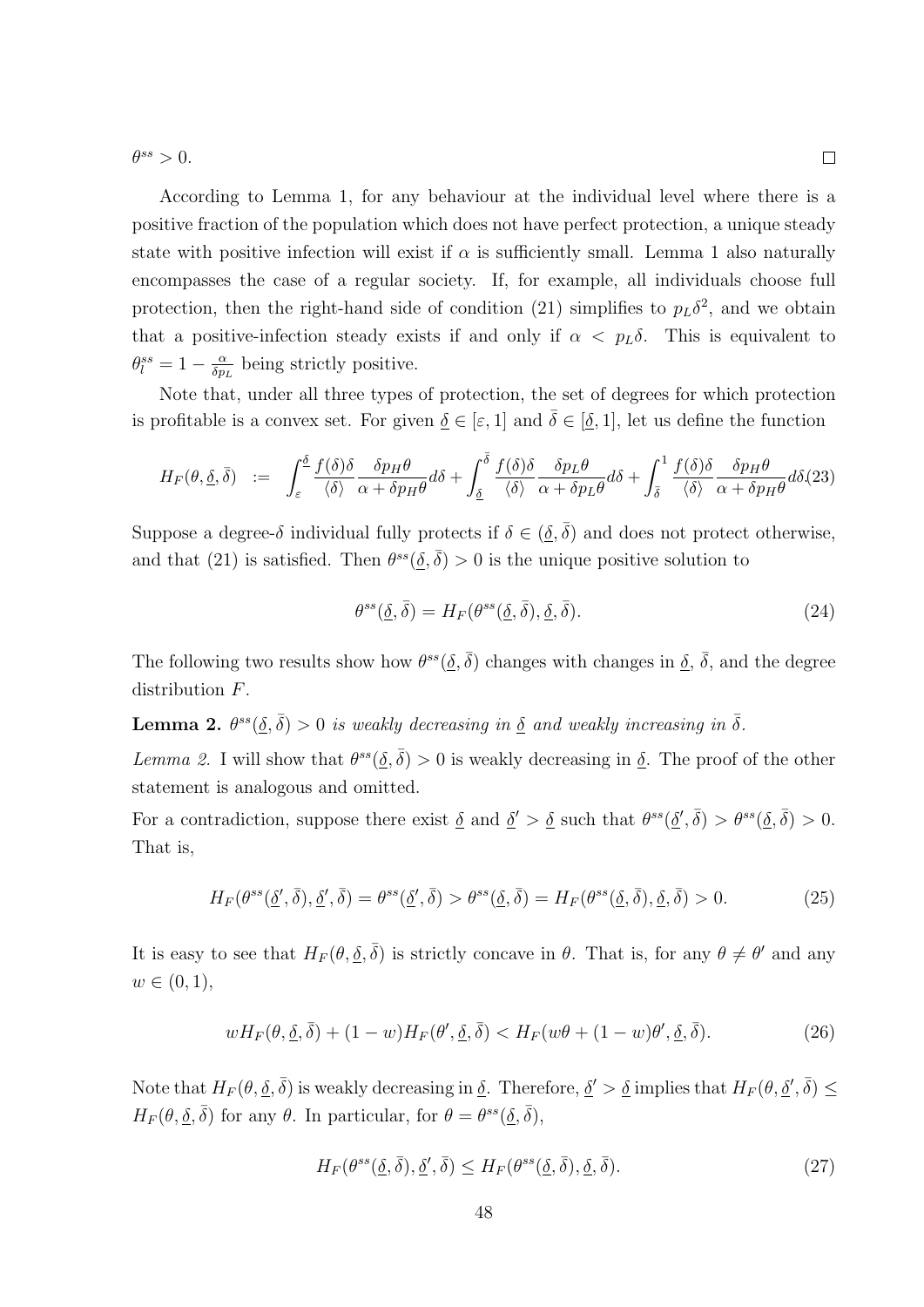$\theta^{ss} > 0$. $\square$

According to Lemma 1, for any behaviour at the individual level where there is a positive fraction of the population which does not have perfect protection, a unique steady state with positive infection will exist if $\alpha$ is sufficiently small. Lemma 1 also naturally encompasses the case of a regular society. If, for example, all individuals choose full protection, then the right-hand side of condition (21) simplifies to $p_L\delta^2$, and we obtain that a positive-infection steady exists if and only if $\alpha < p_L\delta$. This is equivalent to $\theta_l^{ss} = 1 - \frac{\alpha}{\delta p_L}$ being strictly positive.

Note that, under all three types of protection, the set of degrees for which protection is profitable is a convex set. For given $\underline{\delta} \in [\varepsilon, 1]$ and $\bar{\delta} \in [\underline{\delta}, 1]$, let us define the function

$$H_F(\theta, \underline{\delta}, \bar{\delta}) \;\; := \;\; \int_{\varepsilon}^{\underline{\delta}} \frac{f(\delta)\delta}{\langle\delta\rangle} \frac{\delta p_H \theta}{\alpha + \delta p_H \theta} d\delta + \int_{\underline{\delta}}^{\bar{\delta}} \frac{f(\delta)\delta}{\langle\delta\rangle} \frac{\delta p_L \theta}{\alpha + \delta p_L \theta} d\delta + \int_{\bar{\delta}}^{1} \frac{f(\delta)\delta}{\langle\delta\rangle} \frac{\delta p_H \theta}{\alpha + \delta p_H \theta} d\delta \tag{23}$$

Suppose a degree-$\delta$ individual fully protects if $\delta \in (\underline{\delta}, \bar{\delta})$ and does not protect otherwise, and that (21) is satisfied. Then $\theta^{ss}(\underline{\delta}, \bar{\delta}) > 0$ is the unique positive solution to

$$\theta^{ss}(\underline{\delta}, \bar{\delta}) = H_F(\theta^{ss}(\underline{\delta}, \bar{\delta}), \underline{\delta}, \bar{\delta}). \tag{24}$$

The following two results show how $\theta^{ss}(\underline{\delta}, \bar{\delta})$ changes with changes in $\underline{\delta}$, $\bar{\delta}$, and the degree distribution $F$.

**Lemma 2.** *$\theta^{ss}(\underline{\delta}, \bar{\delta}) > 0$ is weakly decreasing in $\underline{\delta}$ and weakly increasing in $\bar{\delta}$.*

*Lemma 2.* I will show that $\theta^{ss}(\underline{\delta}, \bar{\delta}) > 0$ is weakly decreasing in $\underline{\delta}$. The proof of the other statement is analogous and omitted.

For a contradiction, suppose there exist $\underline{\delta}$ and $\underline{\delta}' > \underline{\delta}$ such that $\theta^{ss}(\underline{\delta}', \bar{\delta}) > \theta^{ss}(\underline{\delta}, \bar{\delta}) > 0$. That is,

$$H_F(\theta^{ss}(\underline{\delta}', \bar{\delta}), \underline{\delta}', \bar{\delta}) = \theta^{ss}(\underline{\delta}', \bar{\delta}) > \theta^{ss}(\underline{\delta}, \bar{\delta}) = H_F(\theta^{ss}(\underline{\delta}, \bar{\delta}), \underline{\delta}, \bar{\delta}) > 0. \tag{25}$$

It is easy to see that $H_F(\theta, \underline{\delta}, \bar{\delta})$ is strictly concave in $\theta$. That is, for any $\theta \neq \theta'$ and any $w \in (0, 1)$,

$$wH_F(\theta, \underline{\delta}, \bar{\delta}) + (1 - w)H_F(\theta', \underline{\delta}, \bar{\delta}) < H_F(w\theta + (1 - w)\theta', \underline{\delta}, \bar{\delta}). \tag{26}$$

Note that $H_F(\theta, \underline{\delta}, \bar{\delta})$ is weakly decreasing in $\underline{\delta}$. Therefore, $\underline{\delta}' > \underline{\delta}$ implies that $H_F(\theta, \underline{\delta}', \bar{\delta}) \leq H_F(\theta, \underline{\delta}, \bar{\delta})$ for any $\theta$. In particular, for $\theta = \theta^{ss}(\underline{\delta}, \bar{\delta})$,

$$H_F(\theta^{ss}(\underline{\delta}, \bar{\delta}), \underline{\delta}', \bar{\delta}) \leq H_F(\theta^{ss}(\underline{\delta}, \bar{\delta}), \underline{\delta}, \bar{\delta}). \tag{27}$$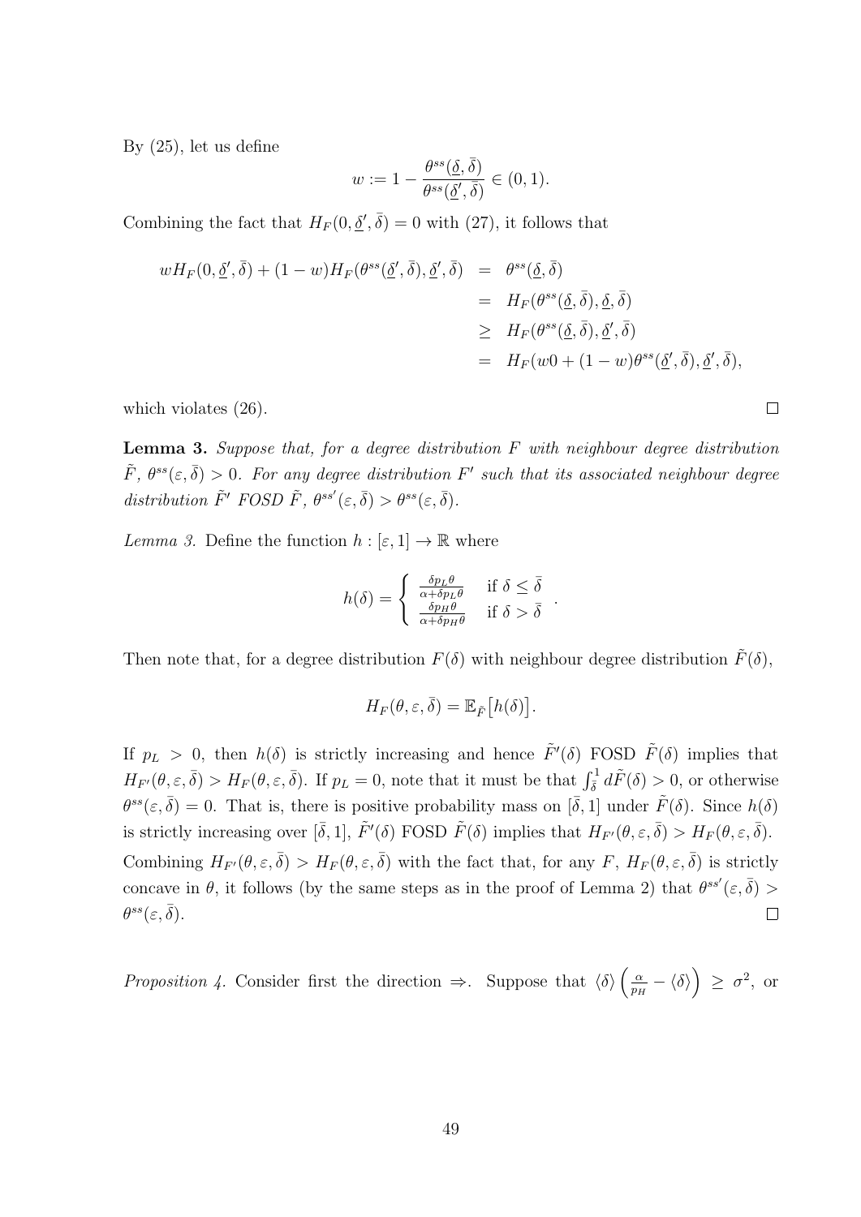By (25), let us define

$$w := 1 - \frac{\theta^{ss}(\underline{\delta}, \bar{\delta})}{\theta^{ss}(\underline{\delta}', \bar{\delta})} \in (0, 1).$$

Combining the fact that $H_F(0, \underline{\delta}', \bar{\delta}) = 0$ with (27), it follows that

$$\begin{aligned}
wH_F(0, \underline{\delta}', \bar{\delta}) + (1-w)H_F(\theta^{ss}(\underline{\delta}', \bar{\delta}), \underline{\delta}', \bar{\delta}) &= \theta^{ss}(\underline{\delta}, \bar{\delta}) \\
&= H_F(\theta^{ss}(\underline{\delta}, \bar{\delta}), \underline{\delta}, \bar{\delta}) \\
&\geq H_F(\theta^{ss}(\underline{\delta}, \bar{\delta}), \underline{\delta}', \bar{\delta}) \\
&= H_F(w0 + (1-w)\theta^{ss}(\underline{\delta}', \bar{\delta}), \underline{\delta}', \bar{\delta}),
\end{aligned}$$

which violates (26). $\square$

**Lemma 3.** *Suppose that, for a degree distribution $F$ with neighbour degree distribution $\tilde{F}$, $\theta^{ss}(\varepsilon, \bar{\delta}) > 0$. For any degree distribution $F'$ such that its associated neighbour degree distribution $\tilde{F}'$ FOSD $\tilde{F}$, $\theta^{ss'}(\varepsilon, \bar{\delta}) > \theta^{ss}(\varepsilon, \bar{\delta})$.*

*Lemma 3.* Define the function $h : [\varepsilon, 1] \to \mathbb{R}$ where

$$h(\delta) = \begin{cases} \frac{\delta p_L \theta}{\alpha + \delta p_L \theta} & \text{if } \delta \leq \bar{\delta} \\ \frac{\delta p_H \theta}{\alpha + \delta p_H \theta} & \text{if } \delta > \bar{\delta} \end{cases}.$$

Then note that, for a degree distribution $F(\delta)$ with neighbour degree distribution $\tilde{F}(\delta)$,

$$H_F(\theta, \varepsilon, \bar{\delta}) = \mathbb{E}_{\tilde{F}}\big[h(\delta)\big].$$

If $p_L > 0$, then $h(\delta)$ is strictly increasing and hence $\tilde{F}'(\delta)$ FOSD $\tilde{F}(\delta)$ implies that $H_{F'}(\theta, \varepsilon, \bar{\delta}) > H_F(\theta, \varepsilon, \bar{\delta})$. If $p_L = 0$, note that it must be that $\int_{\bar{\delta}}^1 d\tilde{F}(\delta) > 0$, or otherwise $\theta^{ss}(\varepsilon, \bar{\delta}) = 0$. That is, there is positive probability mass on $[\bar{\delta}, 1]$ under $\tilde{F}(\delta)$. Since $h(\delta)$ is strictly increasing over $[\bar{\delta}, 1]$, $\tilde{F}'(\delta)$ FOSD $\tilde{F}(\delta)$ implies that $H_{F'}(\theta, \varepsilon, \bar{\delta}) > H_F(\theta, \varepsilon, \bar{\delta})$. Combining $H_{F'}(\theta, \varepsilon, \bar{\delta}) > H_F(\theta, \varepsilon, \bar{\delta})$ with the fact that, for any $F$, $H_F(\theta, \varepsilon, \bar{\delta})$ is strictly concave in $\theta$, it follows (by the same steps as in the proof of Lemma 2) that $\theta^{ss'}(\varepsilon, \bar{\delta}) > \theta^{ss}(\varepsilon, \bar{\delta})$. $\square$

*Proposition 4.* Consider first the direction $\Rightarrow$. Suppose that $\langle \delta \rangle \left( \frac{\alpha}{p_H} - \langle \delta \rangle \right) \geq \sigma^2$, or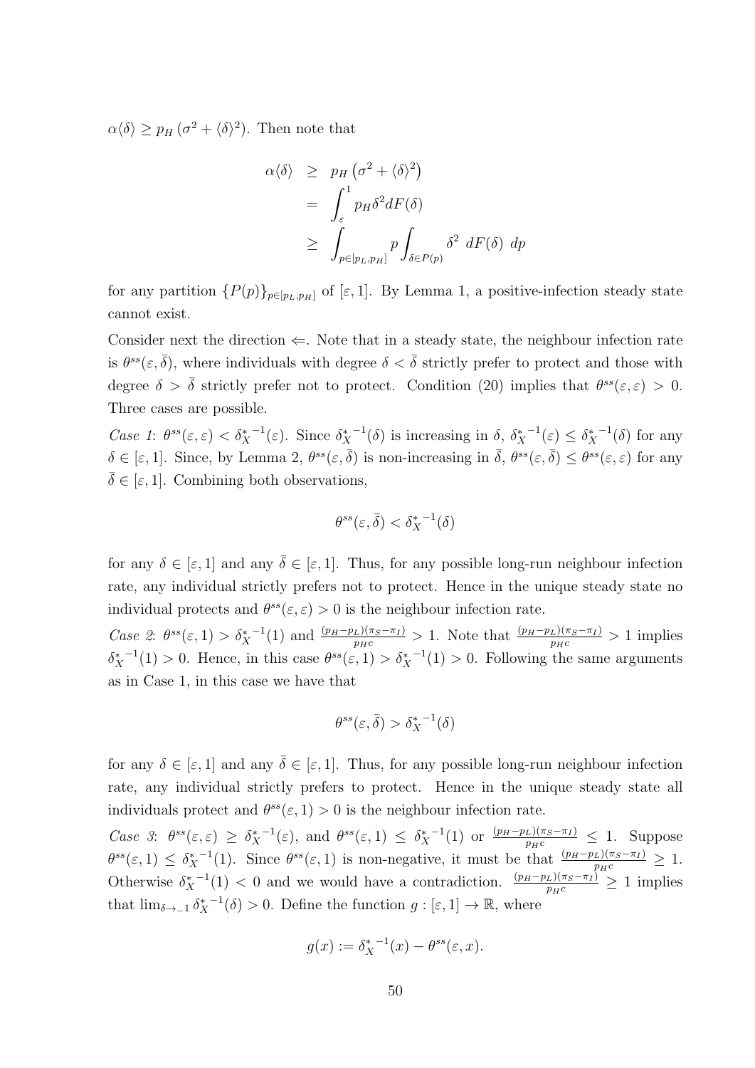$\alpha\langle\delta\rangle \geq p_H\left(\sigma^2 + \langle\delta\rangle^2\right)$. Then note that

$$
\begin{aligned}
\alpha\langle\delta\rangle &\geq p_H\left(\sigma^2 + \langle\delta\rangle^2\right) \\
&= \int_{\varepsilon}^{1} p_H \delta^2 dF(\delta) \\
&\geq \int_{p\in[p_L,p_H]} p \int_{\delta\in P(p)} \delta^2 \; dF(\delta) \; dp
\end{aligned}
$$

for any partition $\{P(p)\}_{p\in[p_L,p_H]}$ of $[\varepsilon, 1]$. By Lemma 1, a positive-infection steady state cannot exist.

Consider next the direction $\Leftarrow$. Note that in a steady state, the neighbour infection rate is $\theta^{ss}(\varepsilon, \bar{\delta})$, where individuals with degree $\delta < \bar{\delta}$ strictly prefer to protect and those with degree $\delta > \bar{\delta}$ strictly prefer not to protect. Condition (20) implies that $\theta^{ss}(\varepsilon, \varepsilon) > 0$. Three cases are possible.

*Case 1*: $\theta^{ss}(\varepsilon, \varepsilon) < {\delta_X^*}^{-1}(\varepsilon)$. Since ${\delta_X^*}^{-1}(\delta)$ is increasing in $\delta$, ${\delta_X^*}^{-1}(\varepsilon) \leq {\delta_X^*}^{-1}(\delta)$ for any $\delta \in [\varepsilon, 1]$. Since, by Lemma 2, $\theta^{ss}(\varepsilon, \bar{\delta})$ is non-increasing in $\bar{\delta}$, $\theta^{ss}(\varepsilon, \bar{\delta}) \leq \theta^{ss}(\varepsilon, \varepsilon)$ for any $\bar{\delta} \in [\varepsilon, 1]$. Combining both observations,

$$\theta^{ss}(\varepsilon, \bar{\delta}) < {\delta_X^*}^{-1}(\delta)$$

for any $\delta \in [\varepsilon, 1]$ and any $\bar{\delta} \in [\varepsilon, 1]$. Thus, for any possible long-run neighbour infection rate, any individual strictly prefers not to protect. Hence in the unique steady state no individual protects and $\theta^{ss}(\varepsilon, \varepsilon) > 0$ is the neighbour infection rate.

*Case 2*: $\theta^{ss}(\varepsilon, 1) > {\delta_X^*}^{-1}(1)$ and $\frac{(p_H-p_L)(\pi_S-\pi_I)}{p_H c} > 1$. Note that $\frac{(p_H-p_L)(\pi_S-\pi_I)}{p_H c} > 1$ implies ${\delta_X^*}^{-1}(1) > 0$. Hence, in this case $\theta^{ss}(\varepsilon, 1) > {\delta_X^*}^{-1}(1) > 0$. Following the same arguments as in Case 1, in this case we have that

$$\theta^{ss}(\varepsilon, \bar{\delta}) > {\delta_X^*}^{-1}(\delta)$$

for any $\delta \in [\varepsilon, 1]$ and any $\bar{\delta} \in [\varepsilon, 1]$. Thus, for any possible long-run neighbour infection rate, any individual strictly prefers to protect. Hence in the unique steady state all individuals protect and $\theta^{ss}(\varepsilon, 1) > 0$ is the neighbour infection rate.

*Case 3*: $\theta^{ss}(\varepsilon, \varepsilon) \geq {\delta_X^*}^{-1}(\varepsilon)$, and $\theta^{ss}(\varepsilon, 1) \leq {\delta_X^*}^{-1}(1)$ or $\frac{(p_H-p_L)(\pi_S-\pi_I)}{p_H c} \leq 1$. Suppose $\theta^{ss}(\varepsilon, 1) \leq {\delta_X^*}^{-1}(1)$. Since $\theta^{ss}(\varepsilon, 1)$ is non-negative, it must be that $\frac{(p_H-p_L)(\pi_S-\pi_I)}{p_H c} \geq 1$. Otherwise ${\delta_X^*}^{-1}(1) < 0$ and we would have a contradiction. $\frac{(p_H-p_L)(\pi_S-\pi_I)}{p_H c} \geq 1$ implies that $\lim_{\delta \to_{-} 1} {\delta_X^*}^{-1}(\delta) > 0$. Define the function $g : [\varepsilon, 1] \to \mathbb{R}$, where

$$g(x) := {\delta_X^*}^{-1}(x) - \theta^{ss}(\varepsilon, x).$$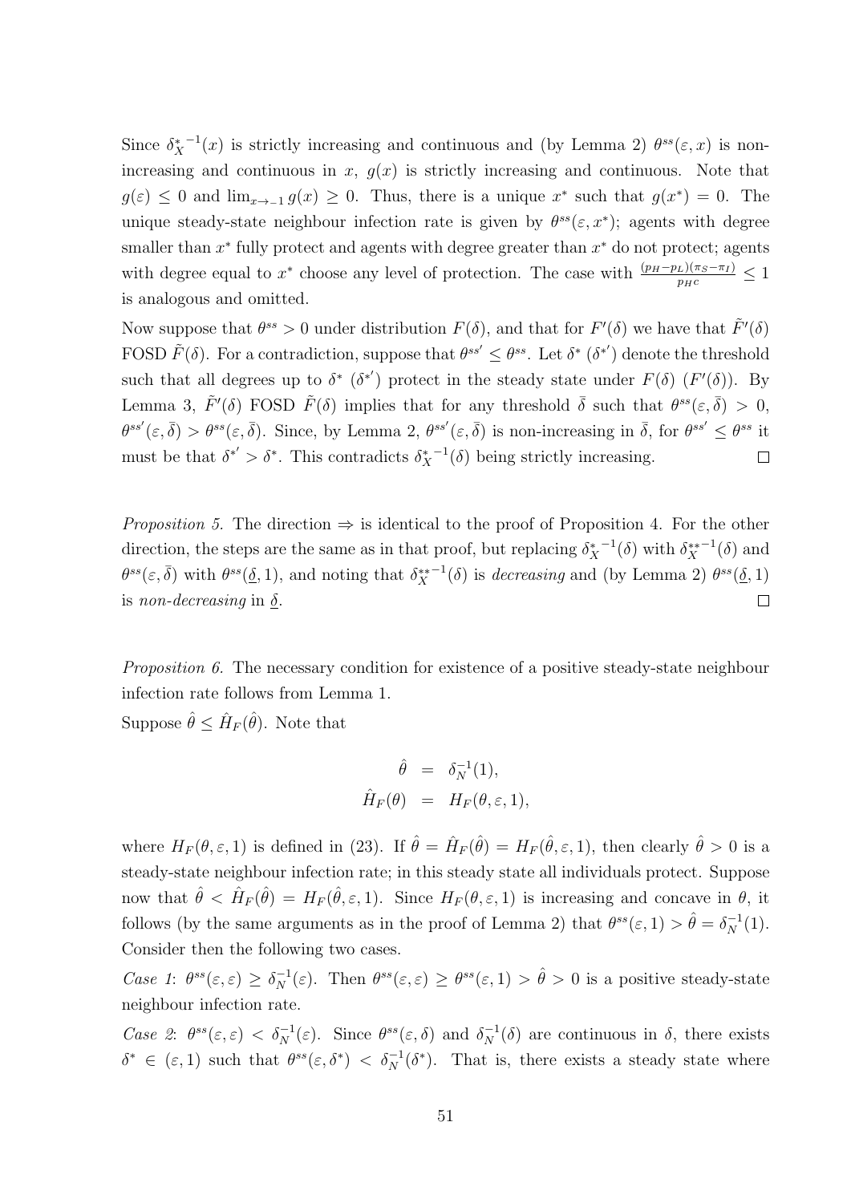Since ${\delta_X^*}^{-1}(x)$ is strictly increasing and continuous and (by Lemma 2) $\theta^{ss}(\varepsilon, x)$ is non-increasing and continuous in $x$, $g(x)$ is strictly increasing and continuous. Note that $g(\varepsilon) \leq 0$ and $\lim_{x \to -1} g(x) \geq 0$. Thus, there is a unique $x^*$ such that $g(x^*) = 0$. The unique steady-state neighbour infection rate is given by $\theta^{ss}(\varepsilon, x^*)$; agents with degree smaller than $x^*$ fully protect and agents with degree greater than $x^*$ do not protect; agents with degree equal to $x^*$ choose any level of protection. The case with $\frac{(p_H - p_L)(\pi_S - \pi_I)}{p_H c} \leq 1$ is analogous and omitted.

Now suppose that $\theta^{ss} > 0$ under distribution $F(\delta)$, and that for $F'(\delta)$ we have that $\tilde{F}'(\delta)$ FOSD $\tilde{F}(\delta)$. For a contradiction, suppose that $\theta^{ss'} \leq \theta^{ss}$. Let $\delta^*$ ($\delta^{*'}$) denote the threshold such that all degrees up to $\delta^*$ ($\delta^{*'}$) protect in the steady state under $F(\delta)$ ($F'(\delta)$). By Lemma 3, $\tilde{F}'(\delta)$ FOSD $\tilde{F}(\delta)$ implies that for any threshold $\bar{\delta}$ such that $\theta^{ss}(\varepsilon, \bar{\delta}) > 0$, $\theta^{ss'}(\varepsilon, \bar{\delta}) > \theta^{ss}(\varepsilon, \bar{\delta})$. Since, by Lemma 2, $\theta^{ss'}(\varepsilon, \bar{\delta})$ is non-increasing in $\bar{\delta}$, for $\theta^{ss'} \leq \theta^{ss}$ it must be that $\delta^{*'} > \delta^*$. This contradicts ${\delta_X^*}^{-1}(\delta)$ being strictly increasing. $\square$

*Proposition 5.* The direction $\Rightarrow$ is identical to the proof of Proposition 4. For the other direction, the steps are the same as in that proof, but replacing ${\delta_X^*}^{-1}(\delta)$ with ${\delta_X^{**}}^{-1}(\delta)$ and $\theta^{ss}(\varepsilon, \bar{\delta})$ with $\theta^{ss}(\underline{\delta}, 1)$, and noting that ${\delta_X^{**}}^{-1}(\delta)$ is *decreasing* and (by Lemma 2) $\theta^{ss}(\underline{\delta}, 1)$ is *non-decreasing* in $\underline{\delta}$. $\square$

*Proposition 6.* The necessary condition for existence of a positive steady-state neighbour infection rate follows from Lemma 1.

Suppose $\hat{\theta} \leq \hat{H}_F(\hat{\theta})$. Note that

$$
\begin{aligned}
\hat{\theta} &= \delta_N^{-1}(1), \\
\hat{H}_F(\theta) &= H_F(\theta, \varepsilon, 1),
\end{aligned}
$$

where $H_F(\theta, \varepsilon, 1)$ is defined in (23). If $\hat{\theta} = \hat{H}_F(\hat{\theta}) = H_F(\hat{\theta}, \varepsilon, 1)$, then clearly $\hat{\theta} > 0$ is a steady-state neighbour infection rate; in this steady state all individuals protect. Suppose now that $\hat{\theta} < \hat{H}_F(\hat{\theta}) = H_F(\hat{\theta}, \varepsilon, 1)$. Since $H_F(\theta, \varepsilon, 1)$ is increasing and concave in $\theta$, it follows (by the same arguments as in the proof of Lemma 2) that $\theta^{ss}(\varepsilon, 1) > \hat{\theta} = \delta_N^{-1}(1)$. Consider then the following two cases.

*Case 1*: $\theta^{ss}(\varepsilon, \varepsilon) \geq \delta_N^{-1}(\varepsilon)$. Then $\theta^{ss}(\varepsilon, \varepsilon) \geq \theta^{ss}(\varepsilon, 1) > \hat{\theta} > 0$ is a positive steady-state neighbour infection rate.

*Case 2*: $\theta^{ss}(\varepsilon, \varepsilon) < \delta_N^{-1}(\varepsilon)$. Since $\theta^{ss}(\varepsilon, \delta)$ and $\delta_N^{-1}(\delta)$ are continuous in $\delta$, there exists $\delta^* \in (\varepsilon, 1)$ such that $\theta^{ss}(\varepsilon, \delta^*) < \delta_N^{-1}(\delta^*)$. That is, there exists a steady state where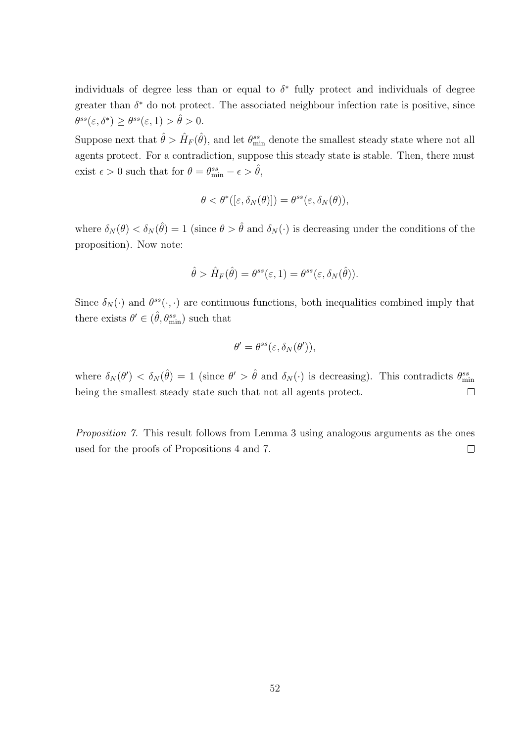individuals of degree less than or equal to $\delta^*$ fully protect and individuals of degree greater than $\delta^*$ do not protect. The associated neighbour infection rate is positive, since $\theta^{ss}(\varepsilon, \delta^*) \geq \theta^{ss}(\varepsilon, 1) > \hat{\theta} > 0$.

Suppose next that $\hat{\theta} > \hat{H}_F(\hat{\theta})$, and let $\theta^{ss}_{\min}$ denote the smallest steady state where not all agents protect. For a contradiction, suppose this steady state is stable. Then, there must exist $\epsilon > 0$ such that for $\theta = \theta^{ss}_{\min} - \epsilon > \hat{\theta}$,

$$\theta < \theta^*([\varepsilon, \delta_N(\theta)]) = \theta^{ss}(\varepsilon, \delta_N(\theta)),$$

where $\delta_N(\theta) < \delta_N(\hat{\theta}) = 1$ (since $\theta > \hat{\theta}$ and $\delta_N(\cdot)$ is decreasing under the conditions of the proposition). Now note:

$$\hat{\theta} > \hat{H}_F(\hat{\theta}) = \theta^{ss}(\varepsilon, 1) = \theta^{ss}(\varepsilon, \delta_N(\hat{\theta})).$$

Since $\delta_N(\cdot)$ and $\theta^{ss}(\cdot, \cdot)$ are continuous functions, both inequalities combined imply that there exists $\theta' \in (\hat{\theta}, \theta^{ss}_{\min})$ such that

$$\theta' = \theta^{ss}(\varepsilon, \delta_N(\theta')),$$

where $\delta_N(\theta') < \delta_N(\hat{\theta}) = 1$ (since $\theta' > \hat{\theta}$ and $\delta_N(\cdot)$ is decreasing). This contradicts $\theta^{ss}_{\min}$ being the smallest steady state such that not all agents protect. □

*Proposition 7.* This result follows from Lemma 3 using analogous arguments as the ones used for the proofs of Propositions 4 and 7. □